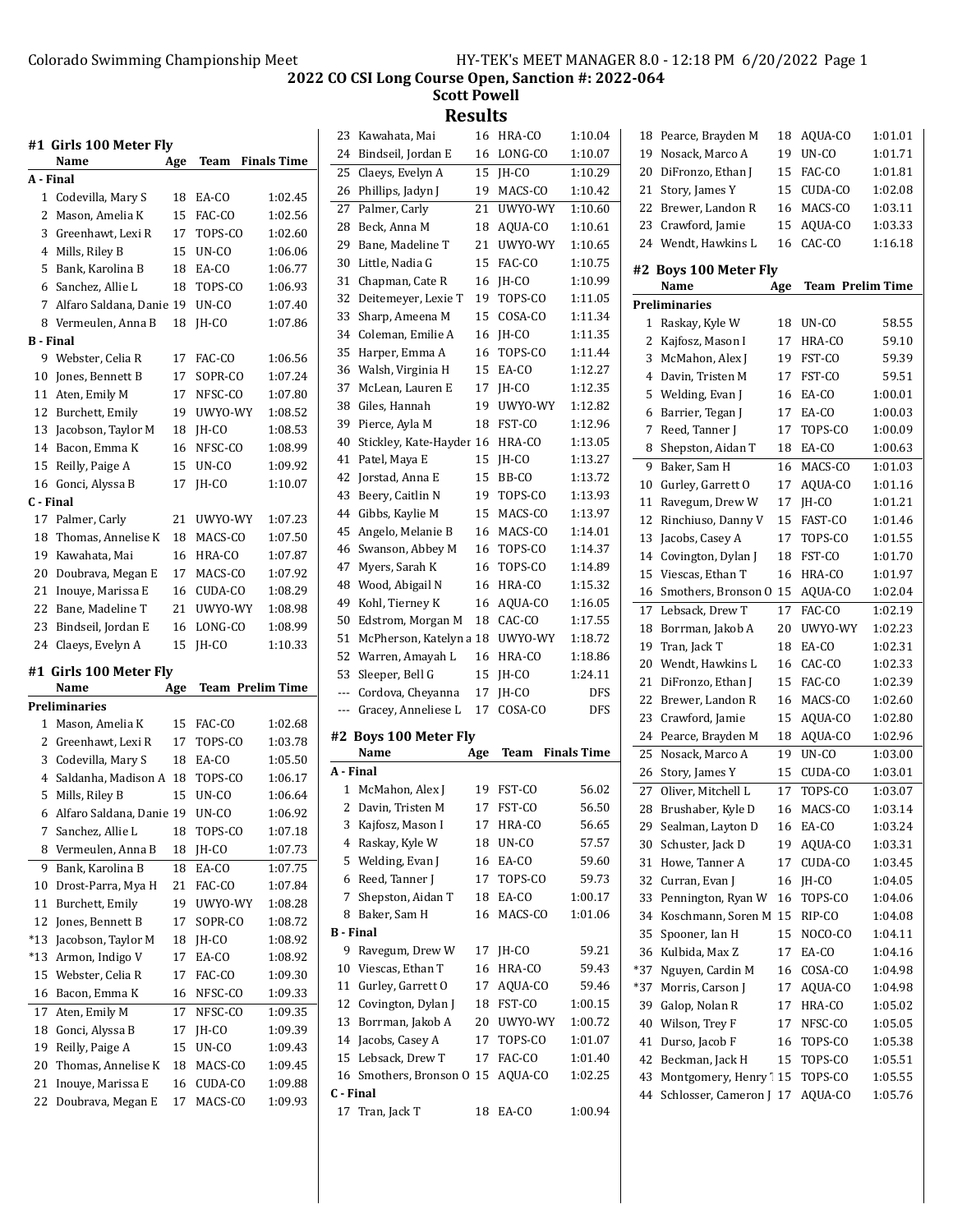# 2022 CO CSI Long Course Open, Sanction #: 2022-064

## Scott Powell

## Results

### #1 Girls 100 Meter Fly

| | Name | Age | Team | Finals Time |
|---|---|---|---|---|
| **A - Final** | | | | |
| 1 | Codevilla, Mary S | 18 | EA-CO | 1:02.45 |
| 2 | Mason, Amelia K | 15 | FAC-CO | 1:02.56 |
| 3 | Greenhawt, Lexi R | 17 | TOPS-CO | 1:02.60 |
| 4 | Mills, Riley B | 15 | UN-CO | 1:06.06 |
| 5 | Bank, Karolina B | 18 | EA-CO | 1:06.77 |
| 6 | Sanchez, Allie L | 18 | TOPS-CO | 1:06.93 |
| 7 | Alfaro Saldana, Danie | 19 | UN-CO | 1:07.40 |
| 8 | Vermeulen, Anna B | 18 | JH-CO | 1:07.86 |
| **B - Final** | | | | |
| 9 | Webster, Celia R | 17 | FAC-CO | 1:06.56 |
| 10 | Jones, Bennett B | 17 | SOPR-CO | 1:07.24 |
| 11 | Aten, Emily M | 17 | NFSC-CO | 1:07.80 |
| 12 | Burchett, Emily | 19 | UWYO-WY | 1:08.52 |
| 13 | Jacobson, Taylor M | 18 | JH-CO | 1:08.53 |
| 14 | Bacon, Emma K | 16 | NFSC-CO | 1:08.99 |
| 15 | Reilly, Paige A | 15 | UN-CO | 1:09.92 |
| 16 | Gonci, Alyssa B | 17 | JH-CO | 1:10.07 |
| **C - Final** | | | | |
| 17 | Palmer, Carly | 21 | UWYO-WY | 1:07.23 |
| 18 | Thomas, Annelise K | 18 | MACS-CO | 1:07.50 |
| 19 | Kawahata, Mai | 16 | HRA-CO | 1:07.87 |
| 20 | Doubrava, Megan E | 17 | MACS-CO | 1:07.92 |
| 21 | Inouye, Marissa E | 16 | CUDA-CO | 1:08.29 |
| 22 | Bane, Madeline T | 21 | UWYO-WY | 1:08.98 |
| 23 | Bindseil, Jordan E | 16 | LONG-CO | 1:08.99 |
| 24 | Claeys, Evelyn A | 15 | JH-CO | 1:10.33 |

### #1 Girls 100 Meter Fly

| | Name | Age | Team | Prelim Time |
|---|---|---|---|---|
| **Preliminaries** | | | | |
| 1 | Mason, Amelia K | 15 | FAC-CO | 1:02.68 |
| 2 | Greenhawt, Lexi R | 17 | TOPS-CO | 1:03.78 |
| 3 | Codevilla, Mary S | 18 | EA-CO | 1:05.50 |
| 4 | Saldanha, Madison A | 18 | TOPS-CO | 1:06.17 |
| 5 | Mills, Riley B | 15 | UN-CO | 1:06.64 |
| 6 | Alfaro Saldana, Danie | 19 | UN-CO | 1:06.92 |
| 7 | Sanchez, Allie L | 18 | TOPS-CO | 1:07.18 |
| 8 | Vermeulen, Anna B | 18 | JH-CO | 1:07.73 |
| 9 | Bank, Karolina B | 18 | EA-CO | 1:07.75 |
| 10 | Drost-Parra, Mya H | 21 | FAC-CO | 1:07.84 |
| 11 | Burchett, Emily | 19 | UWYO-WY | 1:08.28 |
| 12 | Jones, Bennett B | 17 | SOPR-CO | 1:08.72 |
| *13 | Jacobson, Taylor M | 18 | JH-CO | 1:08.92 |
| *13 | Armon, Indigo V | 17 | EA-CO | 1:08.92 |
| 15 | Webster, Celia R | 17 | FAC-CO | 1:09.30 |
| 16 | Bacon, Emma K | 16 | NFSC-CO | 1:09.33 |
| 17 | Aten, Emily M | 17 | NFSC-CO | 1:09.35 |
| 18 | Gonci, Alyssa B | 17 | JH-CO | 1:09.39 |
| 19 | Reilly, Paige A | 15 | UN-CO | 1:09.43 |
| 20 | Thomas, Annelise K | 18 | MACS-CO | 1:09.45 |
| 21 | Inouye, Marissa E | 16 | CUDA-CO | 1:09.88 |
| 22 | Doubrava, Megan E | 17 | MACS-CO | 1:09.93 |
| 23 | Kawahata, Mai | 16 | HRA-CO | 1:10.04 |
| 24 | Bindseil, Jordan E | 16 | LONG-CO | 1:10.07 |
| 25 | Claeys, Evelyn A | 15 | JH-CO | 1:10.29 |
| 26 | Phillips, Jadyn J | 19 | MACS-CO | 1:10.42 |
| 27 | Palmer, Carly | 21 | UWYO-WY | 1:10.60 |
| 28 | Beck, Anna M | 18 | AQUA-CO | 1:10.61 |
| 29 | Bane, Madeline T | 21 | UWYO-WY | 1:10.65 |
| 30 | Little, Nadia G | 15 | FAC-CO | 1:10.75 |
| 31 | Chapman, Cate R | 16 | JH-CO | 1:10.99 |
| 32 | Deitemeyer, Lexie T | 19 | TOPS-CO | 1:11.05 |
| 33 | Sharp, Ameena M | 15 | COSA-CO | 1:11.34 |
| 34 | Coleman, Emilie A | 16 | JH-CO | 1:11.35 |
| 35 | Harper, Emma A | 16 | TOPS-CO | 1:11.44 |
| 36 | Walsh, Virginia H | 15 | EA-CO | 1:12.27 |
| 37 | McLean, Lauren E | 17 | JH-CO | 1:12.35 |
| 38 | Giles, Hannah | 19 | UWYO-WY | 1:12.82 |
| 39 | Pierce, Ayla M | 18 | FST-CO | 1:12.96 |
| 40 | Stickley, Kate-Hayder | 16 | HRA-CO | 1:13.05 |
| 41 | Patel, Maya E | 15 | JH-CO | 1:13.27 |
| 42 | Jorstad, Anna E | 15 | BB-CO | 1:13.72 |
| 43 | Beery, Caitlin N | 19 | TOPS-CO | 1:13.93 |
| 44 | Gibbs, Kaylie M | 15 | MACS-CO | 1:13.97 |
| 45 | Angelo, Melanie B | 16 | MACS-CO | 1:14.01 |
| 46 | Swanson, Abbey M | 16 | TOPS-CO | 1:14.37 |
| 47 | Myers, Sarah K | 16 | TOPS-CO | 1:14.89 |
| 48 | Wood, Abigail N | 16 | HRA-CO | 1:15.32 |
| 49 | Kohl, Tierney K | 16 | AQUA-CO | 1:16.05 |
| 50 | Edstrom, Morgan M | 18 | CAC-CO | 1:17.55 |
| 51 | McPherson, Katelyn a | 18 | UWYO-WY | 1:18.72 |
| 52 | Warren, Amayah L | 16 | HRA-CO | 1:18.86 |
| 53 | Sleeper, Bell G | 15 | JH-CO | 1:24.11 |
| --- | Cordova, Cheyanna | 17 | JH-CO | DFS |
| --- | Gracey, Anneliese L | 17 | COSA-CO | DFS |

### #2 Boys 100 Meter Fly

| | Name | Age | Team | Finals Time |
|---|---|---|---|---|
| **A - Final** | | | | |
| 1 | McMahon, Alex J | 19 | FST-CO | 56.02 |
| 2 | Davin, Tristen M | 17 | FST-CO | 56.50 |
| 3 | Kajfosz, Mason I | 17 | HRA-CO | 56.65 |
| 4 | Raskay, Kyle W | 18 | UN-CO | 57.57 |
| 5 | Welding, Evan J | 16 | EA-CO | 59.60 |
| 6 | Reed, Tanner J | 17 | TOPS-CO | 59.73 |
| 7 | Shepston, Aidan T | 18 | EA-CO | 1:00.17 |
| 8 | Baker, Sam H | 16 | MACS-CO | 1:01.06 |
| **B - Final** | | | | |
| 9 | Ravegum, Drew W | 17 | JH-CO | 59.21 |
| 10 | Viescas, Ethan T | 16 | HRA-CO | 59.43 |
| 11 | Gurley, Garrett O | 17 | AQUA-CO | 59.46 |
| 12 | Covington, Dylan J | 18 | FST-CO | 1:00.15 |
| 13 | Borrman, Jakob A | 20 | UWYO-WY | 1:00.72 |
| 14 | Jacobs, Casey A | 17 | TOPS-CO | 1:01.07 |
| 15 | Lebsack, Drew T | 17 | FAC-CO | 1:01.40 |
| 16 | Smothers, Bronson O | 15 | AQUA-CO | 1:02.25 |
| **C - Final** | | | | |
| 17 | Tran, Jack T | 18 | EA-CO | 1:00.94 |
| 18 | Pearce, Brayden M | 18 | AQUA-CO | 1:01.01 |
| 19 | Nosack, Marco A | 19 | UN-CO | 1:01.71 |
| 20 | DiFronzo, Ethan J | 15 | FAC-CO | 1:01.81 |
| 21 | Story, James Y | 15 | CUDA-CO | 1:02.08 |
| 22 | Brewer, Landon R | 16 | MACS-CO | 1:03.11 |
| 23 | Crawford, Jamie | 15 | AQUA-CO | 1:03.33 |
| 24 | Wendt, Hawkins L | 16 | CAC-CO | 1:16.18 |

### #2 Boys 100 Meter Fly

| | Name | Age | Team | Prelim Time |
|---|---|---|---|---|
| **Preliminaries** | | | | |
| 1 | Raskay, Kyle W | 18 | UN-CO | 58.55 |
| 2 | Kajfosz, Mason I | 17 | HRA-CO | 59.10 |
| 3 | McMahon, Alex J | 19 | FST-CO | 59.39 |
| 4 | Davin, Tristen M | 17 | FST-CO | 59.51 |
| 5 | Welding, Evan J | 16 | EA-CO | 1:00.01 |
| 6 | Barrier, Tegan J | 17 | EA-CO | 1:00.03 |
| 7 | Reed, Tanner J | 17 | TOPS-CO | 1:00.09 |
| 8 | Shepston, Aidan T | 18 | EA-CO | 1:00.63 |
| 9 | Baker, Sam H | 16 | MACS-CO | 1:01.03 |
| 10 | Gurley, Garrett O | 17 | AQUA-CO | 1:01.16 |
| 11 | Ravegum, Drew W | 17 | JH-CO | 1:01.21 |
| 12 | Rinchiuso, Danny V | 15 | FAST-CO | 1:01.46 |
| 13 | Jacobs, Casey A | 17 | TOPS-CO | 1:01.55 |
| 14 | Covington, Dylan J | 18 | FST-CO | 1:01.70 |
| 15 | Viescas, Ethan T | 16 | HRA-CO | 1:01.97 |
| 16 | Smothers, Bronson O | 15 | AQUA-CO | 1:02.04 |
| 17 | Lebsack, Drew T | 17 | FAC-CO | 1:02.19 |
| 18 | Borrman, Jakob A | 20 | UWYO-WY | 1:02.23 |
| 19 | Tran, Jack T | 18 | EA-CO | 1:02.31 |
| 20 | Wendt, Hawkins L | 16 | CAC-CO | 1:02.33 |
| 21 | DiFronzo, Ethan J | 15 | FAC-CO | 1:02.39 |
| 22 | Brewer, Landon R | 16 | MACS-CO | 1:02.60 |
| 23 | Crawford, Jamie | 15 | AQUA-CO | 1:02.80 |
| 24 | Pearce, Brayden M | 18 | AQUA-CO | 1:02.96 |
| 25 | Nosack, Marco A | 19 | UN-CO | 1:03.00 |
| 26 | Story, James Y | 15 | CUDA-CO | 1:03.01 |
| 27 | Oliver, Mitchell L | 17 | TOPS-CO | 1:03.07 |
| 28 | Brushaber, Kyle D | 16 | MACS-CO | 1:03.14 |
| 29 | Sealman, Layton D | 16 | EA-CO | 1:03.24 |
| 30 | Schuster, Jack D | 19 | AQUA-CO | 1:03.31 |
| 31 | Howe, Tanner A | 17 | CUDA-CO | 1:03.45 |
| 32 | Curran, Evan J | 16 | JH-CO | 1:04.05 |
| 33 | Pennington, Ryan W | 16 | TOPS-CO | 1:04.06 |
| 34 | Koschmann, Soren M | 15 | RIP-CO | 1:04.08 |
| 35 | Spooner, Ian H | 15 | NOCO-CO | 1:04.11 |
| 36 | Kulbida, Max Z | 17 | EA-CO | 1:04.16 |
| *37 | Nguyen, Cardin M | 16 | COSA-CO | 1:04.98 |
| *37 | Morris, Carson J | 17 | AQUA-CO | 1:04.98 |
| 39 | Galop, Nolan R | 17 | HRA-CO | 1:05.02 |
| 40 | Wilson, Trey F | 17 | NFSC-CO | 1:05.05 |
| 41 | Durso, Jacob F | 16 | TOPS-CO | 1:05.38 |
| 42 | Beckman, Jack H | 15 | TOPS-CO | 1:05.51 |
| 43 | Montgomery, Henry T | 15 | TOPS-CO | 1:05.55 |
| 44 | Schlosser, Cameron J | 17 | AQUA-CO | 1:05.76 |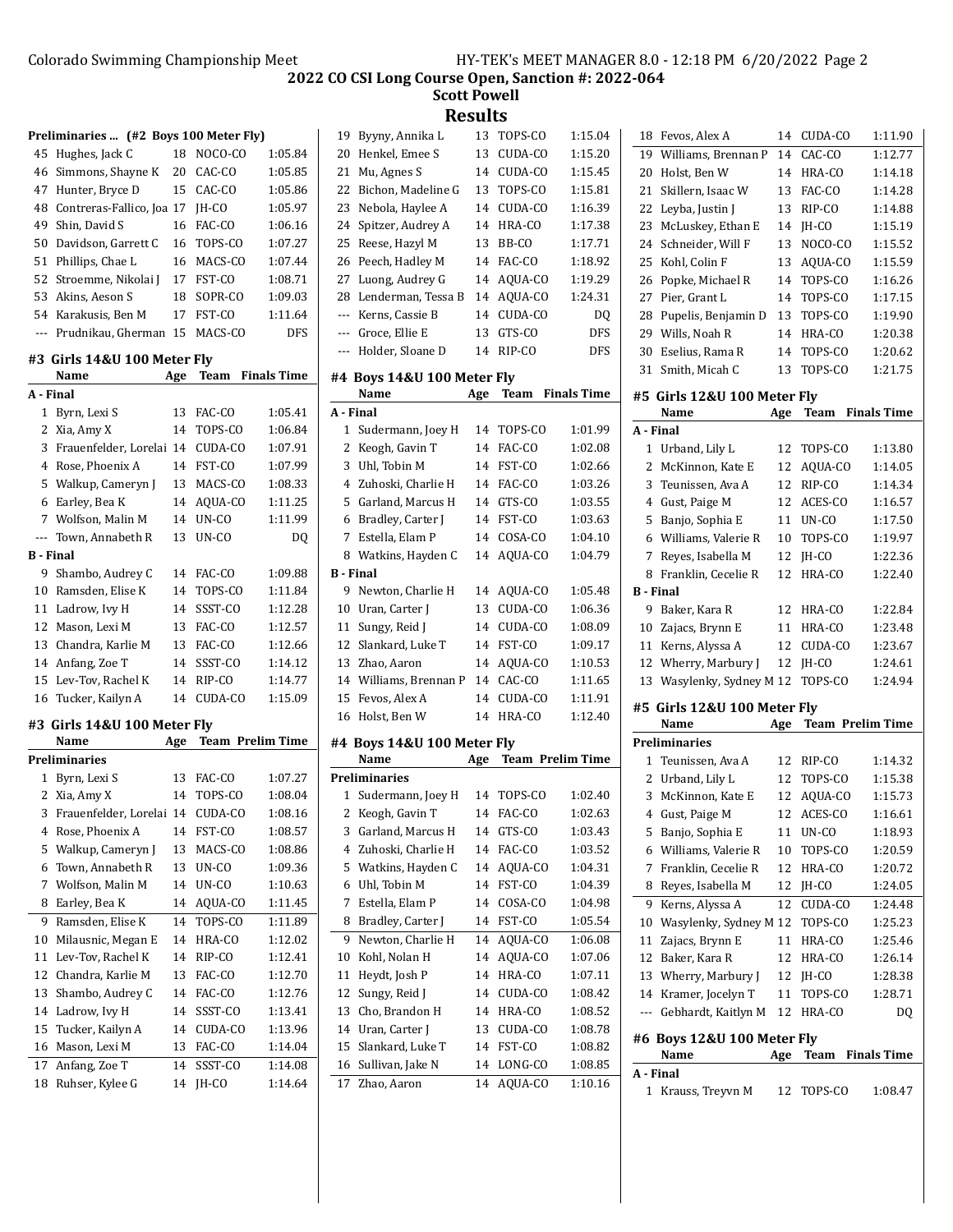# 2022 CO CSI Long Course Open, Sanction #: 2022-064

## Scott Powell

## Results

### Preliminaries ... (#2 Boys 100 Meter Fly)

| | Name | Age | Team | Time |
|---|---|---|---|---|
| 45 | Hughes, Jack C | 18 | NOCO-CO | 1:05.84 |
| 46 | Simmons, Shayne K | 20 | CAC-CO | 1:05.85 |
| 47 | Hunter, Bryce D | 15 | CAC-CO | 1:05.86 |
| 48 | Contreras-Fallico, Joa | 17 | JH-CO | 1:05.97 |
| 49 | Shin, David S | 16 | FAC-CO | 1:06.16 |
| 50 | Davidson, Garrett C | 16 | TOPS-CO | 1:07.27 |
| 51 | Phillips, Chae L | 16 | MACS-CO | 1:07.44 |
| 52 | Stroemme, Nikolai J | 17 | FST-CO | 1:08.71 |
| 53 | Akins, Aeson S | 18 | SOPR-CO | 1:09.03 |
| 54 | Karakusis, Ben M | 17 | FST-CO | 1:11.64 |
| --- | Prudnikau, Gherman | 15 | MACS-CO | DFS |

### #3 Girls 14&U 100 Meter Fly

| | Name | Age | Team | Finals Time |
|---|---|---|---|---|
| **A - Final** | | | | |
| 1 | Byrn, Lexi S | 13 | FAC-CO | 1:05.41 |
| 2 | Xia, Amy X | 14 | TOPS-CO | 1:06.84 |
| 3 | Frauenfelder, Lorelai | 14 | CUDA-CO | 1:07.91 |
| 4 | Rose, Phoenix A | 14 | FST-CO | 1:07.99 |
| 5 | Walkup, Cameryn J | 13 | MACS-CO | 1:08.33 |
| 6 | Earley, Bea K | 14 | AQUA-CO | 1:11.25 |
| 7 | Wolfson, Malin M | 14 | UN-CO | 1:11.99 |
| --- | Town, Annabeth R | 13 | UN-CO | DQ |
| **B - Final** | | | | |
| 9 | Shambo, Audrey C | 14 | FAC-CO | 1:09.88 |
| 10 | Ramsden, Elise K | 14 | TOPS-CO | 1:11.84 |
| 11 | Ladrow, Ivy H | 14 | SSST-CO | 1:12.28 |
| 12 | Mason, Lexi M | 13 | FAC-CO | 1:12.57 |
| 13 | Chandra, Karlie M | 13 | FAC-CO | 1:12.66 |
| 14 | Anfang, Zoe T | 14 | SSST-CO | 1:14.12 |
| 15 | Lev-Tov, Rachel K | 14 | RIP-CO | 1:14.77 |
| 16 | Tucker, Kailyn A | 14 | CUDA-CO | 1:15.09 |

### #3 Girls 14&U 100 Meter Fly

| | Name | Age | Team | Prelim Time |
|---|---|---|---|---|
| **Preliminaries** | | | | |
| 1 | Byrn, Lexi S | 13 | FAC-CO | 1:07.27 |
| 2 | Xia, Amy X | 14 | TOPS-CO | 1:08.04 |
| 3 | Frauenfelder, Lorelai | 14 | CUDA-CO | 1:08.16 |
| 4 | Rose, Phoenix A | 14 | FST-CO | 1:08.57 |
| 5 | Walkup, Cameryn J | 13 | MACS-CO | 1:08.86 |
| 6 | Town, Annabeth R | 13 | UN-CO | 1:09.36 |
| 7 | Wolfson, Malin M | 14 | UN-CO | 1:10.63 |
| 8 | Earley, Bea K | 14 | AQUA-CO | 1:11.45 |
| 9 | Ramsden, Elise K | 14 | TOPS-CO | 1:11.89 |
| 10 | Milausnic, Megan E | 14 | HRA-CO | 1:12.02 |
| 11 | Lev-Tov, Rachel K | 14 | RIP-CO | 1:12.41 |
| 12 | Chandra, Karlie M | 13 | FAC-CO | 1:12.70 |
| 13 | Shambo, Audrey C | 14 | FAC-CO | 1:12.76 |
| 14 | Ladrow, Ivy H | 14 | SSST-CO | 1:13.41 |
| 15 | Tucker, Kailyn A | 14 | CUDA-CO | 1:13.96 |
| 16 | Mason, Lexi M | 13 | FAC-CO | 1:14.04 |
| 17 | Anfang, Zoe T | 14 | SSST-CO | 1:14.08 |
| 18 | Ruhser, Kylee G | 14 | JH-CO | 1:14.64 |
| 19 | Byyny, Annika L | 13 | TOPS-CO | 1:15.04 |
| 20 | Henkel, Emee S | 13 | CUDA-CO | 1:15.20 |
| 21 | Mu, Agnes S | 14 | CUDA-CO | 1:15.45 |
| 22 | Bichon, Madeline G | 13 | TOPS-CO | 1:15.81 |
| 23 | Nebola, Haylee A | 14 | CUDA-CO | 1:16.39 |
| 24 | Spitzer, Audrey A | 14 | HRA-CO | 1:17.38 |
| 25 | Reese, Hazyl M | 13 | BB-CO | 1:17.71 |
| 26 | Peech, Hadley M | 14 | FAC-CO | 1:18.92 |
| 27 | Luong, Audrey G | 14 | AQUA-CO | 1:19.29 |
| 28 | Lenderman, Tessa B | 14 | AQUA-CO | 1:24.31 |
| --- | Kerns, Cassie B | 14 | CUDA-CO | DQ |
| --- | Groce, Ellie E | 13 | GTS-CO | DFS |
| --- | Holder, Sloane D | 14 | RIP-CO | DFS |

### #4 Boys 14&U 100 Meter Fly

| | Name | Age | Team | Finals Time |
|---|---|---|---|---|
| **A - Final** | | | | |
| 1 | Sudermann, Joey H | 14 | TOPS-CO | 1:01.99 |
| 2 | Keogh, Gavin T | 14 | FAC-CO | 1:02.08 |
| 3 | Uhl, Tobin M | 14 | FST-CO | 1:02.66 |
| 4 | Zuhoski, Charlie H | 14 | FAC-CO | 1:03.26 |
| 5 | Garland, Marcus H | 14 | GTS-CO | 1:03.55 |
| 6 | Bradley, Carter J | 14 | FST-CO | 1:03.63 |
| 7 | Estella, Elam P | 14 | COSA-CO | 1:04.10 |
| 8 | Watkins, Hayden C | 14 | AQUA-CO | 1:04.79 |
| **B - Final** | | | | |
| 9 | Newton, Charlie H | 14 | AQUA-CO | 1:05.48 |
| 10 | Uran, Carter J | 13 | CUDA-CO | 1:06.36 |
| 11 | Sungy, Reid J | 14 | CUDA-CO | 1:08.09 |
| 12 | Slankard, Luke T | 14 | FST-CO | 1:09.17 |
| 13 | Zhao, Aaron | 14 | AQUA-CO | 1:10.53 |
| 14 | Williams, Brennan P | 14 | CAC-CO | 1:11.65 |
| 15 | Fevos, Alex A | 14 | CUDA-CO | 1:11.91 |
| 16 | Holst, Ben W | 14 | HRA-CO | 1:12.40 |

### #4 Boys 14&U 100 Meter Fly

| | Name | Age | Team | Prelim Time |
|---|---|---|---|---|
| **Preliminaries** | | | | |
| 1 | Sudermann, Joey H | 14 | TOPS-CO | 1:02.40 |
| 2 | Keogh, Gavin T | 14 | FAC-CO | 1:02.63 |
| 3 | Garland, Marcus H | 14 | GTS-CO | 1:03.43 |
| 4 | Zuhoski, Charlie H | 14 | FAC-CO | 1:03.52 |
| 5 | Watkins, Hayden C | 14 | AQUA-CO | 1:04.31 |
| 6 | Uhl, Tobin M | 14 | FST-CO | 1:04.39 |
| 7 | Estella, Elam P | 14 | COSA-CO | 1:04.98 |
| 8 | Bradley, Carter J | 14 | FST-CO | 1:05.54 |
| 9 | Newton, Charlie H | 14 | AQUA-CO | 1:06.08 |
| 10 | Kohl, Nolan H | 14 | AQUA-CO | 1:07.06 |
| 11 | Heydt, Josh P | 14 | HRA-CO | 1:07.11 |
| 12 | Sungy, Reid J | 14 | CUDA-CO | 1:08.42 |
| 13 | Cho, Brandon H | 14 | HRA-CO | 1:08.52 |
| 14 | Uran, Carter J | 13 | CUDA-CO | 1:08.78 |
| 15 | Slankard, Luke T | 14 | FST-CO | 1:08.82 |
| 16 | Sullivan, Jake N | 14 | LONG-CO | 1:08.85 |
| 17 | Zhao, Aaron | 14 | AQUA-CO | 1:10.16 |
| 18 | Fevos, Alex A | 14 | CUDA-CO | 1:11.90 |
| 19 | Williams, Brennan P | 14 | CAC-CO | 1:12.77 |
| 20 | Holst, Ben W | 14 | HRA-CO | 1:14.18 |
| 21 | Skillern, Isaac W | 13 | FAC-CO | 1:14.28 |
| 22 | Leyba, Justin J | 13 | RIP-CO | 1:14.88 |
| 23 | McLuskey, Ethan E | 14 | JH-CO | 1:15.19 |
| 24 | Schneider, Will F | 13 | NOCO-CO | 1:15.52 |
| 25 | Kohl, Colin F | 13 | AQUA-CO | 1:15.59 |
| 26 | Popke, Michael R | 14 | TOPS-CO | 1:16.26 |
| 27 | Pier, Grant L | 14 | TOPS-CO | 1:17.15 |
| 28 | Pupelis, Benjamin D | 13 | TOPS-CO | 1:19.90 |
| 29 | Wills, Noah R | 14 | HRA-CO | 1:20.38 |
| 30 | Eselius, Rama R | 14 | TOPS-CO | 1:20.62 |
| 31 | Smith, Micah C | 13 | TOPS-CO | 1:21.75 |

### #5 Girls 12&U 100 Meter Fly

| | Name | Age | Team | Finals Time |
|---|---|---|---|---|
| **A - Final** | | | | |
| 1 | Urband, Lily L | 12 | TOPS-CO | 1:13.80 |
| 2 | McKinnon, Kate E | 12 | AQUA-CO | 1:14.05 |
| 3 | Teunissen, Ava A | 12 | RIP-CO | 1:14.34 |
| 4 | Gust, Paige M | 12 | ACES-CO | 1:16.57 |
| 5 | Banjo, Sophia E | 11 | UN-CO | 1:17.50 |
| 6 | Williams, Valerie R | 10 | TOPS-CO | 1:19.97 |
| 7 | Reyes, Isabella M | 12 | JH-CO | 1:22.36 |
| 8 | Franklin, Cecelie R | 12 | HRA-CO | 1:22.40 |
| **B - Final** | | | | |
| 9 | Baker, Kara R | 12 | HRA-CO | 1:22.84 |
| 10 | Zajacs, Brynn E | 11 | HRA-CO | 1:23.48 |
| 11 | Kerns, Alyssa A | 12 | CUDA-CO | 1:23.67 |
| 12 | Wherry, Marbury J | 12 | JH-CO | 1:24.61 |
| 13 | Wasylenky, Sydney M | 12 | TOPS-CO | 1:24.94 |

### #5 Girls 12&U 100 Meter Fly

| | Name | Age | Team | Prelim Time |
|---|---|---|---|---|
| **Preliminaries** | | | | |
| 1 | Teunissen, Ava A | 12 | RIP-CO | 1:14.32 |
| 2 | Urband, Lily L | 12 | TOPS-CO | 1:15.38 |
| 3 | McKinnon, Kate E | 12 | AQUA-CO | 1:15.73 |
| 4 | Gust, Paige M | 12 | ACES-CO | 1:16.61 |
| 5 | Banjo, Sophia E | 11 | UN-CO | 1:18.93 |
| 6 | Williams, Valerie R | 10 | TOPS-CO | 1:20.59 |
| 7 | Franklin, Cecelie R | 12 | HRA-CO | 1:20.72 |
| 8 | Reyes, Isabella M | 12 | JH-CO | 1:24.05 |
| 9 | Kerns, Alyssa A | 12 | CUDA-CO | 1:24.48 |
| 10 | Wasylenky, Sydney M | 12 | TOPS-CO | 1:25.23 |
| 11 | Zajacs, Brynn E | 11 | HRA-CO | 1:25.46 |
| 12 | Baker, Kara R | 12 | HRA-CO | 1:26.14 |
| 13 | Wherry, Marbury J | 12 | JH-CO | 1:28.38 |
| 14 | Kramer, Jocelyn T | 11 | TOPS-CO | 1:28.71 |
| --- | Gebhardt, Kaitlyn M | 12 | HRA-CO | DQ |

### #6 Boys 12&U 100 Meter Fly

| | Name | Age | Team | Finals Time |
|---|---|---|---|---|
| **A - Final** | | | | |
| 1 | Krauss, Treyvn M | 12 | TOPS-CO | 1:08.47 |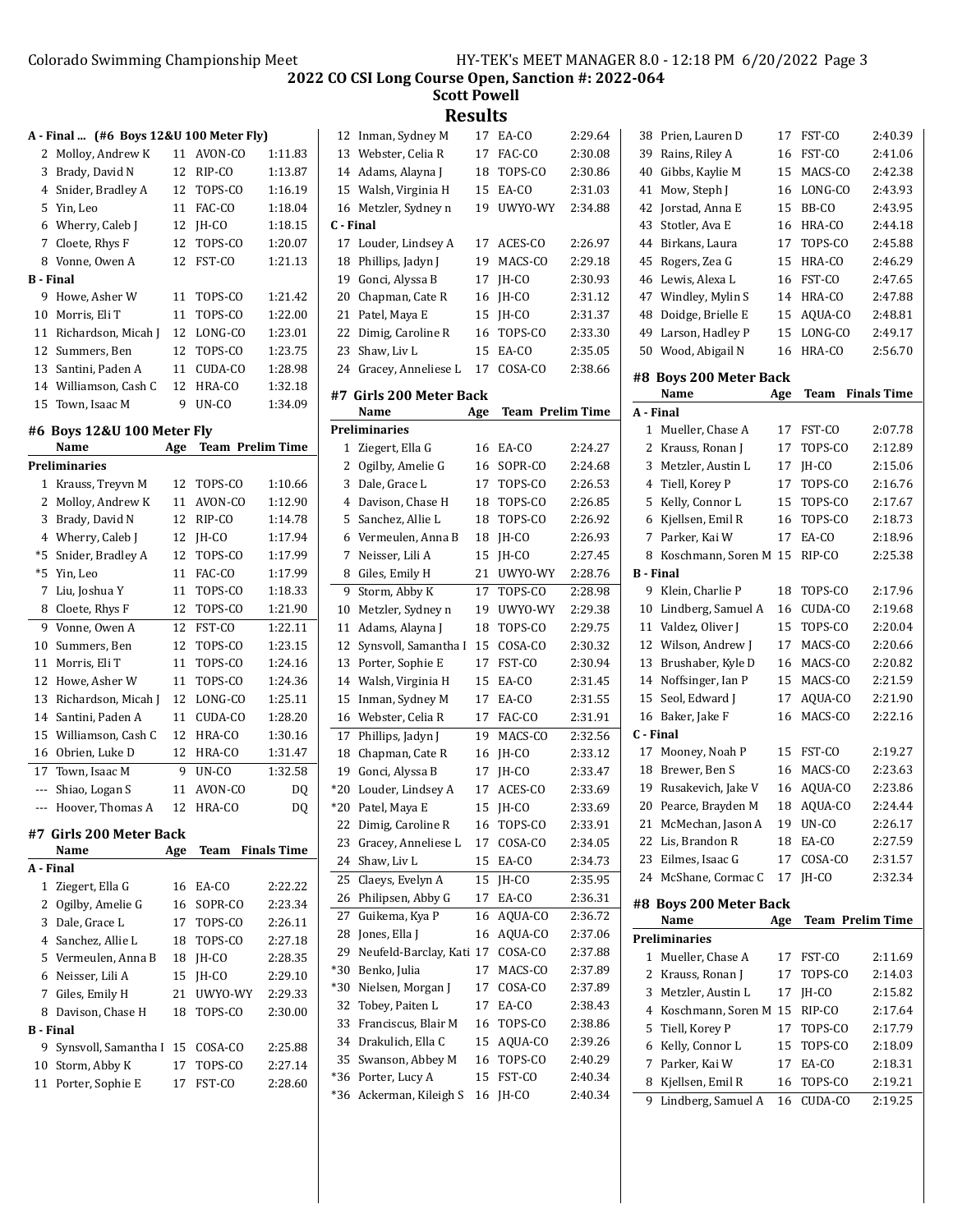## 2022 CO CSI Long Course Open, Sanction #: 2022-064

**Scott Powell**

# Results

### A - Final ... (#6 Boys 12&U 100 Meter Fly)

| | Name | Age | Team | Finals Time |
|---|---|---|---|---|
| 2 | Molloy, Andrew K | 11 | AVON-CO | 1:11.83 |
| 3 | Brady, David N | 12 | RIP-CO | 1:13.87 |
| 4 | Snider, Bradley A | 12 | TOPS-CO | 1:16.19 |
| 5 | Yin, Leo | 11 | FAC-CO | 1:18.04 |
| 6 | Wherry, Caleb J | 12 | JH-CO | 1:18.15 |
| 7 | Cloete, Rhys F | 12 | TOPS-CO | 1:20.07 |
| 8 | Vonne, Owen A | 12 | FST-CO | 1:21.13 |
| **B - Final** | | | | |
| 9 | Howe, Asher W | 11 | TOPS-CO | 1:21.42 |
| 10 | Morris, Eli T | 11 | TOPS-CO | 1:22.00 |
| 11 | Richardson, Micah J | 12 | LONG-CO | 1:23.01 |
| 12 | Summers, Ben | 12 | TOPS-CO | 1:23.75 |
| 13 | Santini, Paden A | 11 | CUDA-CO | 1:28.98 |
| 14 | Williamson, Cash C | 12 | HRA-CO | 1:32.18 |
| 15 | Town, Isaac M | 9 | UN-CO | 1:34.09 |

### #6 Boys 12&U 100 Meter Fly

| | Name | Age | Team | Prelim Time |
|---|---|---|---|---|
| **Preliminaries** | | | | |
| 1 | Krauss, Treyvn M | 12 | TOPS-CO | 1:10.66 |
| 2 | Molloy, Andrew K | 11 | AVON-CO | 1:12.90 |
| 3 | Brady, David N | 12 | RIP-CO | 1:14.78 |
| 4 | Wherry, Caleb J | 12 | JH-CO | 1:17.94 |
| *5 | Snider, Bradley A | 12 | TOPS-CO | 1:17.99 |
| *5 | Yin, Leo | 11 | FAC-CO | 1:17.99 |
| 7 | Liu, Joshua Y | 11 | TOPS-CO | 1:18.33 |
| 8 | Cloete, Rhys F | 12 | TOPS-CO | 1:21.90 |
| 9 | Vonne, Owen A | 12 | FST-CO | 1:22.11 |
| 10 | Summers, Ben | 12 | TOPS-CO | 1:23.15 |
| 11 | Morris, Eli T | 11 | TOPS-CO | 1:24.16 |
| 12 | Howe, Asher W | 11 | TOPS-CO | 1:24.36 |
| 13 | Richardson, Micah J | 12 | LONG-CO | 1:25.11 |
| 14 | Santini, Paden A | 11 | CUDA-CO | 1:28.20 |
| 15 | Williamson, Cash C | 12 | HRA-CO | 1:30.16 |
| 16 | Obrien, Luke D | 12 | HRA-CO | 1:31.47 |
| 17 | Town, Isaac M | 9 | UN-CO | 1:32.58 |
| --- | Shiao, Logan S | 11 | AVON-CO | DQ |
| --- | Hoover, Thomas A | 12 | HRA-CO | DQ |

### #7 Girls 200 Meter Back

| | Name | Age | Team | Finals Time |
|---|---|---|---|---|
| **A - Final** | | | | |
| 1 | Ziegert, Ella G | 16 | EA-CO | 2:22.22 |
| 2 | Ogilby, Amelie G | 16 | SOPR-CO | 2:23.34 |
| 3 | Dale, Grace L | 17 | TOPS-CO | 2:26.11 |
| 4 | Sanchez, Allie L | 18 | TOPS-CO | 2:27.18 |
| 5 | Vermeulen, Anna B | 18 | JH-CO | 2:28.35 |
| 6 | Neisser, Lili A | 15 | JH-CO | 2:29.10 |
| 7 | Giles, Emily H | 21 | UWYO-WY | 2:29.33 |
| 8 | Davison, Chase H | 18 | TOPS-CO | 2:30.00 |
| **B - Final** | | | | |
| 9 | Synsvoll, Samantha I | 15 | COSA-CO | 2:25.88 |
| 10 | Storm, Abby K | 17 | TOPS-CO | 2:27.14 |
| 11 | Porter, Sophie E | 17 | FST-CO | 2:28.60 |
| 12 | Inman, Sydney M | 17 | EA-CO | 2:29.64 |
| 13 | Webster, Celia R | 17 | FAC-CO | 2:30.08 |
| 14 | Adams, Alayna J | 18 | TOPS-CO | 2:30.86 |
| 15 | Walsh, Virginia H | 15 | EA-CO | 2:31.03 |
| 16 | Metzler, Sydney n | 19 | UWYO-WY | 2:34.88 |
| **C - Final** | | | | |
| 17 | Louder, Lindsey A | 17 | ACES-CO | 2:26.97 |
| 18 | Phillips, Jadyn J | 19 | MACS-CO | 2:29.18 |
| 19 | Gonci, Alyssa B | 17 | JH-CO | 2:30.93 |
| 20 | Chapman, Cate R | 16 | JH-CO | 2:31.12 |
| 21 | Patel, Maya E | 15 | JH-CO | 2:31.37 |
| 22 | Dimig, Caroline R | 16 | TOPS-CO | 2:33.30 |
| 23 | Shaw, Liv L | 15 | EA-CO | 2:35.05 |
| 24 | Gracey, Anneliese L | 17 | COSA-CO | 2:38.66 |

### #7 Girls 200 Meter Back

| | Name | Age | Team | Prelim Time |
|---|---|---|---|---|
| **Preliminaries** | | | | |
| 1 | Ziegert, Ella G | 16 | EA-CO | 2:24.27 |
| 2 | Ogilby, Amelie G | 16 | SOPR-CO | 2:24.68 |
| 3 | Dale, Grace L | 17 | TOPS-CO | 2:26.53 |
| 4 | Davison, Chase H | 18 | TOPS-CO | 2:26.85 |
| 5 | Sanchez, Allie L | 18 | TOPS-CO | 2:26.92 |
| 6 | Vermeulen, Anna B | 18 | JH-CO | 2:26.93 |
| 7 | Neisser, Lili A | 15 | JH-CO | 2:27.45 |
| 8 | Giles, Emily H | 21 | UWYO-WY | 2:28.76 |
| 9 | Storm, Abby K | 17 | TOPS-CO | 2:28.98 |
| 10 | Metzler, Sydney n | 19 | UWYO-WY | 2:29.38 |
| 11 | Adams, Alayna J | 18 | TOPS-CO | 2:29.75 |
| 12 | Synsvoll, Samantha I | 15 | COSA-CO | 2:30.32 |
| 13 | Porter, Sophie E | 17 | FST-CO | 2:30.94 |
| 14 | Walsh, Virginia H | 15 | EA-CO | 2:31.45 |
| 15 | Inman, Sydney M | 17 | EA-CO | 2:31.55 |
| 16 | Webster, Celia R | 17 | FAC-CO | 2:31.91 |
| 17 | Phillips, Jadyn J | 19 | MACS-CO | 2:32.56 |
| 18 | Chapman, Cate R | 16 | JH-CO | 2:33.12 |
| 19 | Gonci, Alyssa B | 17 | JH-CO | 2:33.47 |
| *20 | Louder, Lindsey A | 17 | ACES-CO | 2:33.69 |
| *20 | Patel, Maya E | 15 | JH-CO | 2:33.69 |
| 22 | Dimig, Caroline R | 16 | TOPS-CO | 2:33.91 |
| 23 | Gracey, Anneliese L | 17 | COSA-CO | 2:34.05 |
| 24 | Shaw, Liv L | 15 | EA-CO | 2:34.73 |
| 25 | Claeys, Evelyn A | 15 | JH-CO | 2:35.95 |
| 26 | Philipsen, Abby G | 17 | EA-CO | 2:36.31 |
| 27 | Guikema, Kya P | 16 | AQUA-CO | 2:36.72 |
| 28 | Jones, Ella J | 16 | AQUA-CO | 2:37.06 |
| 29 | Neufeld-Barclay, Kati | 17 | COSA-CO | 2:37.88 |
| *30 | Benko, Julia | 17 | MACS-CO | 2:37.89 |
| *30 | Nielsen, Morgan J | 17 | COSA-CO | 2:37.89 |
| 32 | Tobey, Paiten L | 17 | EA-CO | 2:38.43 |
| 33 | Franciscus, Blair M | 16 | TOPS-CO | 2:38.86 |
| 34 | Drakulich, Ella C | 15 | AQUA-CO | 2:39.26 |
| 35 | Swanson, Abbey M | 16 | TOPS-CO | 2:40.29 |
| *36 | Porter, Lucy A | 15 | FST-CO | 2:40.34 |
| *36 | Ackerman, Kileigh S | 16 | JH-CO | 2:40.34 |
| 38 | Prien, Lauren D | 17 | FST-CO | 2:40.39 |
| 39 | Rains, Riley A | 16 | FST-CO | 2:41.06 |
| 40 | Gibbs, Kaylie M | 15 | MACS-CO | 2:42.38 |
| 41 | Mow, Steph J | 16 | LONG-CO | 2:43.93 |
| 42 | Jorstad, Anna E | 15 | BB-CO | 2:43.95 |
| 43 | Stotler, Ava E | 16 | HRA-CO | 2:44.18 |
| 44 | Birkans, Laura | 17 | TOPS-CO | 2:45.88 |
| 45 | Rogers, Zea G | 15 | HRA-CO | 2:46.29 |
| 46 | Lewis, Alexa L | 16 | FST-CO | 2:47.65 |
| 47 | Windley, Mylin S | 14 | HRA-CO | 2:47.88 |
| 48 | Doidge, Brielle E | 15 | AQUA-CO | 2:48.81 |
| 49 | Larson, Hadley P | 15 | LONG-CO | 2:49.17 |
| 50 | Wood, Abigail N | 16 | HRA-CO | 2:56.70 |

### #8 Boys 200 Meter Back

| | Name | Age | Team | Finals Time |
|---|---|---|---|---|
| **A - Final** | | | | |
| 1 | Mueller, Chase A | 17 | FST-CO | 2:07.78 |
| 2 | Krauss, Ronan J | 17 | TOPS-CO | 2:12.89 |
| 3 | Metzler, Austin L | 17 | JH-CO | 2:15.06 |
| 4 | Tiell, Korey P | 17 | TOPS-CO | 2:16.76 |
| 5 | Kelly, Connor L | 15 | TOPS-CO | 2:17.67 |
| 6 | Kjellsen, Emil R | 16 | TOPS-CO | 2:18.73 |
| 7 | Parker, Kai W | 17 | EA-CO | 2:18.96 |
| 8 | Koschmann, Soren M | 15 | RIP-CO | 2:25.38 |
| **B - Final** | | | | |
| 9 | Klein, Charlie P | 18 | TOPS-CO | 2:17.96 |
| 10 | Lindberg, Samuel A | 16 | CUDA-CO | 2:19.68 |
| 11 | Valdez, Oliver J | 15 | TOPS-CO | 2:20.04 |
| 12 | Wilson, Andrew J | 17 | MACS-CO | 2:20.66 |
| 13 | Brushaber, Kyle D | 16 | MACS-CO | 2:20.82 |
| 14 | Noffsinger, Ian P | 15 | MACS-CO | 2:21.59 |
| 15 | Seol, Edward J | 17 | AQUA-CO | 2:21.90 |
| 16 | Baker, Jake F | 16 | MACS-CO | 2:22.16 |
| **C - Final** | | | | |
| 17 | Mooney, Noah P | 15 | FST-CO | 2:19.27 |
| 18 | Brewer, Ben S | 16 | MACS-CO | 2:23.63 |
| 19 | Rusakevich, Jake V | 16 | AQUA-CO | 2:23.86 |
| 20 | Pearce, Brayden M | 18 | AQUA-CO | 2:24.44 |
| 21 | McMechan, Jason A | 19 | UN-CO | 2:26.17 |
| 22 | Lis, Brandon R | 18 | EA-CO | 2:27.59 |
| 23 | Eilmes, Isaac G | 17 | COSA-CO | 2:31.57 |
| 24 | McShane, Cormac C | 17 | JH-CO | 2:32.34 |

### #8 Boys 200 Meter Back

| | Name | Age | Team | Prelim Time |
|---|---|---|---|---|
| **Preliminaries** | | | | |
| 1 | Mueller, Chase A | 17 | FST-CO | 2:11.69 |
| 2 | Krauss, Ronan J | 17 | TOPS-CO | 2:14.03 |
| 3 | Metzler, Austin L | 17 | JH-CO | 2:15.82 |
| 4 | Koschmann, Soren M | 15 | RIP-CO | 2:17.64 |
| 5 | Tiell, Korey P | 17 | TOPS-CO | 2:17.79 |
| 6 | Kelly, Connor L | 15 | TOPS-CO | 2:18.09 |
| 7 | Parker, Kai W | 17 | EA-CO | 2:18.31 |
| 8 | Kjellsen, Emil R | 16 | TOPS-CO | 2:19.21 |
| 9 | Lindberg, Samuel A | 16 | CUDA-CO | 2:19.25 |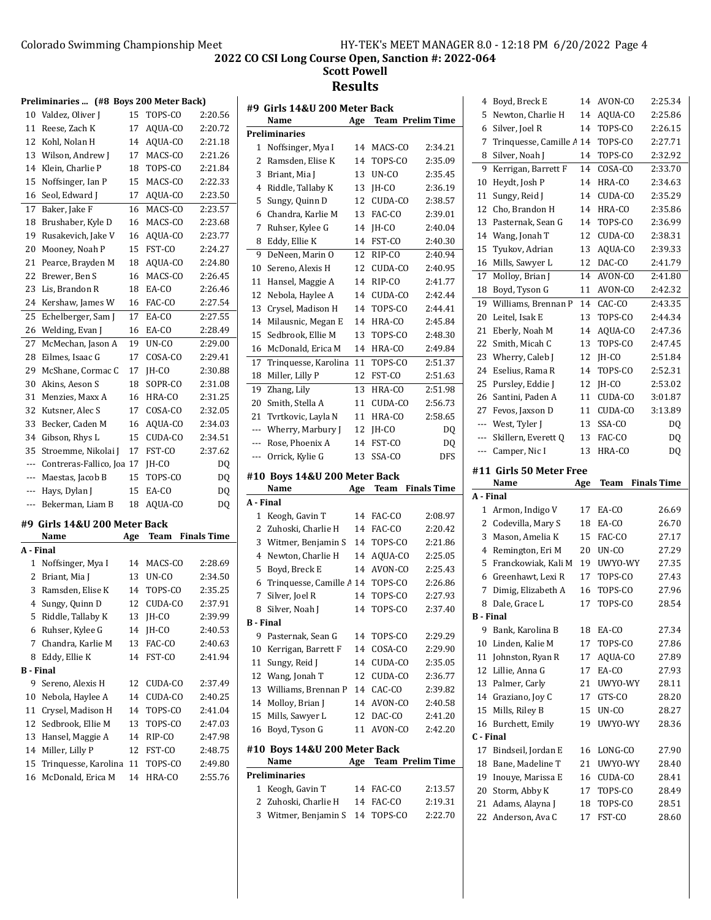# 2022 CO CSI Long Course Open, Sanction #: 2022-064

## Scott Powell

## Results

### Preliminaries ... (#8 Boys 200 Meter Back)

| | Name | Age | Team | Prelim Time |
|---|---|---|---|---|
| 10 | Valdez, Oliver J | 15 | TOPS-CO | 2:20.56 |
| 11 | Reese, Zach K | 17 | AQUA-CO | 2:20.72 |
| 12 | Kohl, Nolan H | 14 | AQUA-CO | 2:21.18 |
| 13 | Wilson, Andrew J | 17 | MACS-CO | 2:21.26 |
| 14 | Klein, Charlie P | 18 | TOPS-CO | 2:21.84 |
| 15 | Noffsinger, Ian P | 15 | MACS-CO | 2:22.33 |
| 16 | Seol, Edward J | 17 | AQUA-CO | 2:23.50 |
| 17 | Baker, Jake F | 16 | MACS-CO | 2:23.57 |
| 18 | Brushaber, Kyle D | 16 | MACS-CO | 2:23.68 |
| 19 | Rusakevich, Jake V | 16 | AQUA-CO | 2:23.77 |
| 20 | Mooney, Noah P | 15 | FST-CO | 2:24.27 |
| 21 | Pearce, Brayden M | 18 | AQUA-CO | 2:24.80 |
| 22 | Brewer, Ben S | 16 | MACS-CO | 2:26.45 |
| 23 | Lis, Brandon R | 18 | EA-CO | 2:26.46 |
| 24 | Kershaw, James W | 16 | FAC-CO | 2:27.54 |
| 25 | Echelberger, Sam J | 17 | EA-CO | 2:27.55 |
| 26 | Welding, Evan J | 16 | EA-CO | 2:28.49 |
| 27 | McMechan, Jason A | 19 | UN-CO | 2:29.00 |
| 28 | Eilmes, Isaac G | 17 | COSA-CO | 2:29.41 |
| 29 | McShane, Cormac C | 17 | JH-CO | 2:30.88 |
| 30 | Akins, Aeson S | 18 | SOPR-CO | 2:31.08 |
| 31 | Menzies, Maxx A | 16 | HRA-CO | 2:31.25 |
| 32 | Kutsner, Alec S | 17 | COSA-CO | 2:32.05 |
| 33 | Becker, Caden M | 16 | AQUA-CO | 2:34.03 |
| 34 | Gibson, Rhys L | 15 | CUDA-CO | 2:34.51 |
| 35 | Stroemme, Nikolai J | 17 | FST-CO | 2:37.62 |
| --- | Contreras-Fallico, Joa | 17 | JH-CO | DQ |
| --- | Maestas, Jacob B | 15 | TOPS-CO | DQ |
| --- | Hays, Dylan J | 15 | EA-CO | DQ |
| --- | Bekerman, Liam B | 18 | AQUA-CO | DQ |

### #9 Girls 14&U 200 Meter Back

| | Name | Age | Team | Finals Time |
|---|---|---|---|---|
| **A - Final** | | | | |
| 1 | Noffsinger, Mya I | 14 | MACS-CO | 2:28.69 |
| 2 | Briant, Mia J | 13 | UN-CO | 2:34.50 |
| 3 | Ramsden, Elise K | 14 | TOPS-CO | 2:35.25 |
| 4 | Sungy, Quinn D | 12 | CUDA-CO | 2:37.91 |
| 5 | Riddle, Tallaby K | 13 | JH-CO | 2:39.99 |
| 6 | Ruhser, Kylee G | 14 | JH-CO | 2:40.53 |
| 7 | Chandra, Karlie M | 13 | FAC-CO | 2:40.63 |
| 8 | Eddy, Ellie K | 14 | FST-CO | 2:41.94 |
| **B - Final** | | | | |
| 9 | Sereno, Alexis H | 12 | CUDA-CO | 2:37.49 |
| 10 | Nebola, Haylee A | 14 | CUDA-CO | 2:40.25 |
| 11 | Crysel, Madison H | 14 | TOPS-CO | 2:41.04 |
| 12 | Sedbrook, Ellie M | 13 | TOPS-CO | 2:47.03 |
| 13 | Hansel, Maggie A | 14 | RIP-CO | 2:47.98 |
| 14 | Miller, Lilly P | 12 | FST-CO | 2:48.75 |
| 15 | Trinquesse, Karolina | 11 | TOPS-CO | 2:49.80 |
| 16 | McDonald, Erica M | 14 | HRA-CO | 2:55.76 |

### #9 Girls 14&U 200 Meter Back

| | Name | Age | Team | Prelim Time |
|---|---|---|---|---|
| **Preliminaries** | | | | |
| 1 | Noffsinger, Mya I | 14 | MACS-CO | 2:34.21 |
| 2 | Ramsden, Elise K | 14 | TOPS-CO | 2:35.09 |
| 3 | Briant, Mia J | 13 | UN-CO | 2:35.45 |
| 4 | Riddle, Tallaby K | 13 | JH-CO | 2:36.19 |
| 5 | Sungy, Quinn D | 12 | CUDA-CO | 2:38.57 |
| 6 | Chandra, Karlie M | 13 | FAC-CO | 2:39.01 |
| 7 | Ruhser, Kylee G | 14 | JH-CO | 2:40.04 |
| 8 | Eddy, Ellie K | 14 | FST-CO | 2:40.30 |
| 9 | DeNeen, Marin O | 12 | RIP-CO | 2:40.94 |
| 10 | Sereno, Alexis H | 12 | CUDA-CO | 2:40.95 |
| 11 | Hansel, Maggie A | 14 | RIP-CO | 2:41.77 |
| 12 | Nebola, Haylee A | 14 | CUDA-CO | 2:42.44 |
| 13 | Crysel, Madison H | 14 | TOPS-CO | 2:44.41 |
| 14 | Milausnic, Megan E | 14 | HRA-CO | 2:45.84 |
| 15 | Sedbrook, Ellie M | 13 | TOPS-CO | 2:48.30 |
| 16 | McDonald, Erica M | 14 | HRA-CO | 2:49.84 |
| 17 | Trinquesse, Karolina | 11 | TOPS-CO | 2:51.37 |
| 18 | Miller, Lilly P | 12 | FST-CO | 2:51.63 |
| 19 | Zhang, Lily | 13 | HRA-CO | 2:51.98 |
| 20 | Smith, Stella A | 11 | CUDA-CO | 2:56.73 |
| 21 | Tvrtkovic, Layla N | 11 | HRA-CO | 2:58.65 |
| --- | Wherry, Marbury J | 12 | JH-CO | DQ |
| --- | Rose, Phoenix A | 14 | FST-CO | DQ |
| --- | Orrick, Kylie G | 13 | SSA-CO | DFS |

### #10 Boys 14&U 200 Meter Back

| | Name | Age | Team | Finals Time |
|---|---|---|---|---|
| **A - Final** | | | | |
| 1 | Keogh, Gavin T | 14 | FAC-CO | 2:08.97 |
| 2 | Zuhoski, Charlie H | 14 | FAC-CO | 2:20.42 |
| 3 | Witmer, Benjamin S | 14 | TOPS-CO | 2:21.86 |
| 4 | Newton, Charlie H | 14 | AQUA-CO | 2:25.05 |
| 5 | Boyd, Breck E | 14 | AVON-CO | 2:25.43 |
| 6 | Trinquesse, Camille A | 14 | TOPS-CO | 2:26.86 |
| 7 | Silver, Joel R | 14 | TOPS-CO | 2:27.93 |
| 8 | Silver, Noah J | 14 | TOPS-CO | 2:37.40 |
| **B - Final** | | | | |
| 9 | Pasternak, Sean G | 14 | TOPS-CO | 2:29.29 |
| 10 | Kerrigan, Barrett F | 14 | COSA-CO | 2:29.90 |
| 11 | Sungy, Reid J | 14 | CUDA-CO | 2:35.05 |
| 12 | Wang, Jonah T | 12 | CUDA-CO | 2:36.77 |
| 13 | Williams, Brennan P | 14 | CAC-CO | 2:39.82 |
| 14 | Molloy, Brian J | 14 | AVON-CO | 2:40.58 |
| 15 | Mills, Sawyer L | 12 | DAC-CO | 2:41.20 |
| 16 | Boyd, Tyson G | 11 | AVON-CO | 2:42.20 |

### #10 Boys 14&U 200 Meter Back

| | Name | Age | Team | Prelim Time |
|---|---|---|---|---|
| **Preliminaries** | | | | |
| 1 | Keogh, Gavin T | 14 | FAC-CO | 2:13.57 |
| 2 | Zuhoski, Charlie H | 14 | FAC-CO | 2:19.31 |
| 3 | Witmer, Benjamin S | 14 | TOPS-CO | 2:22.70 |
| 4 | Boyd, Breck E | 14 | AVON-CO | 2:25.34 |
| 5 | Newton, Charlie H | 14 | AQUA-CO | 2:25.86 |
| 6 | Silver, Joel R | 14 | TOPS-CO | 2:26.15 |
| 7 | Trinquesse, Camille A | 14 | TOPS-CO | 2:27.71 |
| 8 | Silver, Noah J | 14 | TOPS-CO | 2:32.92 |
| 9 | Kerrigan, Barrett F | 14 | COSA-CO | 2:33.70 |
| 10 | Heydt, Josh P | 14 | HRA-CO | 2:34.63 |
| 11 | Sungy, Reid J | 14 | CUDA-CO | 2:35.29 |
| 12 | Cho, Brandon H | 14 | HRA-CO | 2:35.86 |
| 13 | Pasternak, Sean G | 14 | TOPS-CO | 2:36.99 |
| 14 | Wang, Jonah T | 12 | CUDA-CO | 2:38.31 |
| 15 | Tyukov, Adrian | 13 | AQUA-CO | 2:39.33 |
| 16 | Mills, Sawyer L | 12 | DAC-CO | 2:41.79 |
| 17 | Molloy, Brian J | 14 | AVON-CO | 2:41.80 |
| 18 | Boyd, Tyson G | 11 | AVON-CO | 2:42.32 |
| 19 | Williams, Brennan P | 14 | CAC-CO | 2:43.35 |
| 20 | Leitel, Isak E | 13 | TOPS-CO | 2:44.34 |
| 21 | Eberly, Noah M | 14 | AQUA-CO | 2:47.36 |
| 22 | Smith, Micah C | 13 | TOPS-CO | 2:47.45 |
| 23 | Wherry, Caleb J | 12 | JH-CO | 2:51.84 |
| 24 | Eselius, Rama R | 14 | TOPS-CO | 2:52.31 |
| 25 | Pursley, Eddie J | 12 | JH-CO | 2:53.02 |
| 26 | Santini, Paden A | 11 | CUDA-CO | 3:01.87 |
| 27 | Fevos, Jaxson D | 11 | CUDA-CO | 3:13.89 |
| --- | West, Tyler J | 13 | SSA-CO | DQ |
| --- | Skillern, Everett Q | 13 | FAC-CO | DQ |
| --- | Camper, Nic I | 13 | HRA-CO | DQ |

### #11 Girls 50 Meter Free

| | Name | Age | Team | Finals Time |
|---|---|---|---|---|
| **A - Final** | | | | |
| 1 | Armon, Indigo V | 17 | EA-CO | 26.69 |
| 2 | Codevilla, Mary S | 18 | EA-CO | 26.70 |
| 3 | Mason, Amelia K | 15 | FAC-CO | 27.17 |
| 4 | Remington, Eri M | 20 | UN-CO | 27.29 |
| 5 | Franckowiak, Kali M | 19 | UWYO-WY | 27.35 |
| 6 | Greenhawt, Lexi R | 17 | TOPS-CO | 27.43 |
| 7 | Dimig, Elizabeth A | 16 | TOPS-CO | 27.96 |
| 8 | Dale, Grace L | 17 | TOPS-CO | 28.54 |
| **B - Final** | | | | |
| 9 | Bank, Karolina B | 18 | EA-CO | 27.34 |
| 10 | Linden, Kalie M | 17 | TOPS-CO | 27.86 |
| 11 | Johnston, Ryan R | 17 | AQUA-CO | 27.89 |
| 12 | Lillie, Anna G | 17 | EA-CO | 27.93 |
| 13 | Palmer, Carly | 21 | UWYO-WY | 28.11 |
| 14 | Graziano, Joy C | 17 | GTS-CO | 28.20 |
| 15 | Mills, Riley B | 15 | UN-CO | 28.27 |
| 16 | Burchett, Emily | 19 | UWYO-WY | 28.36 |
| **C - Final** | | | | |
| 17 | Bindseil, Jordan E | 16 | LONG-CO | 27.90 |
| 18 | Bane, Madeline T | 21 | UWYO-WY | 28.40 |
| 19 | Inouye, Marissa E | 16 | CUDA-CO | 28.41 |
| 20 | Storm, Abby K | 17 | TOPS-CO | 28.49 |
| 21 | Adams, Alayna J | 18 | TOPS-CO | 28.51 |
| 22 | Anderson, Ava C | 17 | FST-CO | 28.60 |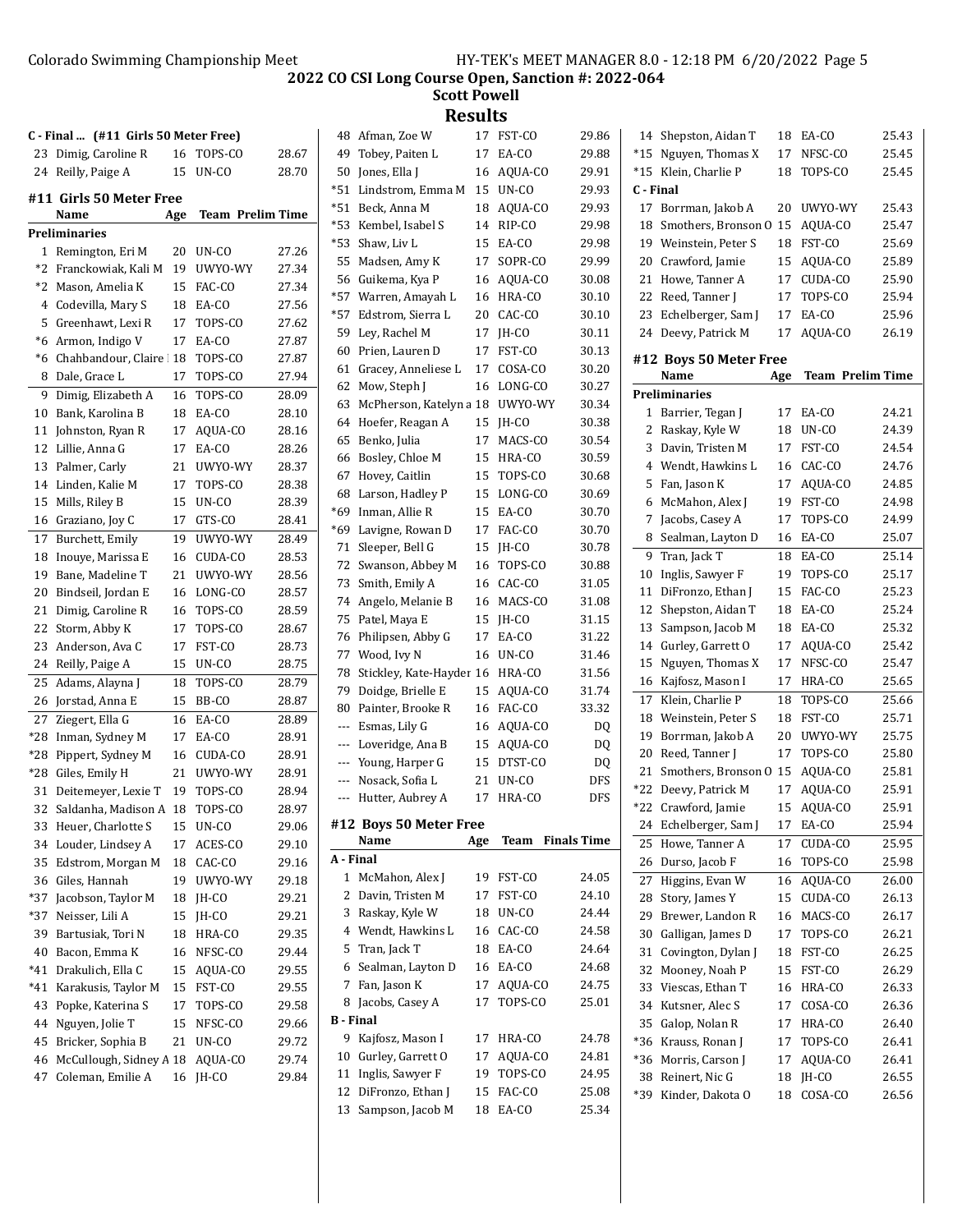Colorado Swimming Championship Meet

## 2022 CO CSI Long Course Open, Sanction #: 2022-064

### Scott Powell

### Results

**C - Final ... (#11 Girls 50 Meter Free)**

| | Name | Age | Team | Finals Time |
|---|---|---|---|---|
| 23 | Dimig, Caroline R | 16 | TOPS-CO | 28.67 |
| 24 | Reilly, Paige A | 15 | UN-CO | 28.70 |

#### #11 Girls 50 Meter Free

| | Name | Age | Team | Prelim Time |
|---|---|---|---|---|
| **Preliminaries** | | | | |
| 1 | Remington, Eri M | 20 | UN-CO | 27.26 |
| *2 | Franckowiak, Kali M | 19 | UWYO-WY | 27.34 |
| *2 | Mason, Amelia K | 15 | FAC-CO | 27.34 |
| 4 | Codevilla, Mary S | 18 | EA-CO | 27.56 |
| 5 | Greenhawt, Lexi R | 17 | TOPS-CO | 27.62 |
| *6 | Armon, Indigo V | 17 | EA-CO | 27.87 |
| *6 | Chahbandour, Claire | 18 | TOPS-CO | 27.87 |
| 8 | Dale, Grace L | 17 | TOPS-CO | 27.94 |
| 9 | Dimig, Elizabeth A | 16 | TOPS-CO | 28.09 |
| 10 | Bank, Karolina B | 18 | EA-CO | 28.10 |
| 11 | Johnston, Ryan R | 17 | AQUA-CO | 28.16 |
| 12 | Lillie, Anna G | 17 | EA-CO | 28.26 |
| 13 | Palmer, Carly | 21 | UWYO-WY | 28.37 |
| 14 | Linden, Kalie M | 17 | TOPS-CO | 28.38 |
| 15 | Mills, Riley B | 15 | UN-CO | 28.39 |
| 16 | Graziano, Joy C | 17 | GTS-CO | 28.41 |
| 17 | Burchett, Emily | 19 | UWYO-WY | 28.49 |
| 18 | Inouye, Marissa E | 16 | CUDA-CO | 28.53 |
| 19 | Bane, Madeline T | 21 | UWYO-WY | 28.56 |
| 20 | Bindseil, Jordan E | 16 | LONG-CO | 28.57 |
| 21 | Dimig, Caroline R | 16 | TOPS-CO | 28.59 |
| 22 | Storm, Abby K | 17 | TOPS-CO | 28.67 |
| 23 | Anderson, Ava C | 17 | FST-CO | 28.73 |
| 24 | Reilly, Paige A | 15 | UN-CO | 28.75 |
| 25 | Adams, Alayna J | 18 | TOPS-CO | 28.79 |
| 26 | Jorstad, Anna E | 15 | BB-CO | 28.87 |
| 27 | Ziegert, Ella G | 16 | EA-CO | 28.89 |
| *28 | Inman, Sydney M | 17 | EA-CO | 28.91 |
| *28 | Pippert, Sydney M | 16 | CUDA-CO | 28.91 |
| *28 | Giles, Emily H | 21 | UWYO-WY | 28.91 |
| 31 | Deitemeyer, Lexie T | 19 | TOPS-CO | 28.94 |
| 32 | Saldanha, Madison A | 18 | TOPS-CO | 28.97 |
| 33 | Heuer, Charlotte S | 15 | UN-CO | 29.06 |
| 34 | Louder, Lindsey A | 17 | ACES-CO | 29.10 |
| 35 | Edstrom, Morgan M | 18 | CAC-CO | 29.16 |
| 36 | Giles, Hannah | 19 | UWYO-WY | 29.18 |
| *37 | Jacobson, Taylor M | 18 | JH-CO | 29.21 |
| *37 | Neisser, Lili A | 15 | JH-CO | 29.21 |
| 39 | Bartusiak, Tori N | 18 | HRA-CO | 29.35 |
| 40 | Bacon, Emma K | 16 | NFSC-CO | 29.44 |
| *41 | Drakulich, Ella C | 15 | AQUA-CO | 29.55 |
| *41 | Karakusis, Taylor M | 15 | FST-CO | 29.55 |
| 43 | Popke, Katerina S | 17 | TOPS-CO | 29.58 |
| 44 | Nguyen, Jolie T | 15 | NFSC-CO | 29.66 |
| 45 | Bricker, Sophia B | 21 | UN-CO | 29.72 |
| 46 | McCullough, Sidney A | 18 | AQUA-CO | 29.74 |
| 47 | Coleman, Emilie A | 16 | JH-CO | 29.84 |
| 48 | Afman, Zoe W | 17 | FST-CO | 29.86 |
| 49 | Tobey, Paiten L | 17 | EA-CO | 29.88 |
| 50 | Jones, Ella J | 16 | AQUA-CO | 29.91 |
| *51 | Lindstrom, Emma M | 15 | UN-CO | 29.93 |
| *51 | Beck, Anna M | 18 | AQUA-CO | 29.93 |
| *53 | Kembel, Isabel S | 14 | RIP-CO | 29.98 |
| *53 | Shaw, Liv L | 15 | EA-CO | 29.98 |
| 55 | Madsen, Amy K | 17 | SOPR-CO | 29.99 |
| 56 | Guikema, Kya P | 16 | AQUA-CO | 30.08 |
| *57 | Warren, Amayah L | 16 | HRA-CO | 30.10 |
| *57 | Edstrom, Sierra L | 20 | CAC-CO | 30.10 |
| 59 | Ley, Rachel M | 17 | JH-CO | 30.11 |
| 60 | Prien, Lauren D | 17 | FST-CO | 30.13 |
| 61 | Gracey, Anneliese L | 17 | COSA-CO | 30.20 |
| 62 | Mow, Steph J | 16 | LONG-CO | 30.27 |
| 63 | McPherson, Katelyn a | 18 | UWYO-WY | 30.34 |
| 64 | Hoefer, Reagan A | 15 | JH-CO | 30.38 |
| 65 | Benko, Julia | 17 | MACS-CO | 30.54 |
| 66 | Bosley, Chloe M | 15 | HRA-CO | 30.59 |
| 67 | Hovey, Caitlin | 15 | TOPS-CO | 30.68 |
| 68 | Larson, Hadley P | 15 | LONG-CO | 30.69 |
| *69 | Inman, Allie R | 15 | EA-CO | 30.70 |
| *69 | Lavigne, Rowan D | 17 | FAC-CO | 30.70 |
| 71 | Sleeper, Bell G | 15 | JH-CO | 30.78 |
| 72 | Swanson, Abbey M | 16 | TOPS-CO | 30.88 |
| 73 | Smith, Emily A | 16 | CAC-CO | 31.05 |
| 74 | Angelo, Melanie B | 16 | MACS-CO | 31.08 |
| 75 | Patel, Maya E | 15 | JH-CO | 31.15 |
| 76 | Philipsen, Abby G | 17 | EA-CO | 31.22 |
| 77 | Wood, Ivy N | 16 | UN-CO | 31.46 |
| 78 | Stickley, Kate-Hayden | 16 | HRA-CO | 31.56 |
| 79 | Doidge, Brielle E | 15 | AQUA-CO | 31.74 |
| 80 | Painter, Brooke R | 16 | FAC-CO | 33.32 |
| --- | Esmas, Lily G | 16 | AQUA-CO | DQ |
| --- | Loveridge, Ana B | 15 | AQUA-CO | DQ |
| --- | Young, Harper G | 15 | DTST-CO | DQ |
| --- | Nosack, Sofia L | 21 | UN-CO | DFS |
| --- | Hutter, Aubrey A | 17 | HRA-CO | DFS |

#### #12 Boys 50 Meter Free

| | Name | Age | Team | Finals Time |
|---|---|---|---|---|
| **A - Final** | | | | |
| 1 | McMahon, Alex J | 19 | FST-CO | 24.05 |
| 2 | Davin, Tristen M | 17 | FST-CO | 24.10 |
| 3 | Raskay, Kyle W | 18 | UN-CO | 24.44 |
| 4 | Wendt, Hawkins L | 16 | CAC-CO | 24.58 |
| 5 | Tran, Jack T | 18 | EA-CO | 24.64 |
| 6 | Sealman, Layton D | 16 | EA-CO | 24.68 |
| 7 | Fan, Jason K | 17 | AQUA-CO | 24.75 |
| 8 | Jacobs, Casey A | 17 | TOPS-CO | 25.01 |
| **B - Final** | | | | |
| 9 | Kajfosz, Mason I | 17 | HRA-CO | 24.78 |
| 10 | Gurley, Garrett O | 17 | AQUA-CO | 24.81 |
| 11 | Inglis, Sawyer F | 19 | TOPS-CO | 24.95 |
| 12 | DiFronzo, Ethan J | 15 | FAC-CO | 25.08 |
| 13 | Sampson, Jacob M | 18 | EA-CO | 25.34 |
| 14 | Shepston, Aidan T | 18 | EA-CO | 25.43 |
| *15 | Nguyen, Thomas X | 17 | NFSC-CO | 25.45 |
| *15 | Klein, Charlie P | 18 | TOPS-CO | 25.45 |
| **C - Final** | | | | |
| 17 | Borrman, Jakob A | 20 | UWYO-WY | 25.43 |
| 18 | Smothers, Bronson O | 15 | AQUA-CO | 25.47 |
| 19 | Weinstein, Peter S | 18 | FST-CO | 25.69 |
| 20 | Crawford, Jamie | 15 | AQUA-CO | 25.89 |
| 21 | Howe, Tanner A | 17 | CUDA-CO | 25.90 |
| 22 | Reed, Tanner J | 17 | TOPS-CO | 25.94 |
| 23 | Echelberger, Sam J | 17 | EA-CO | 25.96 |
| 24 | Deevy, Patrick M | 17 | AQUA-CO | 26.19 |

#### #12 Boys 50 Meter Free

| | Name | Age | Team | Prelim Time |
|---|---|---|---|---|
| **Preliminaries** | | | | |
| 1 | Barrier, Tegan J | 17 | EA-CO | 24.21 |
| 2 | Raskay, Kyle W | 18 | UN-CO | 24.39 |
| 3 | Davin, Tristen M | 17 | FST-CO | 24.54 |
| 4 | Wendt, Hawkins L | 16 | CAC-CO | 24.76 |
| 5 | Fan, Jason K | 17 | AQUA-CO | 24.85 |
| 6 | McMahon, Alex J | 19 | FST-CO | 24.98 |
| 7 | Jacobs, Casey A | 17 | TOPS-CO | 24.99 |
| 8 | Sealman, Layton D | 16 | EA-CO | 25.07 |
| 9 | Tran, Jack T | 18 | EA-CO | 25.14 |
| 10 | Inglis, Sawyer F | 19 | TOPS-CO | 25.17 |
| 11 | DiFronzo, Ethan J | 15 | FAC-CO | 25.23 |
| 12 | Shepston, Aidan T | 18 | EA-CO | 25.24 |
| 13 | Sampson, Jacob M | 18 | EA-CO | 25.32 |
| 14 | Gurley, Garrett O | 17 | AQUA-CO | 25.42 |
| 15 | Nguyen, Thomas X | 17 | NFSC-CO | 25.47 |
| 16 | Kajfosz, Mason I | 17 | HRA-CO | 25.65 |
| 17 | Klein, Charlie P | 18 | TOPS-CO | 25.66 |
| 18 | Weinstein, Peter S | 18 | FST-CO | 25.71 |
| 19 | Borrman, Jakob A | 20 | UWYO-WY | 25.75 |
| 20 | Reed, Tanner J | 17 | TOPS-CO | 25.80 |
| 21 | Smothers, Bronson O | 15 | AQUA-CO | 25.81 |
| *22 | Deevy, Patrick M | 17 | AQUA-CO | 25.91 |
| *22 | Crawford, Jamie | 15 | AQUA-CO | 25.91 |
| 24 | Echelberger, Sam J | 17 | EA-CO | 25.94 |
| 25 | Howe, Tanner A | 17 | CUDA-CO | 25.95 |
| 26 | Durso, Jacob F | 16 | TOPS-CO | 25.98 |
| 27 | Higgins, Evan W | 16 | AQUA-CO | 26.00 |
| 28 | Story, James Y | 15 | CUDA-CO | 26.13 |
| 29 | Brewer, Landon R | 16 | MACS-CO | 26.17 |
| 30 | Galligan, James D | 17 | TOPS-CO | 26.21 |
| 31 | Covington, Dylan J | 18 | FST-CO | 26.25 |
| 32 | Mooney, Noah P | 15 | FST-CO | 26.29 |
| 33 | Viescas, Ethan T | 16 | HRA-CO | 26.33 |
| 34 | Kutsner, Alec S | 17 | COSA-CO | 26.36 |
| 35 | Galop, Nolan R | 17 | HRA-CO | 26.40 |
| *36 | Krauss, Ronan J | 17 | TOPS-CO | 26.41 |
| *36 | Morris, Carson J | 17 | AQUA-CO | 26.41 |
| 38 | Reinert, Nic G | 18 | JH-CO | 26.55 |
| *39 | Kinder, Dakota O | 18 | COSA-CO | 26.56 |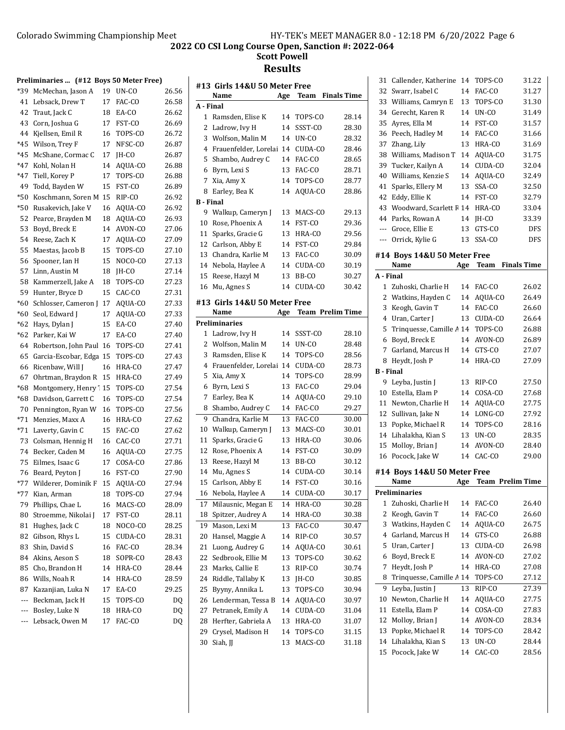## 2022 CO CSI Long Course Open, Sanction #: 2022-064

### Scott Powell

# Results

### Preliminaries ... (#12 Boys 50 Meter Free)

| | Name | Age | Team | Prelim Time |
|---|---|---|---|---|
| *39 | McMechan, Jason A | 19 | UN-CO | 26.56 |
| 41 | Lebsack, Drew T | 17 | FAC-CO | 26.58 |
| 42 | Traut, Jack C | 18 | EA-CO | 26.62 |
| 43 | Corn, Joshua G | 17 | FST-CO | 26.69 |
| 44 | Kjellsen, Emil R | 16 | TOPS-CO | 26.72 |
| *45 | Wilson, Trey F | 17 | NFSC-CO | 26.87 |
| *45 | McShane, Cormac C | 17 | JH-CO | 26.87 |
| *47 | Kohl, Nolan H | 14 | AQUA-CO | 26.88 |
| *47 | Tiell, Korey P | 17 | TOPS-CO | 26.88 |
| 49 | Todd, Bayden W | 15 | FST-CO | 26.89 |
| *50 | Koschmann, Soren M | 15 | RIP-CO | 26.92 |
| *50 | Rusakevich, Jake V | 16 | AQUA-CO | 26.92 |
| 52 | Pearce, Brayden M | 18 | AQUA-CO | 26.93 |
| 53 | Boyd, Breck E | 14 | AVON-CO | 27.06 |
| 54 | Reese, Zach K | 17 | AQUA-CO | 27.09 |
| 55 | Maestas, Jacob B | 15 | TOPS-CO | 27.10 |
| 56 | Spooner, Ian H | 15 | NOCO-CO | 27.13 |
| 57 | Linn, Austin M | 18 | JH-CO | 27.14 |
| 58 | Kammerzell, Jake A | 18 | TOPS-CO | 27.23 |
| 59 | Hunter, Bryce D | 15 | CAC-CO | 27.31 |
| *60 | Schlosser, Cameron J | 17 | AQUA-CO | 27.33 |
| *60 | Seol, Edward J | 17 | AQUA-CO | 27.33 |
| *62 | Hays, Dylan J | 15 | EA-CO | 27.40 |
| *62 | Parker, Kai W | 17 | EA-CO | 27.40 |
| 64 | Robertson, John Paul | 16 | TOPS-CO | 27.41 |
| 65 | Garcia-Escobar, Edga | 15 | TOPS-CO | 27.43 |
| 66 | Ricenbaw, Will J | 16 | HRA-CO | 27.47 |
| 67 | Ohrtman, Braydon R | 15 | HRA-CO | 27.49 |
| *68 | Montgomery, Henry T | 15 | TOPS-CO | 27.54 |
| *68 | Davidson, Garrett C | 16 | TOPS-CO | 27.54 |
| 70 | Pennington, Ryan W | 16 | TOPS-CO | 27.56 |
| *71 | Menzies, Maxx A | 16 | HRA-CO | 27.62 |
| *71 | Laverty, Gavin C | 15 | FAC-CO | 27.62 |
| 73 | Colsman, Hennig H | 16 | CAC-CO | 27.71 |
| 74 | Becker, Caden M | 16 | AQUA-CO | 27.75 |
| 75 | Eilmes, Isaac G | 17 | COSA-CO | 27.86 |
| 76 | Beard, Peyton J | 16 | FST-CO | 27.90 |
| *77 | Wilderer, Dominik F | 15 | AQUA-CO | 27.94 |
| *77 | Kian, Arman | 18 | TOPS-CO | 27.94 |
| 79 | Phillips, Chae L | 16 | MACS-CO | 28.09 |
| 80 | Stroemme, Nikolai J | 17 | FST-CO | 28.11 |
| 81 | Hughes, Jack C | 18 | NOCO-CO | 28.25 |
| 82 | Gibson, Rhys L | 15 | CUDA-CO | 28.31 |
| 83 | Shin, David S | 16 | FAC-CO | 28.34 |
| 84 | Akins, Aeson S | 18 | SOPR-CO | 28.43 |
| 85 | Cho, Brandon H | 14 | HRA-CO | 28.44 |
| 86 | Wills, Noah R | 14 | HRA-CO | 28.59 |
| 87 | Kazanjian, Luka N | 17 | EA-CO | 29.25 |
| --- | Beckman, Jack H | 15 | TOPS-CO | DQ |
| --- | Bosley, Luke N | 18 | HRA-CO | DQ |
| --- | Lebsack, Owen M | 17 | FAC-CO | DQ |

### #13 Girls 14&U 50 Meter Free

| | Name | Age | Team | Finals Time |
|---|---|---|---|---|
| **A - Final** | | | | |
| 1 | Ramsden, Elise K | 14 | TOPS-CO | 28.14 |
| 2 | Ladrow, Ivy H | 14 | SSST-CO | 28.30 |
| 3 | Wolfson, Malin M | 14 | UN-CO | 28.32 |
| 4 | Frauenfelder, Lorelai | 14 | CUDA-CO | 28.46 |
| 5 | Shambo, Audrey C | 14 | FAC-CO | 28.65 |
| 6 | Byrn, Lexi S | 13 | FAC-CO | 28.71 |
| 7 | Xia, Amy X | 14 | TOPS-CO | 28.77 |
| 8 | Earley, Bea K | 14 | AQUA-CO | 28.86 |
| **B - Final** | | | | |
| 9 | Walkup, Cameryn J | 13 | MACS-CO | 29.13 |
| 10 | Rose, Phoenix A | 14 | FST-CO | 29.36 |
| 11 | Sparks, Gracie G | 13 | HRA-CO | 29.56 |
| 12 | Carlson, Abby E | 14 | FST-CO | 29.84 |
| 13 | Chandra, Karlie M | 13 | FAC-CO | 30.09 |
| 14 | Nebola, Haylee A | 14 | CUDA-CO | 30.19 |
| 15 | Reese, Hazyl M | 13 | BB-CO | 30.27 |
| 16 | Mu, Agnes S | 14 | CUDA-CO | 30.42 |

### #13 Girls 14&U 50 Meter Free

| | Name | Age | Team | Prelim Time |
|---|---|---|---|---|
| **Preliminaries** | | | | |
| 1 | Ladrow, Ivy H | 14 | SSST-CO | 28.10 |
| 2 | Wolfson, Malin M | 14 | UN-CO | 28.48 |
| 3 | Ramsden, Elise K | 14 | TOPS-CO | 28.56 |
| 4 | Frauenfelder, Lorelai | 14 | CUDA-CO | 28.73 |
| 5 | Xia, Amy X | 14 | TOPS-CO | 28.99 |
| 6 | Byrn, Lexi S | 13 | FAC-CO | 29.04 |
| 7 | Earley, Bea K | 14 | AQUA-CO | 29.10 |
| 8 | Shambo, Audrey C | 14 | FAC-CO | 29.27 |
| 9 | Chandra, Karlie M | 13 | FAC-CO | 30.00 |
| 10 | Walkup, Cameryn J | 13 | MACS-CO | 30.01 |
| 11 | Sparks, Gracie G | 13 | HRA-CO | 30.06 |
| 12 | Rose, Phoenix A | 14 | FST-CO | 30.09 |
| 13 | Reese, Hazyl M | 13 | BB-CO | 30.12 |
| 14 | Mu, Agnes S | 14 | CUDA-CO | 30.14 |
| 15 | Carlson, Abby E | 14 | FST-CO | 30.16 |
| 16 | Nebola, Haylee A | 14 | CUDA-CO | 30.17 |
| 17 | Milausnic, Megan E | 14 | HRA-CO | 30.28 |
| 18 | Spitzer, Audrey A | 14 | HRA-CO | 30.38 |
| 19 | Mason, Lexi M | 13 | FAC-CO | 30.47 |
| 20 | Hansel, Maggie A | 14 | RIP-CO | 30.57 |
| 21 | Luong, Audrey G | 14 | AQUA-CO | 30.61 |
| 22 | Sedbrook, Ellie M | 13 | TOPS-CO | 30.62 |
| 23 | Marks, Callie E | 13 | RIP-CO | 30.74 |
| 24 | Riddle, Tallaby K | 13 | JH-CO | 30.85 |
| 25 | Byyny, Annika L | 13 | TOPS-CO | 30.94 |
| 26 | Lenderman, Tessa B | 14 | AQUA-CO | 30.97 |
| 27 | Petranek, Emily A | 14 | CUDA-CO | 31.04 |
| 28 | Herfter, Gabriela A | 13 | HRA-CO | 31.07 |
| 29 | Crysel, Madison H | 14 | TOPS-CO | 31.15 |
| 30 | Siah, JJ | 13 | MACS-CO | 31.18 |
| 31 | Callender, Katherine | 14 | TOPS-CO | 31.22 |
| 32 | Swarr, Isabel C | 14 | FAC-CO | 31.27 |
| 33 | Williams, Camryn E | 13 | TOPS-CO | 31.30 |
| 34 | Gerecht, Karen R | 14 | UN-CO | 31.49 |
| 35 | Ayres, Ella M | 14 | FST-CO | 31.57 |
| 36 | Peech, Hadley M | 14 | FAC-CO | 31.66 |
| 37 | Zhang, Lily | 13 | HRA-CO | 31.69 |
| 38 | Williams, Madison T | 14 | AQUA-CO | 31.75 |
| 39 | Tucker, Kailyn A | 14 | CUDA-CO | 32.04 |
| 40 | Williams, Kenzie S | 14 | AQUA-CO | 32.49 |
| 41 | Sparks, Ellery M | 13 | SSA-CO | 32.50 |
| 42 | Eddy, Ellie K | 14 | FST-CO | 32.79 |
| 43 | Woodward, Scarlett R | 14 | HRA-CO | 33.04 |
| 44 | Parks, Rowan A | 14 | JH-CO | 33.39 |
| --- | Groce, Ellie E | 13 | GTS-CO | DFS |
| --- | Orrick, Kylie G | 13 | SSA-CO | DFS |

### #14 Boys 14&U 50 Meter Free

| | Name | Age | Team | Finals Time |
|---|---|---|---|---|
| **A - Final** | | | | |
| 1 | Zuhoski, Charlie H | 14 | FAC-CO | 26.02 |
| 2 | Watkins, Hayden C | 14 | AQUA-CO | 26.49 |
| 3 | Keogh, Gavin T | 14 | FAC-CO | 26.60 |
| 4 | Uran, Carter J | 13 | CUDA-CO | 26.64 |
| 5 | Trinquesse, Camille A | 14 | TOPS-CO | 26.88 |
| 6 | Boyd, Breck E | 14 | AVON-CO | 26.89 |
| 7 | Garland, Marcus H | 14 | GTS-CO | 27.07 |
| 8 | Heydt, Josh P | 14 | HRA-CO | 27.09 |
| **B - Final** | | | | |
| 9 | Leyba, Justin J | 13 | RIP-CO | 27.50 |
| 10 | Estella, Elam P | 14 | COSA-CO | 27.68 |
| 11 | Newton, Charlie H | 14 | AQUA-CO | 27.75 |
| 12 | Sullivan, Jake N | 14 | LONG-CO | 27.92 |
| 13 | Popke, Michael R | 14 | TOPS-CO | 28.16 |
| 14 | Lihalakha, Kian S | 13 | UN-CO | 28.35 |
| 15 | Molloy, Brian J | 14 | AVON-CO | 28.40 |
| 16 | Pocock, Jake W | 14 | CAC-CO | 29.00 |

### #14 Boys 14&U 50 Meter Free

| | Name | Age | Team | Prelim Time |
|---|---|---|---|---|
| **Preliminaries** | | | | |
| 1 | Zuhoski, Charlie H | 14 | FAC-CO | 26.40 |
| 2 | Keogh, Gavin T | 14 | FAC-CO | 26.60 |
| 3 | Watkins, Hayden C | 14 | AQUA-CO | 26.75 |
| 4 | Garland, Marcus H | 14 | GTS-CO | 26.88 |
| 5 | Uran, Carter J | 13 | CUDA-CO | 26.98 |
| 6 | Boyd, Breck E | 14 | AVON-CO | 27.02 |
| 7 | Heydt, Josh P | 14 | HRA-CO | 27.08 |
| 8 | Trinquesse, Camille A | 14 | TOPS-CO | 27.12 |
| 9 | Leyba, Justin J | 13 | RIP-CO | 27.39 |
| 10 | Newton, Charlie H | 14 | AQUA-CO | 27.75 |
| 11 | Estella, Elam P | 14 | COSA-CO | 27.83 |
| 12 | Molloy, Brian J | 14 | AVON-CO | 28.34 |
| 13 | Popke, Michael R | 14 | TOPS-CO | 28.42 |
| 14 | Lihalakha, Kian S | 13 | UN-CO | 28.44 |
| 15 | Pocock, Jake W | 14 | CAC-CO | 28.56 |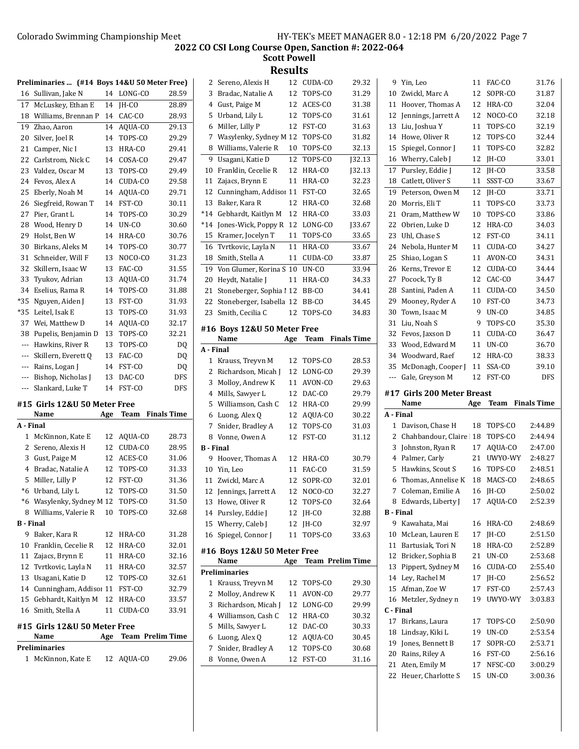# 2022 CO CSI Long Course Open, Sanction #: 2022-064

## Scott Powell

## Results

### Preliminaries ... (#14 Boys 14&U 50 Meter Free)

| | Name | Age | Team | Time |
|---|---|---|---|---|
| 16 | Sullivan, Jake N | 14 | LONG-CO | 28.59 |
| 17 | McLuskey, Ethan E | 14 | JH-CO | 28.89 |
| 18 | Williams, Brennan P | 14 | CAC-CO | 28.93 |
| 19 | Zhao, Aaron | 14 | AQUA-CO | 29.13 |
| 20 | Silver, Joel R | 14 | TOPS-CO | 29.29 |
| 21 | Camper, Nic I | 13 | HRA-CO | 29.41 |
| 22 | Carlstrom, Nick C | 14 | COSA-CO | 29.47 |
| 23 | Valdez, Oscar M | 13 | TOPS-CO | 29.49 |
| 24 | Fevos, Alex A | 14 | CUDA-CO | 29.58 |
| 25 | Eberly, Noah M | 14 | AQUA-CO | 29.71 |
| 26 | Siegfreid, Rowan T | 14 | FST-CO | 30.11 |
| 27 | Pier, Grant L | 14 | TOPS-CO | 30.29 |
| 28 | Wood, Henry D | 14 | UN-CO | 30.60 |
| 29 | Holst, Ben W | 14 | HRA-CO | 30.76 |
| 30 | Birkans, Aleks M | 14 | TOPS-CO | 30.77 |
| 31 | Schneider, Will F | 13 | NOCO-CO | 31.23 |
| 32 | Skillern, Isaac W | 13 | FAC-CO | 31.55 |
| 33 | Tyukov, Adrian | 13 | AQUA-CO | 31.74 |
| 34 | Eselius, Rama R | 14 | TOPS-CO | 31.88 |
| *35 | Nguyen, Aiden J | 13 | FST-CO | 31.93 |
| *35 | Leitel, Isak E | 13 | TOPS-CO | 31.93 |
| 37 | Wei, Matthew D | 14 | AQUA-CO | 32.17 |
| 38 | Pupelis, Benjamin D | 13 | TOPS-CO | 32.21 |
| --- | Hawkins, River R | 13 | TOPS-CO | DQ |
| --- | Skillern, Everett Q | 13 | FAC-CO | DQ |
| --- | Rains, Logan J | 14 | FST-CO | DQ |
| --- | Bishop, Nicholas J | 13 | DAC-CO | DFS |
| --- | Slankard, Luke T | 14 | FST-CO | DFS |

### #15 Girls 12&U 50 Meter Free

| | Name | Age | Team | Finals Time |
|---|---|---|---|---|
| **A - Final** | | | | |
| 1 | McKinnon, Kate E | 12 | AQUA-CO | 28.73 |
| 2 | Sereno, Alexis H | 12 | CUDA-CO | 28.95 |
| 3 | Gust, Paige M | 12 | ACES-CO | 31.06 |
| 4 | Bradac, Natalie A | 12 | TOPS-CO | 31.33 |
| 5 | Miller, Lilly P | 12 | FST-CO | 31.36 |
| *6 | Urband, Lily L | 12 | TOPS-CO | 31.50 |
| *6 | Wasylenky, Sydney M | 12 | TOPS-CO | 31.50 |
| 8 | Williams, Valerie R | 10 | TOPS-CO | 32.68 |
| **B - Final** | | | | |
| 9 | Baker, Kara R | 12 | HRA-CO | 31.28 |
| 10 | Franklin, Cecelie R | 12 | HRA-CO | 32.01 |
| 11 | Zajacs, Brynn E | 11 | HRA-CO | 32.16 |
| 12 | Tvrtkovic, Layla N | 11 | HRA-CO | 32.57 |
| 13 | Usagani, Katie D | 12 | TOPS-CO | 32.61 |
| 14 | Cunningham, Addison | 11 | FST-CO | 32.79 |
| 15 | Gebhardt, Kaitlyn M | 12 | HRA-CO | 33.57 |
| 16 | Smith, Stella A | 11 | CUDA-CO | 33.91 |

### #15 Girls 12&U 50 Meter Free

| | Name | Age | Team | Prelim Time |
|---|---|---|---|---|
| **Preliminaries** | | | | |
| 1 | McKinnon, Kate E | 12 | AQUA-CO | 29.06 |
| 2 | Sereno, Alexis H | 12 | CUDA-CO | 29.32 |
| 3 | Bradac, Natalie A | 12 | TOPS-CO | 31.29 |
| 4 | Gust, Paige M | 12 | ACES-CO | 31.38 |
| 5 | Urband, Lily L | 12 | TOPS-CO | 31.61 |
| 6 | Miller, Lilly P | 12 | FST-CO | 31.63 |
| 7 | Wasylenky, Sydney M | 12 | TOPS-CO | 31.82 |
| 8 | Williams, Valerie R | 10 | TOPS-CO | 32.13 |
| 9 | Usagani, Katie D | 12 | TOPS-CO | J32.13 |
| 10 | Franklin, Cecelie R | 12 | HRA-CO | J32.13 |
| 11 | Zajacs, Brynn E | 11 | HRA-CO | 32.23 |
| 12 | Cunningham, Addison | 11 | FST-CO | 32.65 |
| 13 | Baker, Kara R | 12 | HRA-CO | 32.68 |
| *14 | Gebhardt, Kaitlyn M | 12 | HRA-CO | 33.03 |
| *14 | Jones-Wick, Poppy R | 12 | LONG-CO | J33.67 |
| 15 | Kramer, Jocelyn T | 11 | TOPS-CO | 33.65 |
| 16 | Tvrtkovic, Layla N | 11 | HRA-CO | 33.67 |
| 18 | Smith, Stella A | 11 | CUDA-CO | 33.87 |
| 19 | Von Glumer, Korina S | 10 | UN-CO | 33.94 |
| 20 | Heydt, Natalie J | 11 | HRA-CO | 34.33 |
| 21 | Stoneberger, Sophia I | 12 | BB-CO | 34.41 |
| 22 | Stoneberger, Isabella | 12 | BB-CO | 34.45 |
| 23 | Smith, Cecilia C | 12 | TOPS-CO | 34.83 |

### #16 Boys 12&U 50 Meter Free

| | Name | Age | Team | Finals Time |
|---|---|---|---|---|
| **A - Final** | | | | |
| 1 | Krauss, Treyvn M | 12 | TOPS-CO | 28.53 |
| 2 | Richardson, Micah J | 12 | LONG-CO | 29.39 |
| 3 | Molloy, Andrew K | 11 | AVON-CO | 29.63 |
| 4 | Mills, Sawyer L | 12 | DAC-CO | 29.79 |
| 5 | Williamson, Cash C | 12 | HRA-CO | 29.99 |
| 6 | Luong, Alex Q | 12 | AQUA-CO | 30.22 |
| 7 | Snider, Bradley A | 12 | TOPS-CO | 31.03 |
| 8 | Vonne, Owen A | 12 | FST-CO | 31.12 |
| **B - Final** | | | | |
| 9 | Hoover, Thomas A | 12 | HRA-CO | 30.79 |
| 10 | Yin, Leo | 11 | FAC-CO | 31.59 |
| 11 | Zwickl, Marc A | 12 | SOPR-CO | 32.01 |
| 12 | Jennings, Jarrett A | 12 | NOCO-CO | 32.27 |
| 13 | Howe, Oliver R | 12 | TOPS-CO | 32.64 |
| 14 | Pursley, Eddie J | 12 | JH-CO | 32.88 |
| 15 | Wherry, Caleb J | 12 | JH-CO | 32.97 |
| 16 | Spiegel, Connor J | 11 | TOPS-CO | 33.63 |

### #16 Boys 12&U 50 Meter Free

| | Name | Age | Team | Prelim Time |
|---|---|---|---|---|
| **Preliminaries** | | | | |
| 1 | Krauss, Treyvn M | 12 | TOPS-CO | 29.30 |
| 2 | Molloy, Andrew K | 11 | AVON-CO | 29.77 |
| 3 | Richardson, Micah J | 12 | LONG-CO | 29.99 |
| 4 | Williamson, Cash C | 12 | HRA-CO | 30.32 |
| 5 | Mills, Sawyer L | 12 | DAC-CO | 30.33 |
| 6 | Luong, Alex Q | 12 | AQUA-CO | 30.45 |
| 7 | Snider, Bradley A | 12 | TOPS-CO | 30.68 |
| 8 | Vonne, Owen A | 12 | FST-CO | 31.16 |
| 9 | Yin, Leo | 11 | FAC-CO | 31.76 |
| 10 | Zwickl, Marc A | 12 | SOPR-CO | 31.87 |
| 11 | Hoover, Thomas A | 12 | HRA-CO | 32.04 |
| 12 | Jennings, Jarrett A | 12 | NOCO-CO | 32.18 |
| 13 | Liu, Joshua Y | 11 | TOPS-CO | 32.19 |
| 14 | Howe, Oliver R | 12 | TOPS-CO | 32.44 |
| 15 | Spiegel, Connor J | 11 | TOPS-CO | 32.82 |
| 16 | Wherry, Caleb J | 12 | JH-CO | 33.01 |
| 17 | Pursley, Eddie J | 12 | JH-CO | 33.58 |
| 18 | Catlett, Oliver S | 11 | SSST-CO | 33.67 |
| 19 | Peterson, Owen M | 12 | JH-CO | 33.71 |
| 20 | Morris, Eli T | 11 | TOPS-CO | 33.73 |
| 21 | Oram, Matthew W | 10 | TOPS-CO | 33.86 |
| 22 | Obrien, Luke D | 12 | HRA-CO | 34.03 |
| 23 | Uhl, Chase S | 12 | FST-CO | 34.11 |
| 24 | Nebola, Hunter M | 11 | CUDA-CO | 34.27 |
| 25 | Shiao, Logan S | 11 | AVON-CO | 34.31 |
| 26 | Kerns, Trevor E | 12 | CUDA-CO | 34.44 |
| 27 | Pocock, Ty B | 12 | CAC-CO | 34.47 |
| 28 | Santini, Paden A | 11 | CUDA-CO | 34.50 |
| 29 | Mooney, Ryder A | 10 | FST-CO | 34.73 |
| 30 | Town, Isaac M | 9 | UN-CO | 34.85 |
| 31 | Liu, Noah S | 9 | TOPS-CO | 35.30 |
| 32 | Fevos, Jaxson D | 11 | CUDA-CO | 36.47 |
| 33 | Wood, Edward M | 11 | UN-CO | 36.70 |
| 34 | Woodward, Raef | 12 | HRA-CO | 38.33 |
| 35 | McDonagh, Cooper J | 11 | SSA-CO | 39.10 |
| --- | Gale, Greyson M | 12 | FST-CO | DFS |

### #17 Girls 200 Meter Breast

| | Name | Age | Team | Finals Time |
|---|---|---|---|---|
| **A - Final** | | | | |
| 1 | Davison, Chase H | 18 | TOPS-CO | 2:44.89 |
| 2 | Chahbandour, Claire | 18 | TOPS-CO | 2:44.94 |
| 3 | Johnston, Ryan R | 17 | AQUA-CO | 2:47.00 |
| 4 | Palmer, Carly | 21 | UWYO-WY | 2:48.27 |
| 5 | Hawkins, Scout S | 16 | TOPS-CO | 2:48.51 |
| 6 | Thomas, Annelise K | 18 | MACS-CO | 2:48.65 |
| 7 | Coleman, Emilie A | 16 | JH-CO | 2:50.02 |
| 8 | Edwards, Liberty J | 17 | AQUA-CO | 2:52.39 |
| **B - Final** | | | | |
| 9 | Kawahata, Mai | 16 | HRA-CO | 2:48.69 |
| 10 | McLean, Lauren E | 17 | JH-CO | 2:51.50 |
| 11 | Bartusiak, Tori N | 18 | HRA-CO | 2:52.89 |
| 12 | Bricker, Sophia B | 21 | UN-CO | 2:53.68 |
| 13 | Pippert, Sydney M | 16 | CUDA-CO | 2:55.40 |
| 14 | Ley, Rachel M | 17 | JH-CO | 2:56.52 |
| 15 | Afman, Zoe W | 17 | FST-CO | 2:57.43 |
| 16 | Metzler, Sydney n | 19 | UWYO-WY | 3:03.83 |
| **C - Final** | | | | |
| 17 | Birkans, Laura | 17 | TOPS-CO | 2:50.90 |
| 18 | Lindsay, Kiki L | 19 | UN-CO | 2:53.54 |
| 19 | Jones, Bennett B | 17 | SOPR-CO | 2:53.71 |
| 20 | Rains, Riley A | 16 | FST-CO | 2:56.16 |
| 21 | Aten, Emily M | 17 | NFSC-CO | 3:00.29 |
| 22 | Heuer, Charlotte S | 15 | UN-CO | 3:00.36 |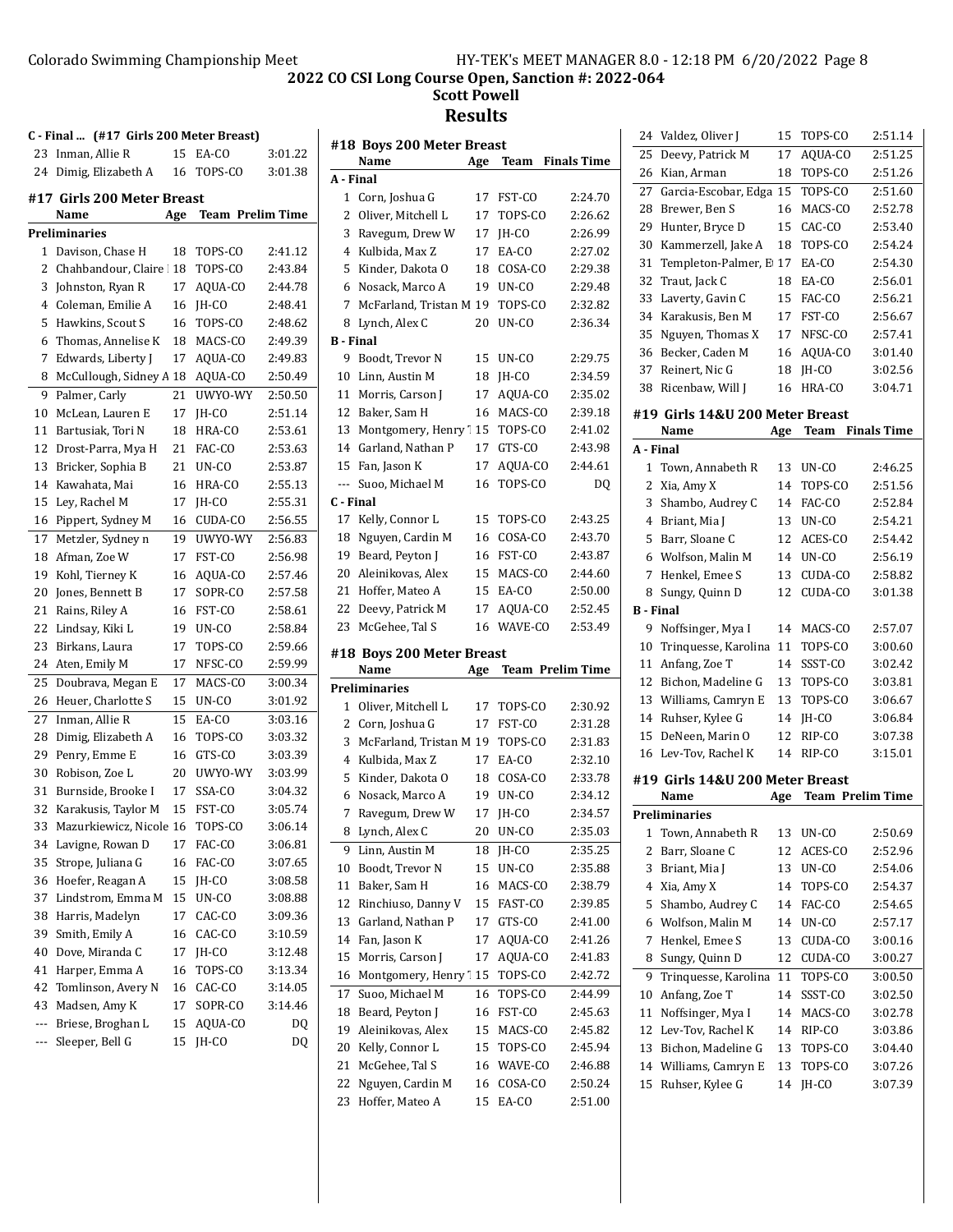## 2022 CO CSI Long Course Open, Sanction #: 2022-064
### Scott Powell
## Results

### C - Final ... (#17 Girls 200 Meter Breast)

| | Name | Age | Team | Finals Time |
|---|---|---|---|---|
| 23 | Inman, Allie R | 15 | EA-CO | 3:01.22 |
| 24 | Dimig, Elizabeth A | 16 | TOPS-CO | 3:01.38 |

### #17 Girls 200 Meter Breast

| | Name | Age | Team | Prelim Time |
|---|---|---|---|---|
| **Preliminaries** | | | | |
| 1 | Davison, Chase H | 18 | TOPS-CO | 2:41.12 |
| 2 | Chahbandour, Claire I | 18 | TOPS-CO | 2:43.84 |
| 3 | Johnston, Ryan R | 17 | AQUA-CO | 2:44.78 |
| 4 | Coleman, Emilie A | 16 | JH-CO | 2:48.41 |
| 5 | Hawkins, Scout S | 16 | TOPS-CO | 2:48.62 |
| 6 | Thomas, Annelise K | 18 | MACS-CO | 2:49.39 |
| 7 | Edwards, Liberty J | 17 | AQUA-CO | 2:49.83 |
| 8 | McCullough, Sidney A | 18 | AQUA-CO | 2:50.49 |
| 9 | Palmer, Carly | 21 | UWYO-WY | 2:50.50 |
| 10 | McLean, Lauren E | 17 | JH-CO | 2:51.14 |
| 11 | Bartusiak, Tori N | 18 | HRA-CO | 2:53.61 |
| 12 | Drost-Parra, Mya H | 21 | FAC-CO | 2:53.63 |
| 13 | Bricker, Sophia B | 21 | UN-CO | 2:53.87 |
| 14 | Kawahata, Mai | 16 | HRA-CO | 2:55.13 |
| 15 | Ley, Rachel M | 17 | JH-CO | 2:55.31 |
| 16 | Pippert, Sydney M | 16 | CUDA-CO | 2:56.55 |
| 17 | Metzler, Sydney n | 19 | UWYO-WY | 2:56.83 |
| 18 | Afman, Zoe W | 17 | FST-CO | 2:56.98 |
| 19 | Kohl, Tierney K | 16 | AQUA-CO | 2:57.46 |
| 20 | Jones, Bennett B | 17 | SOPR-CO | 2:57.58 |
| 21 | Rains, Riley A | 16 | FST-CO | 2:58.61 |
| 22 | Lindsay, Kiki L | 19 | UN-CO | 2:58.84 |
| 23 | Birkans, Laura | 17 | TOPS-CO | 2:59.66 |
| 24 | Aten, Emily M | 17 | NFSC-CO | 2:59.99 |
| 25 | Doubrava, Megan E | 17 | MACS-CO | 3:00.34 |
| 26 | Heuer, Charlotte S | 15 | UN-CO | 3:01.92 |
| 27 | Inman, Allie R | 15 | EA-CO | 3:03.16 |
| 28 | Dimig, Elizabeth A | 16 | TOPS-CO | 3:03.32 |
| 29 | Penry, Emme E | 16 | GTS-CO | 3:03.39 |
| 30 | Robison, Zoe L | 20 | UWYO-WY | 3:03.99 |
| 31 | Burnside, Brooke I | 17 | SSA-CO | 3:04.32 |
| 32 | Karakusis, Taylor M | 15 | FST-CO | 3:05.74 |
| 33 | Mazurkiewicz, Nicole | 16 | TOPS-CO | 3:06.14 |
| 34 | Lavigne, Rowan D | 17 | FAC-CO | 3:06.81 |
| 35 | Strope, Juliana G | 16 | FAC-CO | 3:07.65 |
| 36 | Hoefer, Reagan A | 15 | JH-CO | 3:08.58 |
| 37 | Lindstrom, Emma M | 15 | UN-CO | 3:08.88 |
| 38 | Harris, Madelyn | 17 | CAC-CO | 3:09.36 |
| 39 | Smith, Emily A | 16 | CAC-CO | 3:10.59 |
| 40 | Dove, Miranda C | 17 | JH-CO | 3:12.48 |
| 41 | Harper, Emma A | 16 | TOPS-CO | 3:13.34 |
| 42 | Tomlinson, Avery N | 16 | CAC-CO | 3:14.05 |
| 43 | Madsen, Amy K | 17 | SOPR-CO | 3:14.46 |
| --- | Briese, Broghan L | 15 | AQUA-CO | DQ |
| --- | Sleeper, Bell G | 15 | JH-CO | DQ |

### #18 Boys 200 Meter Breast

| | Name | Age | Team | Finals Time |
|---|---|---|---|---|
| **A - Final** | | | | |
| 1 | Corn, Joshua G | 17 | FST-CO | 2:24.70 |
| 2 | Oliver, Mitchell L | 17 | TOPS-CO | 2:26.62 |
| 3 | Ravegum, Drew W | 17 | JH-CO | 2:26.99 |
| 4 | Kulbida, Max Z | 17 | EA-CO | 2:27.02 |
| 5 | Kinder, Dakota O | 18 | COSA-CO | 2:29.38 |
| 6 | Nosack, Marco A | 19 | UN-CO | 2:29.48 |
| 7 | McFarland, Tristan M | 19 | TOPS-CO | 2:32.82 |
| 8 | Lynch, Alex C | 20 | UN-CO | 2:36.34 |
| **B - Final** | | | | |
| 9 | Boodt, Trevor N | 15 | UN-CO | 2:29.75 |
| 10 | Linn, Austin M | 18 | JH-CO | 2:34.59 |
| 11 | Morris, Carson J | 17 | AQUA-CO | 2:35.02 |
| 12 | Baker, Sam H | 16 | MACS-CO | 2:39.18 |
| 13 | Montgomery, Henry T | 15 | TOPS-CO | 2:41.02 |
| 14 | Garland, Nathan P | 17 | GTS-CO | 2:43.98 |
| 15 | Fan, Jason K | 17 | AQUA-CO | 2:44.61 |
| --- | Suoo, Michael M | 16 | TOPS-CO | DQ |
| **C - Final** | | | | |
| 17 | Kelly, Connor L | 15 | TOPS-CO | 2:43.25 |
| 18 | Nguyen, Cardin M | 16 | COSA-CO | 2:43.70 |
| 19 | Beard, Peyton J | 16 | FST-CO | 2:43.87 |
| 20 | Aleinikovas, Alex | 15 | MACS-CO | 2:44.60 |
| 21 | Hoffer, Mateo A | 15 | EA-CO | 2:50.00 |
| 22 | Deevy, Patrick M | 17 | AQUA-CO | 2:52.45 |
| 23 | McGehee, Tal S | 16 | WAVE-CO | 2:53.49 |

### #18 Boys 200 Meter Breast

| | Name | Age | Team | Prelim Time |
|---|---|---|---|---|
| **Preliminaries** | | | | |
| 1 | Oliver, Mitchell L | 17 | TOPS-CO | 2:30.92 |
| 2 | Corn, Joshua G | 17 | FST-CO | 2:31.28 |
| 3 | McFarland, Tristan M | 19 | TOPS-CO | 2:31.83 |
| 4 | Kulbida, Max Z | 17 | EA-CO | 2:32.10 |
| 5 | Kinder, Dakota O | 18 | COSA-CO | 2:33.78 |
| 6 | Nosack, Marco A | 19 | UN-CO | 2:34.12 |
| 7 | Ravegum, Drew W | 17 | JH-CO | 2:34.57 |
| 8 | Lynch, Alex C | 20 | UN-CO | 2:35.03 |
| 9 | Linn, Austin M | 18 | JH-CO | 2:35.25 |
| 10 | Boodt, Trevor N | 15 | UN-CO | 2:35.88 |
| 11 | Baker, Sam H | 16 | MACS-CO | 2:38.79 |
| 12 | Rinchiuso, Danny V | 15 | FAST-CO | 2:39.85 |
| 13 | Garland, Nathan P | 17 | GTS-CO | 2:41.00 |
| 14 | Fan, Jason K | 17 | AQUA-CO | 2:41.26 |
| 15 | Morris, Carson J | 17 | AQUA-CO | 2:41.83 |
| 16 | Montgomery, Henry T | 15 | TOPS-CO | 2:42.72 |
| 17 | Suoo, Michael M | 16 | TOPS-CO | 2:44.99 |
| 18 | Beard, Peyton J | 16 | FST-CO | 2:45.63 |
| 19 | Aleinikovas, Alex | 15 | MACS-CO | 2:45.82 |
| 20 | Kelly, Connor L | 15 | TOPS-CO | 2:45.94 |
| 21 | McGehee, Tal S | 16 | WAVE-CO | 2:46.88 |
| 22 | Nguyen, Cardin M | 16 | COSA-CO | 2:50.24 |
| 23 | Hoffer, Mateo A | 15 | EA-CO | 2:51.00 |
| 24 | Valdez, Oliver J | 15 | TOPS-CO | 2:51.14 |
| 25 | Deevy, Patrick M | 17 | AQUA-CO | 2:51.25 |
| 26 | Kian, Arman | 18 | TOPS-CO | 2:51.26 |
| 27 | Garcia-Escobar, Edga | 15 | TOPS-CO | 2:51.60 |
| 28 | Brewer, Ben S | 16 | MACS-CO | 2:52.78 |
| 29 | Hunter, Bryce D | 15 | CAC-CO | 2:53.40 |
| 30 | Kammerzell, Jake A | 18 | TOPS-CO | 2:54.24 |
| 31 | Templeton-Palmer, E | 17 | EA-CO | 2:54.30 |
| 32 | Traut, Jack C | 18 | EA-CO | 2:56.01 |
| 33 | Laverty, Gavin C | 15 | FAC-CO | 2:56.21 |
| 34 | Karakusis, Ben M | 17 | FST-CO | 2:56.67 |
| 35 | Nguyen, Thomas X | 17 | NFSC-CO | 2:57.41 |
| 36 | Becker, Caden M | 16 | AQUA-CO | 3:01.40 |
| 37 | Reinert, Nic G | 18 | JH-CO | 3:02.56 |
| 38 | Ricenbaw, Will J | 16 | HRA-CO | 3:04.71 |

### #19 Girls 14&U 200 Meter Breast

| | Name | Age | Team | Finals Time |
|---|---|---|---|---|
| **A - Final** | | | | |
| 1 | Town, Annabeth R | 13 | UN-CO | 2:46.25 |
| 2 | Xia, Amy X | 14 | TOPS-CO | 2:51.56 |
| 3 | Shambo, Audrey C | 14 | FAC-CO | 2:52.84 |
| 4 | Briant, Mia J | 13 | UN-CO | 2:54.21 |
| 5 | Barr, Sloane C | 12 | ACES-CO | 2:54.42 |
| 6 | Wolfson, Malin M | 14 | UN-CO | 2:56.19 |
| 7 | Henkel, Emee S | 13 | CUDA-CO | 2:58.82 |
| 8 | Sungy, Quinn D | 12 | CUDA-CO | 3:01.38 |
| **B - Final** | | | | |
| 9 | Noffsinger, Mya I | 14 | MACS-CO | 2:57.07 |
| 10 | Trinquesse, Karolina | 11 | TOPS-CO | 3:00.60 |
| 11 | Anfang, Zoe T | 14 | SSST-CO | 3:02.42 |
| 12 | Bichon, Madeline G | 13 | TOPS-CO | 3:03.81 |
| 13 | Williams, Camryn E | 13 | TOPS-CO | 3:06.67 |
| 14 | Ruhser, Kylee G | 14 | JH-CO | 3:06.84 |
| 15 | DeNeen, Marin O | 12 | RIP-CO | 3:07.38 |
| 16 | Lev-Tov, Rachel K | 14 | RIP-CO | 3:15.01 |

### #19 Girls 14&U 200 Meter Breast

| | Name | Age | Team | Prelim Time |
|---|---|---|---|---|
| **Preliminaries** | | | | |
| 1 | Town, Annabeth R | 13 | UN-CO | 2:50.69 |
| 2 | Barr, Sloane C | 12 | ACES-CO | 2:52.96 |
| 3 | Briant, Mia J | 13 | UN-CO | 2:54.06 |
| 4 | Xia, Amy X | 14 | TOPS-CO | 2:54.37 |
| 5 | Shambo, Audrey C | 14 | FAC-CO | 2:54.65 |
| 6 | Wolfson, Malin M | 14 | UN-CO | 2:57.17 |
| 7 | Henkel, Emee S | 13 | CUDA-CO | 3:00.16 |
| 8 | Sungy, Quinn D | 12 | CUDA-CO | 3:00.27 |
| 9 | Trinquesse, Karolina | 11 | TOPS-CO | 3:00.50 |
| 10 | Anfang, Zoe T | 14 | SSST-CO | 3:02.50 |
| 11 | Noffsinger, Mya I | 14 | MACS-CO | 3:02.78 |
| 12 | Lev-Tov, Rachel K | 14 | RIP-CO | 3:03.86 |
| 13 | Bichon, Madeline G | 13 | TOPS-CO | 3:04.40 |
| 14 | Williams, Camryn E | 13 | TOPS-CO | 3:07.26 |
| 15 | Ruhser, Kylee G | 14 | JH-CO | 3:07.39 |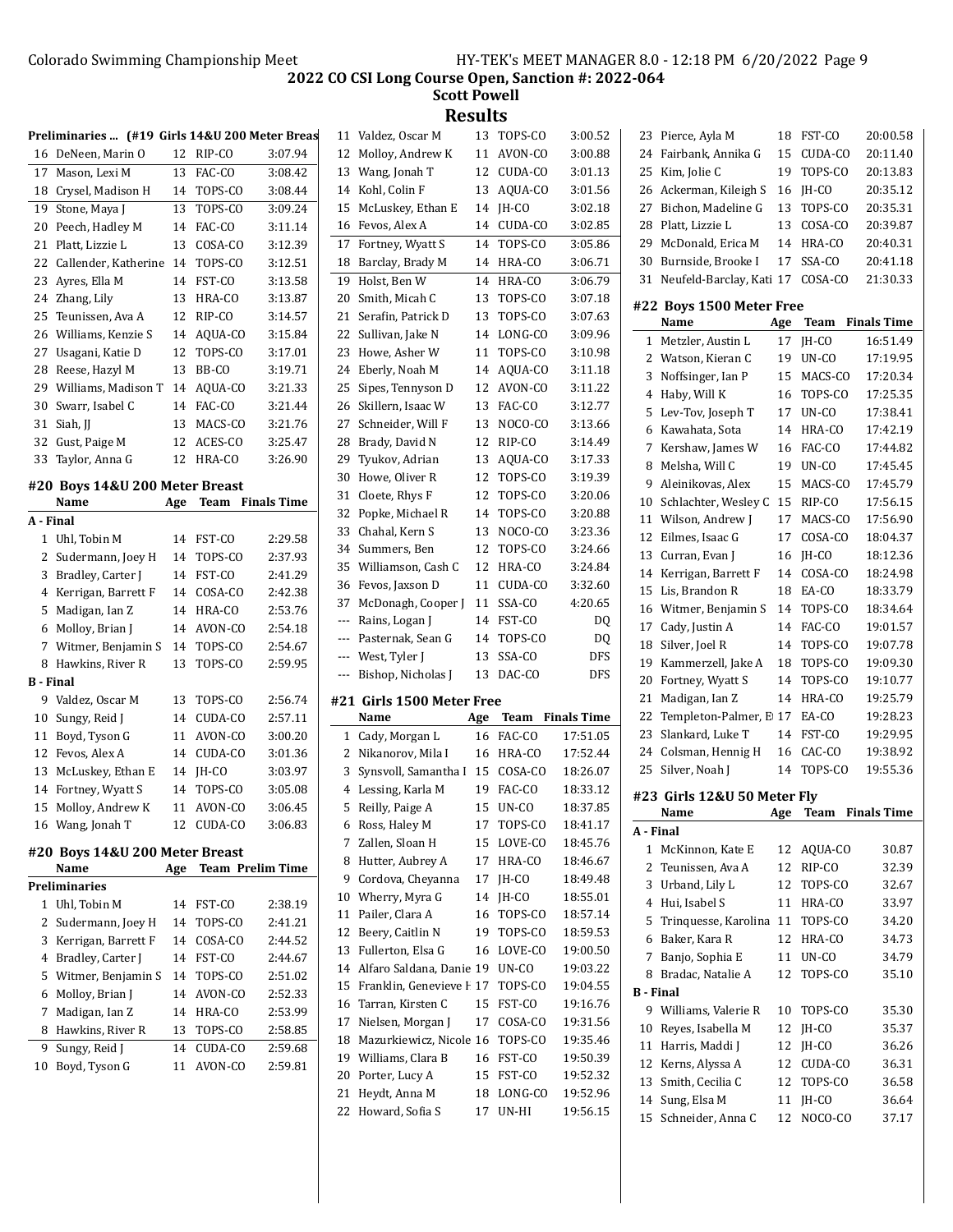# 2022 CO CSI Long Course Open, Sanction #: 2022-064

## Scott Powell

## Results

### Preliminaries ... (#19 Girls 14&U 200 Meter Breast)

| | Name | Age | Team | Prelim Time |
|---|---|---|---|---|
| 16 | DeNeen, Marin O | 12 | RIP-CO | 3:07.94 |
| 17 | Mason, Lexi M | 13 | FAC-CO | 3:08.42 |
| 18 | Crysel, Madison H | 14 | TOPS-CO | 3:08.44 |
| 19 | Stone, Maya J | 13 | TOPS-CO | 3:09.24 |
| 20 | Peech, Hadley M | 14 | FAC-CO | 3:11.14 |
| 21 | Platt, Lizzie L | 13 | COSA-CO | 3:12.39 |
| 22 | Callender, Katherine | 14 | TOPS-CO | 3:12.51 |
| 23 | Ayres, Ella M | 14 | FST-CO | 3:13.58 |
| 24 | Zhang, Lily | 13 | HRA-CO | 3:13.87 |
| 25 | Teunissen, Ava A | 12 | RIP-CO | 3:14.57 |
| 26 | Williams, Kenzie S | 14 | AQUA-CO | 3:15.84 |
| 27 | Usagani, Katie D | 12 | TOPS-CO | 3:17.01 |
| 28 | Reese, Hazyl M | 13 | BB-CO | 3:19.71 |
| 29 | Williams, Madison T | 14 | AQUA-CO | 3:21.33 |
| 30 | Swarr, Isabel C | 14 | FAC-CO | 3:21.44 |
| 31 | Siah, JJ | 13 | MACS-CO | 3:21.76 |
| 32 | Gust, Paige M | 12 | ACES-CO | 3:25.47 |
| 33 | Taylor, Anna G | 12 | HRA-CO | 3:26.90 |

### #20 Boys 14&U 200 Meter Breast

| | Name | Age | Team | Finals Time |
|---|---|---|---|---|
| **A - Final** | | | | |
| 1 | Uhl, Tobin M | 14 | FST-CO | 2:29.58 |
| 2 | Sudermann, Joey H | 14 | TOPS-CO | 2:37.93 |
| 3 | Bradley, Carter J | 14 | FST-CO | 2:41.29 |
| 4 | Kerrigan, Barrett F | 14 | COSA-CO | 2:42.38 |
| 5 | Madigan, Ian Z | 14 | HRA-CO | 2:53.76 |
| 6 | Molloy, Brian J | 14 | AVON-CO | 2:54.18 |
| 7 | Witmer, Benjamin S | 14 | TOPS-CO | 2:54.67 |
| 8 | Hawkins, River R | 13 | TOPS-CO | 2:59.95 |
| **B - Final** | | | | |
| 9 | Valdez, Oscar M | 13 | TOPS-CO | 2:56.74 |
| 10 | Sungy, Reid J | 14 | CUDA-CO | 2:57.11 |
| 11 | Boyd, Tyson G | 11 | AVON-CO | 3:00.20 |
| 12 | Fevos, Alex A | 14 | CUDA-CO | 3:01.36 |
| 13 | McLuskey, Ethan E | 14 | JH-CO | 3:03.97 |
| 14 | Fortney, Wyatt S | 14 | TOPS-CO | 3:05.08 |
| 15 | Molloy, Andrew K | 11 | AVON-CO | 3:06.45 |
| 16 | Wang, Jonah T | 12 | CUDA-CO | 3:06.83 |

### #20 Boys 14&U 200 Meter Breast

| | Name | Age | Team | Prelim Time |
|---|---|---|---|---|
| **Preliminaries** | | | | |
| 1 | Uhl, Tobin M | 14 | FST-CO | 2:38.19 |
| 2 | Sudermann, Joey H | 14 | TOPS-CO | 2:41.21 |
| 3 | Kerrigan, Barrett F | 14 | COSA-CO | 2:44.52 |
| 4 | Bradley, Carter J | 14 | FST-CO | 2:44.67 |
| 5 | Witmer, Benjamin S | 14 | TOPS-CO | 2:51.02 |
| 6 | Molloy, Brian J | 14 | AVON-CO | 2:52.33 |
| 7 | Madigan, Ian Z | 14 | HRA-CO | 2:53.99 |
| 8 | Hawkins, River R | 13 | TOPS-CO | 2:58.85 |
| 9 | Sungy, Reid J | 14 | CUDA-CO | 2:59.68 |
| 10 | Boyd, Tyson G | 11 | AVON-CO | 2:59.81 |
| 11 | Valdez, Oscar M | 13 | TOPS-CO | 3:00.52 |
| 12 | Molloy, Andrew K | 11 | AVON-CO | 3:00.88 |
| 13 | Wang, Jonah T | 12 | CUDA-CO | 3:01.13 |
| 14 | Kohl, Colin F | 13 | AQUA-CO | 3:01.56 |
| 15 | McLuskey, Ethan E | 14 | JH-CO | 3:02.18 |
| 16 | Fevos, Alex A | 14 | CUDA-CO | 3:02.85 |
| 17 | Fortney, Wyatt S | 14 | TOPS-CO | 3:05.86 |
| 18 | Barclay, Brady M | 14 | HRA-CO | 3:06.71 |
| 19 | Holst, Ben W | 14 | HRA-CO | 3:06.79 |
| 20 | Smith, Micah C | 13 | TOPS-CO | 3:07.18 |
| 21 | Serafin, Patrick D | 13 | TOPS-CO | 3:07.63 |
| 22 | Sullivan, Jake N | 14 | LONG-CO | 3:09.96 |
| 23 | Howe, Asher W | 11 | TOPS-CO | 3:10.98 |
| 24 | Eberly, Noah M | 14 | AQUA-CO | 3:11.18 |
| 25 | Sipes, Tennyson D | 12 | AVON-CO | 3:11.22 |
| 26 | Skillern, Isaac W | 13 | FAC-CO | 3:12.77 |
| 27 | Schneider, Will F | 13 | NOCO-CO | 3:13.66 |
| 28 | Brady, David N | 12 | RIP-CO | 3:14.49 |
| 29 | Tyukov, Adrian | 13 | AQUA-CO | 3:17.33 |
| 30 | Howe, Oliver R | 12 | TOPS-CO | 3:19.39 |
| 31 | Cloete, Rhys F | 12 | TOPS-CO | 3:20.06 |
| 32 | Popke, Michael R | 14 | TOPS-CO | 3:20.88 |
| 33 | Chahal, Kern S | 13 | NOCO-CO | 3:23.36 |
| 34 | Summers, Ben | 12 | TOPS-CO | 3:24.66 |
| 35 | Williamson, Cash C | 12 | HRA-CO | 3:24.84 |
| 36 | Fevos, Jaxson D | 11 | CUDA-CO | 3:32.60 |
| 37 | McDonagh, Cooper J | 11 | SSA-CO | 4:20.65 |
| --- | Rains, Logan J | 14 | FST-CO | DQ |
| --- | Pasternak, Sean G | 14 | TOPS-CO | DQ |
| --- | West, Tyler J | 13 | SSA-CO | DFS |
| --- | Bishop, Nicholas J | 13 | DAC-CO | DFS |

### #21 Girls 1500 Meter Free

| | Name | Age | Team | Finals Time |
|---|---|---|---|---|
| 1 | Cady, Morgan L | 16 | FAC-CO | 17:51.05 |
| 2 | Nikanorov, Mila I | 16 | HRA-CO | 17:52.44 |
| 3 | Synsvoll, Samantha I | 15 | COSA-CO | 18:26.07 |
| 4 | Lessing, Karla M | 19 | FAC-CO | 18:33.12 |
| 5 | Reilly, Paige A | 15 | UN-CO | 18:37.85 |
| 6 | Ross, Haley M | 17 | TOPS-CO | 18:41.17 |
| 7 | Zallen, Sloan H | 15 | LOVE-CO | 18:45.76 |
| 8 | Hutter, Aubrey A | 17 | HRA-CO | 18:46.67 |
| 9 | Cordova, Cheyanna | 17 | JH-CO | 18:49.48 |
| 10 | Wherry, Myra G | 14 | JH-CO | 18:55.01 |
| 11 | Pailer, Clara A | 16 | TOPS-CO | 18:57.14 |
| 12 | Beery, Caitlin N | 19 | TOPS-CO | 18:59.53 |
| 13 | Fullerton, Elsa G | 16 | LOVE-CO | 19:00.50 |
| 14 | Alfaro Saldana, Danie | 19 | UN-CO | 19:03.22 |
| 15 | Franklin, Genevieve F | 17 | TOPS-CO | 19:04.55 |
| 16 | Tarran, Kirsten C | 15 | FST-CO | 19:16.76 |
| 17 | Nielsen, Morgan J | 17 | COSA-CO | 19:31.56 |
| 18 | Mazurkiewicz, Nicole | 16 | TOPS-CO | 19:35.46 |
| 19 | Williams, Clara B | 16 | FST-CO | 19:50.39 |
| 20 | Porter, Lucy A | 15 | FST-CO | 19:52.32 |
| 21 | Heydt, Anna M | 18 | LONG-CO | 19:52.96 |
| 22 | Howard, Sofia S | 17 | UN-HI | 19:56.15 |
| 23 | Pierce, Ayla M | 18 | FST-CO | 20:00.58 |
| 24 | Fairbank, Annika G | 15 | CUDA-CO | 20:11.40 |
| 25 | Kim, Jolie C | 19 | TOPS-CO | 20:13.83 |
| 26 | Ackerman, Kileigh S | 16 | JH-CO | 20:35.12 |
| 27 | Bichon, Madeline G | 13 | TOPS-CO | 20:35.31 |
| 28 | Platt, Lizzie L | 13 | COSA-CO | 20:39.87 |
| 29 | McDonald, Erica M | 14 | HRA-CO | 20:40.31 |
| 30 | Burnside, Brooke I | 17 | SSA-CO | 20:41.18 |
| 31 | Neufeld-Barclay, Kati | 17 | COSA-CO | 21:30.33 |

### #22 Boys 1500 Meter Free

| | Name | Age | Team | Finals Time |
|---|---|---|---|---|
| 1 | Metzler, Austin L | 17 | JH-CO | 16:51.49 |
| 2 | Watson, Kieran C | 19 | UN-CO | 17:19.95 |
| 3 | Noffsinger, Ian P | 15 | MACS-CO | 17:20.34 |
| 4 | Haby, Will K | 16 | TOPS-CO | 17:25.35 |
| 5 | Lev-Tov, Joseph T | 17 | UN-CO | 17:38.41 |
| 6 | Kawahata, Sota | 14 | HRA-CO | 17:42.19 |
| 7 | Kershaw, James W | 16 | FAC-CO | 17:44.82 |
| 8 | Melsha, Will C | 19 | UN-CO | 17:45.45 |
| 9 | Aleinikovas, Alex | 15 | MACS-CO | 17:45.79 |
| 10 | Schlachter, Wesley C | 15 | RIP-CO | 17:56.15 |
| 11 | Wilson, Andrew J | 17 | MACS-CO | 17:56.90 |
| 12 | Eilmes, Isaac G | 17 | COSA-CO | 18:04.37 |
| 13 | Curran, Evan J | 16 | JH-CO | 18:12.36 |
| 14 | Kerrigan, Barrett F | 14 | COSA-CO | 18:24.98 |
| 15 | Lis, Brandon R | 18 | EA-CO | 18:33.79 |
| 16 | Witmer, Benjamin S | 14 | TOPS-CO | 18:34.64 |
| 17 | Cady, Justin A | 14 | FAC-CO | 19:01.57 |
| 18 | Silver, Joel R | 14 | TOPS-CO | 19:07.78 |
| 19 | Kammerzell, Jake A | 18 | TOPS-CO | 19:09.30 |
| 20 | Fortney, Wyatt S | 14 | TOPS-CO | 19:10.77 |
| 21 | Madigan, Ian Z | 14 | HRA-CO | 19:25.79 |
| 22 | Templeton-Palmer, E | 17 | EA-CO | 19:28.23 |
| 23 | Slankard, Luke T | 14 | FST-CO | 19:29.95 |
| 24 | Colsman, Hennig H | 16 | CAC-CO | 19:38.92 |
| 25 | Silver, Noah J | 14 | TOPS-CO | 19:55.36 |

### #23 Girls 12&U 50 Meter Fly

| | Name | Age | Team | Finals Time |
|---|---|---|---|---|
| **A - Final** | | | | |
| 1 | McKinnon, Kate E | 12 | AQUA-CO | 30.87 |
| 2 | Teunissen, Ava A | 12 | RIP-CO | 32.39 |
| 3 | Urband, Lily L | 12 | TOPS-CO | 32.67 |
| 4 | Hui, Isabel S | 11 | HRA-CO | 33.97 |
| 5 | Trinquesse, Karolina | 11 | TOPS-CO | 34.20 |
| 6 | Baker, Kara R | 12 | HRA-CO | 34.73 |
| 7 | Banjo, Sophia E | 11 | UN-CO | 34.79 |
| 8 | Bradac, Natalie A | 12 | TOPS-CO | 35.10 |
| **B - Final** | | | | |
| 9 | Williams, Valerie R | 10 | TOPS-CO | 35.30 |
| 10 | Reyes, Isabella M | 12 | JH-CO | 35.37 |
| 11 | Harris, Maddi J | 12 | JH-CO | 36.26 |
| 12 | Kerns, Alyssa A | 12 | CUDA-CO | 36.31 |
| 13 | Smith, Cecilia C | 12 | TOPS-CO | 36.58 |
| 14 | Sung, Elsa M | 11 | JH-CO | 36.64 |
| 15 | Schneider, Anna C | 12 | NOCO-CO | 37.17 |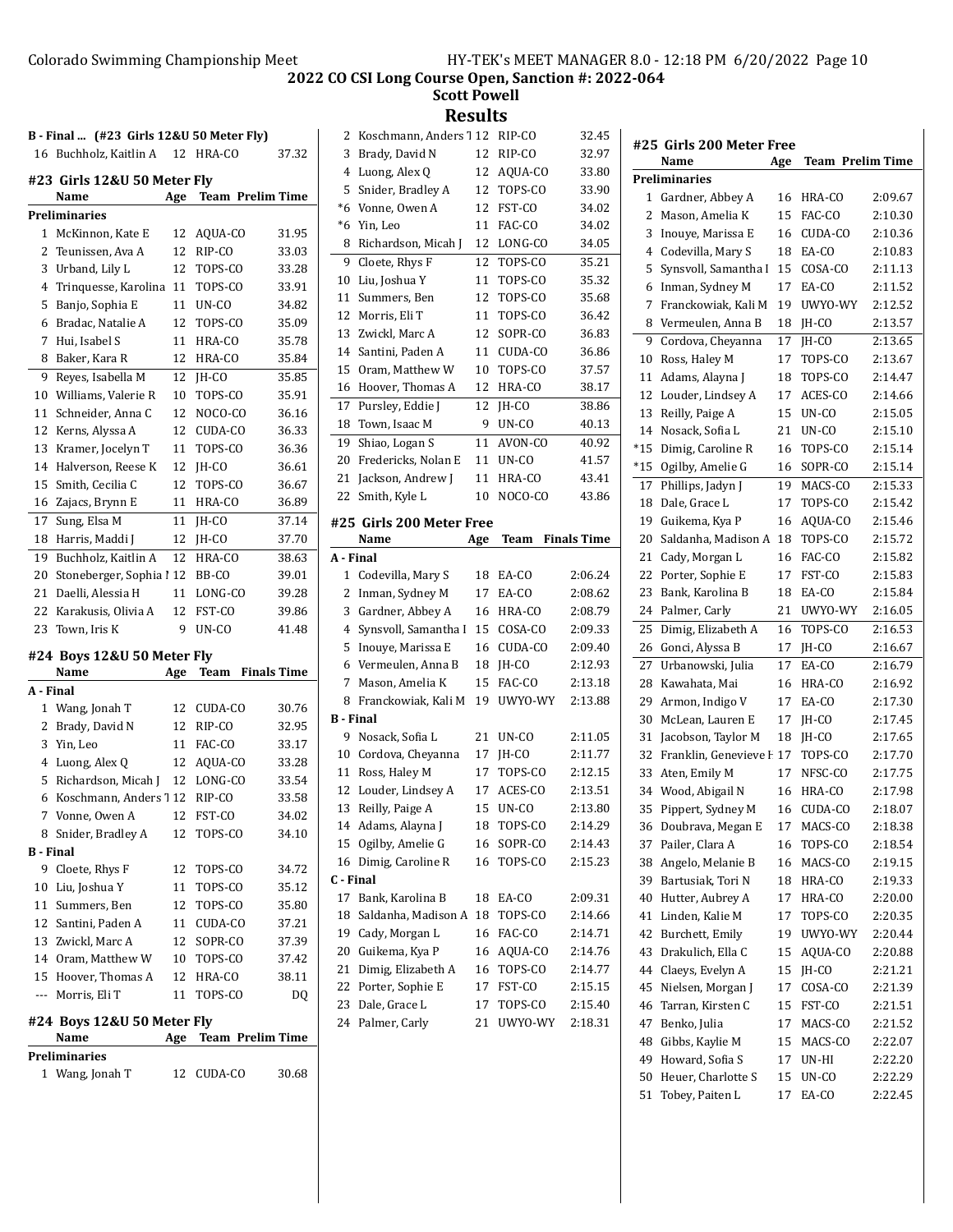## 2022 CO CSI Long Course Open, Sanction #: 2022-064

### Scott Powell

### Results

**B - Final ... (#23 Girls 12&U 50 Meter Fly)**

| | Name | Age | Team | Finals Time |
|---|---|---|---|---|
| 16 | Buchholz, Kaitlin A | 12 | HRA-CO | 37.32 |

### #23 Girls 12&U 50 Meter Fly

| | Name | Age | Team | Prelim Time |
|---|---|---|---|---|
| **Preliminaries** | | | | |
| 1 | McKinnon, Kate E | 12 | AQUA-CO | 31.95 |
| 2 | Teunissen, Ava A | 12 | RIP-CO | 33.03 |
| 3 | Urband, Lily L | 12 | TOPS-CO | 33.28 |
| 4 | Trinquesse, Karolina | 11 | TOPS-CO | 33.91 |
| 5 | Banjo, Sophia E | 11 | UN-CO | 34.82 |
| 6 | Bradac, Natalie A | 12 | TOPS-CO | 35.09 |
| 7 | Hui, Isabel S | 11 | HRA-CO | 35.78 |
| 8 | Baker, Kara R | 12 | HRA-CO | 35.84 |
| 9 | Reyes, Isabella M | 12 | JH-CO | 35.85 |
| 10 | Williams, Valerie R | 10 | TOPS-CO | 35.91 |
| 11 | Schneider, Anna C | 12 | NOCO-CO | 36.16 |
| 12 | Kerns, Alyssa A | 12 | CUDA-CO | 36.33 |
| 13 | Kramer, Jocelyn T | 11 | TOPS-CO | 36.36 |
| 14 | Halverson, Reese K | 12 | JH-CO | 36.61 |
| 15 | Smith, Cecilia C | 12 | TOPS-CO | 36.67 |
| 16 | Zajacs, Brynn E | 11 | HRA-CO | 36.89 |
| 17 | Sung, Elsa M | 11 | JH-CO | 37.14 |
| 18 | Harris, Maddi J | 12 | JH-CO | 37.70 |
| 19 | Buchholz, Kaitlin A | 12 | HRA-CO | 38.63 |
| 20 | Stoneberger, Sophia I | 12 | BB-CO | 39.01 |
| 21 | Daelli, Alessia H | 11 | LONG-CO | 39.28 |
| 22 | Karakusis, Olivia A | 12 | FST-CO | 39.86 |
| 23 | Town, Iris K | 9 | UN-CO | 41.48 |

### #24 Boys 12&U 50 Meter Fly

| | Name | Age | Team | Finals Time |
|---|---|---|---|---|
| **A - Final** | | | | |
| 1 | Wang, Jonah T | 12 | CUDA-CO | 30.76 |
| 2 | Brady, David N | 12 | RIP-CO | 32.95 |
| 3 | Yin, Leo | 11 | FAC-CO | 33.17 |
| 4 | Luong, Alex Q | 12 | AQUA-CO | 33.28 |
| 5 | Richardson, Micah J | 12 | LONG-CO | 33.54 |
| 6 | Koschmann, Anders T | 12 | RIP-CO | 33.58 |
| 7 | Vonne, Owen A | 12 | FST-CO | 34.02 |
| 8 | Snider, Bradley A | 12 | TOPS-CO | 34.10 |
| **B - Final** | | | | |
| 9 | Cloete, Rhys F | 12 | TOPS-CO | 34.72 |
| 10 | Liu, Joshua Y | 11 | TOPS-CO | 35.12 |
| 11 | Summers, Ben | 12 | TOPS-CO | 35.80 |
| 12 | Santini, Paden A | 11 | CUDA-CO | 37.21 |
| 13 | Zwickl, Marc A | 12 | SOPR-CO | 37.39 |
| 14 | Oram, Matthew W | 10 | TOPS-CO | 37.42 |
| 15 | Hoover, Thomas A | 12 | HRA-CO | 38.11 |
| --- | Morris, Eli T | 11 | TOPS-CO | DQ |

### #24 Boys 12&U 50 Meter Fly

| | Name | Age | Team | Prelim Time |
|---|---|---|---|---|
| **Preliminaries** | | | | |
| 1 | Wang, Jonah T | 12 | CUDA-CO | 30.68 |
| 2 | Koschmann, Anders T | 12 | RIP-CO | 32.45 |
| 3 | Brady, David N | 12 | RIP-CO | 32.97 |
| 4 | Luong, Alex Q | 12 | AQUA-CO | 33.80 |
| 5 | Snider, Bradley A | 12 | TOPS-CO | 33.90 |
| *6 | Vonne, Owen A | 12 | FST-CO | 34.02 |
| *6 | Yin, Leo | 11 | FAC-CO | 34.02 |
| 8 | Richardson, Micah J | 12 | LONG-CO | 34.05 |
| 9 | Cloete, Rhys F | 12 | TOPS-CO | 35.21 |
| 10 | Liu, Joshua Y | 11 | TOPS-CO | 35.32 |
| 11 | Summers, Ben | 12 | TOPS-CO | 35.68 |
| 12 | Morris, Eli T | 11 | TOPS-CO | 36.42 |
| 13 | Zwickl, Marc A | 12 | SOPR-CO | 36.83 |
| 14 | Santini, Paden A | 11 | CUDA-CO | 36.86 |
| 15 | Oram, Matthew W | 10 | TOPS-CO | 37.57 |
| 16 | Hoover, Thomas A | 12 | HRA-CO | 38.17 |
| 17 | Pursley, Eddie J | 12 | JH-CO | 38.86 |
| 18 | Town, Isaac M | 9 | UN-CO | 40.13 |
| 19 | Shiao, Logan S | 11 | AVON-CO | 40.92 |
| 20 | Fredericks, Nolan E | 11 | UN-CO | 41.57 |
| 21 | Jackson, Andrew J | 11 | HRA-CO | 43.41 |
| 22 | Smith, Kyle L | 10 | NOCO-CO | 43.86 |

### #25 Girls 200 Meter Free

| | Name | Age | Team | Finals Time |
|---|---|---|---|---|
| **A - Final** | | | | |
| 1 | Codevilla, Mary S | 18 | EA-CO | 2:06.24 |
| 2 | Inman, Sydney M | 17 | EA-CO | 2:08.62 |
| 3 | Gardner, Abbey A | 16 | HRA-CO | 2:08.79 |
| 4 | Synsvoll, Samantha I | 15 | COSA-CO | 2:09.33 |
| 5 | Inouye, Marissa E | 16 | CUDA-CO | 2:09.40 |
| 6 | Vermeulen, Anna B | 18 | JH-CO | 2:12.93 |
| 7 | Mason, Amelia K | 15 | FAC-CO | 2:13.18 |
| 8 | Franckowiak, Kali M | 19 | UWYO-WY | 2:13.88 |
| **B - Final** | | | | |
| 9 | Nosack, Sofia L | 21 | UN-CO | 2:11.05 |
| 10 | Cordova, Cheyanna | 17 | JH-CO | 2:11.77 |
| 11 | Ross, Haley M | 17 | TOPS-CO | 2:12.15 |
| 12 | Louder, Lindsey A | 17 | ACES-CO | 2:13.51 |
| 13 | Reilly, Paige A | 15 | UN-CO | 2:13.80 |
| 14 | Adams, Alayna J | 18 | TOPS-CO | 2:14.29 |
| 15 | Ogilby, Amelie G | 16 | SOPR-CO | 2:14.43 |
| 16 | Dimig, Caroline R | 16 | TOPS-CO | 2:15.23 |
| **C - Final** | | | | |
| 17 | Bank, Karolina B | 18 | EA-CO | 2:09.31 |
| 18 | Saldanha, Madison A | 18 | TOPS-CO | 2:14.66 |
| 19 | Cady, Morgan L | 16 | FAC-CO | 2:14.71 |
| 20 | Guikema, Kya P | 16 | AQUA-CO | 2:14.76 |
| 21 | Dimig, Elizabeth A | 16 | TOPS-CO | 2:14.77 |
| 22 | Porter, Sophie E | 17 | FST-CO | 2:15.15 |
| 23 | Dale, Grace L | 17 | TOPS-CO | 2:15.40 |
| 24 | Palmer, Carly | 21 | UWYO-WY | 2:18.31 |

### #25 Girls 200 Meter Free

| | Name | Age | Team | Prelim Time |
|---|---|---|---|---|
| **Preliminaries** | | | | |
| 1 | Gardner, Abbey A | 16 | HRA-CO | 2:09.67 |
| 2 | Mason, Amelia K | 15 | FAC-CO | 2:10.30 |
| 3 | Inouye, Marissa E | 16 | CUDA-CO | 2:10.36 |
| 4 | Codevilla, Mary S | 18 | EA-CO | 2:10.83 |
| 5 | Synsvoll, Samantha I | 15 | COSA-CO | 2:11.13 |
| 6 | Inman, Sydney M | 17 | EA-CO | 2:11.52 |
| 7 | Franckowiak, Kali M | 19 | UWYO-WY | 2:12.52 |
| 8 | Vermeulen, Anna B | 18 | JH-CO | 2:13.57 |
| 9 | Cordova, Cheyanna | 17 | JH-CO | 2:13.65 |
| 10 | Ross, Haley M | 17 | TOPS-CO | 2:13.67 |
| 11 | Adams, Alayna J | 18 | TOPS-CO | 2:14.47 |
| 12 | Louder, Lindsey A | 17 | ACES-CO | 2:14.66 |
| 13 | Reilly, Paige A | 15 | UN-CO | 2:15.05 |
| 14 | Nosack, Sofia L | 21 | UN-CO | 2:15.10 |
| *15 | Dimig, Caroline R | 16 | TOPS-CO | 2:15.14 |
| *15 | Ogilby, Amelie G | 16 | SOPR-CO | 2:15.14 |
| 17 | Phillips, Jadyn J | 19 | MACS-CO | 2:15.33 |
| 18 | Dale, Grace L | 17 | TOPS-CO | 2:15.42 |
| 19 | Guikema, Kya P | 16 | AQUA-CO | 2:15.46 |
| 20 | Saldanha, Madison A | 18 | TOPS-CO | 2:15.72 |
| 21 | Cady, Morgan L | 16 | FAC-CO | 2:15.82 |
| 22 | Porter, Sophie E | 17 | FST-CO | 2:15.83 |
| 23 | Bank, Karolina B | 18 | EA-CO | 2:15.84 |
| 24 | Palmer, Carly | 21 | UWYO-WY | 2:16.05 |
| 25 | Dimig, Elizabeth A | 16 | TOPS-CO | 2:16.53 |
| 26 | Gonci, Alyssa B | 17 | JH-CO | 2:16.67 |
| 27 | Urbanowski, Julia | 17 | EA-CO | 2:16.79 |
| 28 | Kawahata, Mai | 16 | HRA-CO | 2:16.92 |
| 29 | Armon, Indigo V | 17 | EA-CO | 2:17.30 |
| 30 | McLean, Lauren E | 17 | JH-CO | 2:17.45 |
| 31 | Jacobson, Taylor M | 18 | JH-CO | 2:17.65 |
| 32 | Franklin, Genevieve F | 17 | TOPS-CO | 2:17.70 |
| 33 | Aten, Emily M | 17 | NFSC-CO | 2:17.75 |
| 34 | Wood, Abigail N | 16 | HRA-CO | 2:17.98 |
| 35 | Pippert, Sydney M | 16 | CUDA-CO | 2:18.07 |
| 36 | Doubrava, Megan E | 17 | MACS-CO | 2:18.38 |
| 37 | Pailer, Clara A | 16 | TOPS-CO | 2:18.54 |
| 38 | Angelo, Melanie B | 16 | MACS-CO | 2:19.15 |
| 39 | Bartusiak, Tori N | 18 | HRA-CO | 2:19.33 |
| 40 | Hutter, Aubrey A | 17 | HRA-CO | 2:20.00 |
| 41 | Linden, Kalie M | 17 | TOPS-CO | 2:20.35 |
| 42 | Burchett, Emily | 19 | UWYO-WY | 2:20.44 |
| 43 | Drakulich, Ella C | 15 | AQUA-CO | 2:20.88 |
| 44 | Claeys, Evelyn A | 15 | JH-CO | 2:21.21 |
| 45 | Nielsen, Morgan J | 17 | COSA-CO | 2:21.39 |
| 46 | Tarran, Kirsten C | 15 | FST-CO | 2:21.51 |
| 47 | Benko, Julia | 17 | MACS-CO | 2:21.52 |
| 48 | Gibbs, Kaylie M | 15 | MACS-CO | 2:22.07 |
| 49 | Howard, Sofia S | 17 | UN-HI | 2:22.20 |
| 50 | Heuer, Charlotte S | 15 | UN-CO | 2:22.29 |
| 51 | Tobey, Paiten L | 17 | EA-CO | 2:22.45 |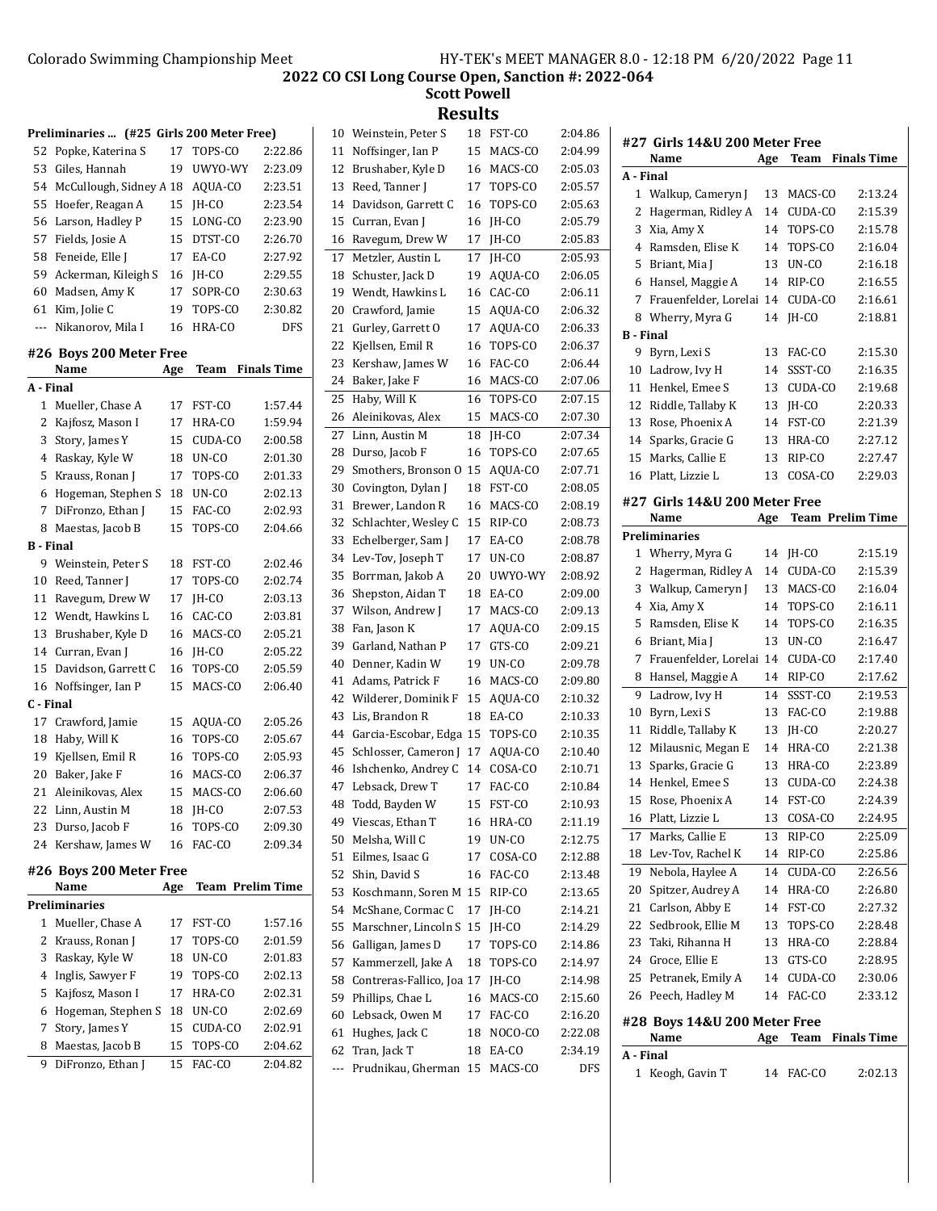**2022 CO CSI Long Course Open, Sanction #: 2022-064**
**Scott Powell**
## Results

### Preliminaries ... (#25 Girls 200 Meter Free)

| | Name | Age | Team | Prelim Time |
|---|---|---|---|---|
| 52 | Popke, Katerina S | 17 | TOPS-CO | 2:22.86 |
| 53 | Giles, Hannah | 19 | UWYO-WY | 2:23.09 |
| 54 | McCullough, Sidney A | 18 | AQUA-CO | 2:23.51 |
| 55 | Hoefer, Reagan A | 15 | JH-CO | 2:23.54 |
| 56 | Larson, Hadley P | 15 | LONG-CO | 2:23.90 |
| 57 | Fields, Josie A | 15 | DTST-CO | 2:26.70 |
| 58 | Feneide, Elle J | 17 | EA-CO | 2:27.92 |
| 59 | Ackerman, Kileigh S | 16 | JH-CO | 2:29.55 |
| 60 | Madsen, Amy K | 17 | SOPR-CO | 2:30.63 |
| 61 | Kim, Jolie C | 19 | TOPS-CO | 2:30.82 |
| --- | Nikanorov, Mila I | 16 | HRA-CO | DFS |

### #26 Boys 200 Meter Free

| | Name | Age | Team | Finals Time |
|---|---|---|---|---|
| **A - Final** | | | | |
| 1 | Mueller, Chase A | 17 | FST-CO | 1:57.44 |
| 2 | Kajfosz, Mason I | 17 | HRA-CO | 1:59.94 |
| 3 | Story, James Y | 15 | CUDA-CO | 2:00.58 |
| 4 | Raskay, Kyle W | 18 | UN-CO | 2:01.30 |
| 5 | Krauss, Ronan J | 17 | TOPS-CO | 2:01.33 |
| 6 | Hogeman, Stephen S | 18 | UN-CO | 2:02.13 |
| 7 | DiFronzo, Ethan J | 15 | FAC-CO | 2:02.93 |
| 8 | Maestas, Jacob B | 15 | TOPS-CO | 2:04.66 |
| **B - Final** | | | | |
| 9 | Weinstein, Peter S | 18 | FST-CO | 2:02.46 |
| 10 | Reed, Tanner J | 17 | TOPS-CO | 2:02.74 |
| 11 | Ravegum, Drew W | 17 | JH-CO | 2:03.13 |
| 12 | Wendt, Hawkins L | 16 | CAC-CO | 2:03.81 |
| 13 | Brushaber, Kyle D | 16 | MACS-CO | 2:05.21 |
| 14 | Curran, Evan J | 16 | JH-CO | 2:05.22 |
| 15 | Davidson, Garrett C | 16 | TOPS-CO | 2:05.59 |
| 16 | Noffsinger, Ian P | 15 | MACS-CO | 2:06.40 |
| **C - Final** | | | | |
| 17 | Crawford, Jamie | 15 | AQUA-CO | 2:05.26 |
| 18 | Haby, Will K | 16 | TOPS-CO | 2:05.67 |
| 19 | Kjellsen, Emil R | 16 | TOPS-CO | 2:05.93 |
| 20 | Baker, Jake F | 16 | MACS-CO | 2:06.37 |
| 21 | Aleinikovas, Alex | 15 | MACS-CO | 2:06.60 |
| 22 | Linn, Austin M | 18 | JH-CO | 2:07.53 |
| 23 | Durso, Jacob F | 16 | TOPS-CO | 2:09.30 |
| 24 | Kershaw, James W | 16 | FAC-CO | 2:09.34 |

### #26 Boys 200 Meter Free

| | Name | Age | Team | Prelim Time |
|---|---|---|---|---|
| **Preliminaries** | | | | |
| 1 | Mueller, Chase A | 17 | FST-CO | 1:57.16 |
| 2 | Krauss, Ronan J | 17 | TOPS-CO | 2:01.59 |
| 3 | Raskay, Kyle W | 18 | UN-CO | 2:01.83 |
| 4 | Inglis, Sawyer F | 19 | TOPS-CO | 2:02.13 |
| 5 | Kajfosz, Mason I | 17 | HRA-CO | 2:02.31 |
| 6 | Hogeman, Stephen S | 18 | UN-CO | 2:02.69 |
| 7 | Story, James Y | 15 | CUDA-CO | 2:02.91 |
| 8 | Maestas, Jacob B | 15 | TOPS-CO | 2:04.62 |
| 9 | DiFronzo, Ethan J | 15 | FAC-CO | 2:04.82 |
| 10 | Weinstein, Peter S | 18 | FST-CO | 2:04.86 |
| 11 | Noffsinger, Ian P | 15 | MACS-CO | 2:04.99 |
| 12 | Brushaber, Kyle D | 16 | MACS-CO | 2:05.03 |
| 13 | Reed, Tanner J | 17 | TOPS-CO | 2:05.57 |
| 14 | Davidson, Garrett C | 16 | TOPS-CO | 2:05.63 |
| 15 | Curran, Evan J | 16 | JH-CO | 2:05.79 |
| 16 | Ravegum, Drew W | 17 | JH-CO | 2:05.83 |
| 17 | Metzler, Austin L | 17 | JH-CO | 2:05.93 |
| 18 | Schuster, Jack D | 19 | AQUA-CO | 2:06.05 |
| 19 | Wendt, Hawkins L | 16 | CAC-CO | 2:06.11 |
| 20 | Crawford, Jamie | 15 | AQUA-CO | 2:06.32 |
| 21 | Gurley, Garrett O | 17 | AQUA-CO | 2:06.33 |
| 22 | Kjellsen, Emil R | 16 | TOPS-CO | 2:06.37 |
| 23 | Kershaw, James W | 16 | FAC-CO | 2:06.44 |
| 24 | Baker, Jake F | 16 | MACS-CO | 2:07.06 |
| 25 | Haby, Will K | 16 | TOPS-CO | 2:07.15 |
| 26 | Aleinikovas, Alex | 15 | MACS-CO | 2:07.30 |
| 27 | Linn, Austin M | 18 | JH-CO | 2:07.34 |
| 28 | Durso, Jacob F | 16 | TOPS-CO | 2:07.65 |
| 29 | Smothers, Bronson O | 15 | AQUA-CO | 2:07.71 |
| 30 | Covington, Dylan J | 18 | FST-CO | 2:08.05 |
| 31 | Brewer, Landon R | 16 | MACS-CO | 2:08.19 |
| 32 | Schlachter, Wesley C | 15 | RIP-CO | 2:08.73 |
| 33 | Echelberger, Sam J | 17 | EA-CO | 2:08.78 |
| 34 | Lev-Tov, Joseph T | 17 | UN-CO | 2:08.87 |
| 35 | Borrman, Jakob A | 20 | UWYO-WY | 2:08.92 |
| 36 | Shepston, Aidan T | 18 | EA-CO | 2:09.00 |
| 37 | Wilson, Andrew J | 17 | MACS-CO | 2:09.13 |
| 38 | Fan, Jason K | 17 | AQUA-CO | 2:09.15 |
| 39 | Garland, Nathan P | 17 | GTS-CO | 2:09.21 |
| 40 | Denner, Kadin W | 19 | UN-CO | 2:09.78 |
| 41 | Adams, Patrick F | 16 | MACS-CO | 2:09.80 |
| 42 | Wilderer, Dominik F | 15 | AQUA-CO | 2:10.32 |
| 43 | Lis, Brandon R | 18 | EA-CO | 2:10.33 |
| 44 | Garcia-Escobar, Edga | 15 | TOPS-CO | 2:10.35 |
| 45 | Schlosser, Cameron J | 17 | AQUA-CO | 2:10.40 |
| 46 | Ishchenko, Andrey C | 14 | COSA-CO | 2:10.71 |
| 47 | Lebsack, Drew T | 17 | FAC-CO | 2:10.84 |
| 48 | Todd, Bayden W | 15 | FST-CO | 2:10.93 |
| 49 | Viescas, Ethan T | 16 | HRA-CO | 2:11.19 |
| 50 | Melsha, Will C | 19 | UN-CO | 2:12.75 |
| 51 | Eilmes, Isaac G | 17 | COSA-CO | 2:12.88 |
| 52 | Shin, David S | 16 | FAC-CO | 2:13.48 |
| 53 | Koschmann, Soren M | 15 | RIP-CO | 2:13.65 |
| 54 | McShane, Cormac C | 17 | JH-CO | 2:14.21 |
| 55 | Marschner, Lincoln S | 15 | JH-CO | 2:14.29 |
| 56 | Galligan, James D | 17 | TOPS-CO | 2:14.86 |
| 57 | Kammerzell, Jake A | 18 | TOPS-CO | 2:14.97 |
| 58 | Contreras-Fallico, Joa | 17 | JH-CO | 2:14.98 |
| 59 | Phillips, Chae L | 16 | MACS-CO | 2:15.60 |
| 60 | Lebsack, Owen M | 17 | FAC-CO | 2:16.20 |
| 61 | Hughes, Jack C | 18 | NOCO-CO | 2:22.08 |
| 62 | Tran, Jack T | 18 | EA-CO | 2:34.19 |
| --- | Prudnikau, Gherman | 15 | MACS-CO | DFS |

### #27 Girls 14&U 200 Meter Free

| | Name | Age | Team | Finals Time |
|---|---|---|---|---|
| **A - Final** | | | | |
| 1 | Walkup, Cameryn J | 13 | MACS-CO | 2:13.24 |
| 2 | Hagerman, Ridley A | 14 | CUDA-CO | 2:15.39 |
| 3 | Xia, Amy X | 14 | TOPS-CO | 2:15.78 |
| 4 | Ramsden, Elise K | 14 | TOPS-CO | 2:16.04 |
| 5 | Briant, Mia J | 13 | UN-CO | 2:16.18 |
| 6 | Hansel, Maggie A | 14 | RIP-CO | 2:16.55 |
| 7 | Frauenfelder, Lorelai | 14 | CUDA-CO | 2:16.61 |
| 8 | Wherry, Myra G | 14 | JH-CO | 2:18.81 |
| **B - Final** | | | | |
| 9 | Byrn, Lexi S | 13 | FAC-CO | 2:15.30 |
| 10 | Ladrow, Ivy H | 14 | SSST-CO | 2:16.35 |
| 11 | Henkel, Emee S | 13 | CUDA-CO | 2:19.68 |
| 12 | Riddle, Tallaby K | 13 | JH-CO | 2:20.33 |
| 13 | Rose, Phoenix A | 14 | FST-CO | 2:21.39 |
| 14 | Sparks, Gracie G | 13 | HRA-CO | 2:27.12 |
| 15 | Marks, Callie E | 13 | RIP-CO | 2:27.47 |
| 16 | Platt, Lizzie L | 13 | COSA-CO | 2:29.03 |

### #27 Girls 14&U 200 Meter Free

| | Name | Age | Team | Prelim Time |
|---|---|---|---|---|
| **Preliminaries** | | | | |
| 1 | Wherry, Myra G | 14 | JH-CO | 2:15.19 |
| 2 | Hagerman, Ridley A | 14 | CUDA-CO | 2:15.39 |
| 3 | Walkup, Cameryn J | 13 | MACS-CO | 2:16.04 |
| 4 | Xia, Amy X | 14 | TOPS-CO | 2:16.11 |
| 5 | Ramsden, Elise K | 14 | TOPS-CO | 2:16.35 |
| 6 | Briant, Mia J | 13 | UN-CO | 2:16.47 |
| 7 | Frauenfelder, Lorelai | 14 | CUDA-CO | 2:17.40 |
| 8 | Hansel, Maggie A | 14 | RIP-CO | 2:17.62 |
| 9 | Ladrow, Ivy H | 14 | SSST-CO | 2:19.53 |
| 10 | Byrn, Lexi S | 13 | FAC-CO | 2:19.88 |
| 11 | Riddle, Tallaby K | 13 | JH-CO | 2:20.27 |
| 12 | Milausnic, Megan E | 14 | HRA-CO | 2:21.38 |
| 13 | Sparks, Gracie G | 13 | HRA-CO | 2:23.89 |
| 14 | Henkel, Emee S | 13 | CUDA-CO | 2:24.38 |
| 15 | Rose, Phoenix A | 14 | FST-CO | 2:24.39 |
| 16 | Platt, Lizzie L | 13 | COSA-CO | 2:24.95 |
| 17 | Marks, Callie E | 13 | RIP-CO | 2:25.09 |
| 18 | Lev-Tov, Rachel K | 14 | RIP-CO | 2:25.86 |
| 19 | Nebola, Haylee A | 14 | CUDA-CO | 2:26.56 |
| 20 | Spitzer, Audrey A | 14 | HRA-CO | 2:26.80 |
| 21 | Carlson, Abby E | 14 | FST-CO | 2:27.32 |
| 22 | Sedbrook, Ellie M | 13 | TOPS-CO | 2:28.48 |
| 23 | Taki, Rihanna H | 13 | HRA-CO | 2:28.84 |
| 24 | Groce, Ellie E | 13 | GTS-CO | 2:28.95 |
| 25 | Petranek, Emily A | 14 | CUDA-CO | 2:30.06 |
| 26 | Peech, Hadley M | 14 | FAC-CO | 2:33.12 |

### #28 Boys 14&U 200 Meter Free

| | Name | Age | Team | Finals Time |
|---|---|---|---|---|
| **A - Final** | | | | |
| 1 | Keogh, Gavin T | 14 | FAC-CO | 2:02.13 |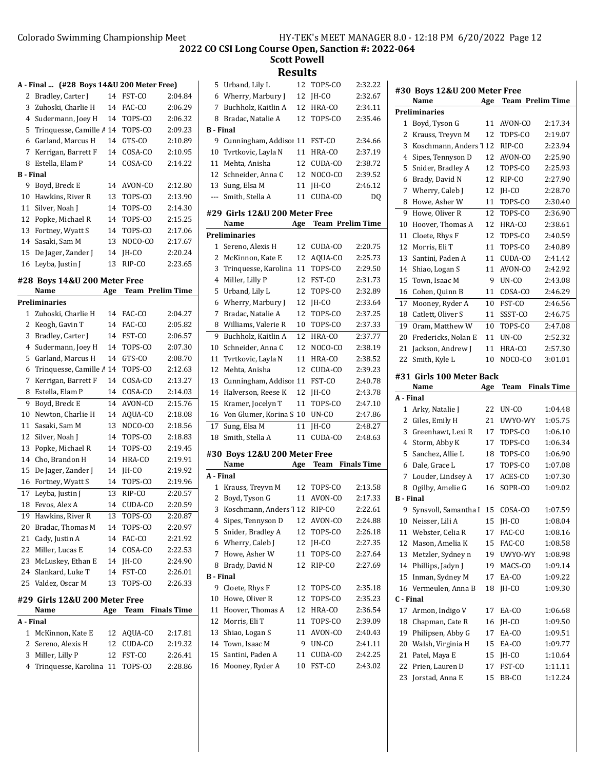## 2022 CO CSI Long Course Open, Sanction #: 2022-064

### Scott Powell

### Results

**A - Final ... (#28 Boys 14&U 200 Meter Free)**

| | Name | Age | Team | Finals Time |
|---|---|---|---|---|
| 2 | Bradley, Carter J | 14 | FST-CO | 2:04.84 |
| 3 | Zuhoski, Charlie H | 14 | FAC-CO | 2:06.29 |
| 4 | Sudermann, Joey H | 14 | TOPS-CO | 2:06.32 |
| 5 | Trinquesse, Camille A | 14 | TOPS-CO | 2:09.23 |
| 6 | Garland, Marcus H | 14 | GTS-CO | 2:10.89 |
| 7 | Kerrigan, Barrett F | 14 | COSA-CO | 2:10.95 |
| 8 | Estella, Elam P | 14 | COSA-CO | 2:14.22 |
| **B - Final** | | | | |
| 9 | Boyd, Breck E | 14 | AVON-CO | 2:12.80 |
| 10 | Hawkins, River R | 13 | TOPS-CO | 2:13.90 |
| 11 | Silver, Noah J | 14 | TOPS-CO | 2:14.30 |
| 12 | Popke, Michael R | 14 | TOPS-CO | 2:15.25 |
| 13 | Fortney, Wyatt S | 14 | TOPS-CO | 2:17.06 |
| 14 | Sasaki, Sam M | 13 | NOCO-CO | 2:17.67 |
| 15 | De Jager, Zander J | 14 | JH-CO | 2:20.24 |
| 16 | Leyba, Justin J | 13 | RIP-CO | 2:23.65 |

#### #28 Boys 14&U 200 Meter Free

| | Name | Age | Team | Prelim Time |
|---|---|---|---|---|
| **Preliminaries** | | | | |
| 1 | Zuhoski, Charlie H | 14 | FAC-CO | 2:04.27 |
| 2 | Keogh, Gavin T | 14 | FAC-CO | 2:05.82 |
| 3 | Bradley, Carter J | 14 | FST-CO | 2:06.57 |
| 4 | Sudermann, Joey H | 14 | TOPS-CO | 2:07.30 |
| 5 | Garland, Marcus H | 14 | GTS-CO | 2:08.70 |
| 6 | Trinquesse, Camille A | 14 | TOPS-CO | 2:12.63 |
| 7 | Kerrigan, Barrett F | 14 | COSA-CO | 2:13.27 |
| 8 | Estella, Elam P | 14 | COSA-CO | 2:14.03 |
| 9 | Boyd, Breck E | 14 | AVON-CO | 2:15.76 |
| 10 | Newton, Charlie H | 14 | AQUA-CO | 2:18.08 |
| 11 | Sasaki, Sam M | 13 | NOCO-CO | 2:18.56 |
| 12 | Silver, Noah J | 14 | TOPS-CO | 2:18.83 |
| 13 | Popke, Michael R | 14 | TOPS-CO | 2:19.45 |
| 14 | Cho, Brandon H | 14 | HRA-CO | 2:19.91 |
| 15 | De Jager, Zander J | 14 | JH-CO | 2:19.92 |
| 16 | Fortney, Wyatt S | 14 | TOPS-CO | 2:19.96 |
| 17 | Leyba, Justin J | 13 | RIP-CO | 2:20.57 |
| 18 | Fevos, Alex A | 14 | CUDA-CO | 2:20.59 |
| 19 | Hawkins, River R | 13 | TOPS-CO | 2:20.87 |
| 20 | Bradac, Thomas M | 14 | TOPS-CO | 2:20.97 |
| 21 | Cady, Justin A | 14 | FAC-CO | 2:21.92 |
| 22 | Miller, Lucas E | 14 | COSA-CO | 2:22.53 |
| 23 | McLuskey, Ethan E | 14 | JH-CO | 2:24.90 |
| 24 | Slankard, Luke T | 14 | FST-CO | 2:26.01 |
| 25 | Valdez, Oscar M | 13 | TOPS-CO | 2:26.33 |

#### #29 Girls 12&U 200 Meter Free

| | Name | Age | Team | Finals Time |
|---|---|---|---|---|
| **A - Final** | | | | |
| 1 | McKinnon, Kate E | 12 | AQUA-CO | 2:17.81 |
| 2 | Sereno, Alexis H | 12 | CUDA-CO | 2:19.32 |
| 3 | Miller, Lilly P | 12 | FST-CO | 2:26.41 |
| 4 | Trinquesse, Karolina | 11 | TOPS-CO | 2:28.86 |
| 5 | Urband, Lily L | 12 | TOPS-CO | 2:32.22 |
| 6 | Wherry, Marbury J | 12 | JH-CO | 2:32.67 |
| 7 | Buchholz, Kaitlin A | 12 | HRA-CO | 2:34.11 |
| 8 | Bradac, Natalie A | 12 | TOPS-CO | 2:35.46 |
| **B - Final** | | | | |
| 9 | Cunningham, Addison | 11 | FST-CO | 2:34.66 |
| 10 | Tvrtkovic, Layla N | 11 | HRA-CO | 2:37.19 |
| 11 | Mehta, Anisha | 12 | CUDA-CO | 2:38.72 |
| 12 | Schneider, Anna C | 12 | NOCO-CO | 2:39.52 |
| 13 | Sung, Elsa M | 11 | JH-CO | 2:46.12 |
| --- | Smith, Stella A | 11 | CUDA-CO | DQ |

#### #29 Girls 12&U 200 Meter Free

| | Name | Age | Team | Prelim Time |
|---|---|---|---|---|
| **Preliminaries** | | | | |
| 1 | Sereno, Alexis H | 12 | CUDA-CO | 2:20.75 |
| 2 | McKinnon, Kate E | 12 | AQUA-CO | 2:25.73 |
| 3 | Trinquesse, Karolina | 11 | TOPS-CO | 2:29.50 |
| 4 | Miller, Lilly P | 12 | FST-CO | 2:31.73 |
| 5 | Urband, Lily L | 12 | TOPS-CO | 2:32.89 |
| 6 | Wherry, Marbury J | 12 | JH-CO | 2:33.64 |
| 7 | Bradac, Natalie A | 12 | TOPS-CO | 2:37.25 |
| 8 | Williams, Valerie R | 10 | TOPS-CO | 2:37.33 |
| 9 | Buchholz, Kaitlin A | 12 | HRA-CO | 2:37.77 |
| 10 | Schneider, Anna C | 12 | NOCO-CO | 2:38.19 |
| 11 | Tvrtkovic, Layla N | 11 | HRA-CO | 2:38.52 |
| 12 | Mehta, Anisha | 12 | CUDA-CO | 2:39.23 |
| 13 | Cunningham, Addison | 11 | FST-CO | 2:40.78 |
| 14 | Halverson, Reese K | 12 | JH-CO | 2:43.78 |
| 15 | Kramer, Jocelyn T | 11 | TOPS-CO | 2:47.10 |
| 16 | Von Glumer, Korina S | 10 | UN-CO | 2:47.86 |
| 17 | Sung, Elsa M | 11 | JH-CO | 2:48.27 |
| 18 | Smith, Stella A | 11 | CUDA-CO | 2:48.63 |

#### #30 Boys 12&U 200 Meter Free

| | Name | Age | Team | Finals Time |
|---|---|---|---|---|
| **A - Final** | | | | |
| 1 | Krauss, Treyvn M | 12 | TOPS-CO | 2:13.58 |
| 2 | Boyd, Tyson G | 11 | AVON-CO | 2:17.33 |
| 3 | Koschmann, Anders T | 12 | RIP-CO | 2:22.61 |
| 4 | Sipes, Tennyson D | 12 | AVON-CO | 2:24.88 |
| 5 | Snider, Bradley A | 12 | TOPS-CO | 2:26.18 |
| 6 | Wherry, Caleb J | 12 | JH-CO | 2:27.35 |
| 7 | Howe, Asher W | 11 | TOPS-CO | 2:27.64 |
| 8 | Brady, David N | 12 | RIP-CO | 2:27.69 |
| **B - Final** | | | | |
| 9 | Cloete, Rhys F | 12 | TOPS-CO | 2:35.18 |
| 10 | Howe, Oliver R | 12 | TOPS-CO | 2:35.23 |
| 11 | Hoover, Thomas A | 12 | HRA-CO | 2:36.54 |
| 12 | Morris, Eli T | 11 | TOPS-CO | 2:39.09 |
| 13 | Shiao, Logan S | 11 | AVON-CO | 2:40.43 |
| 14 | Town, Isaac M | 9 | UN-CO | 2:41.11 |
| 15 | Santini, Paden A | 11 | CUDA-CO | 2:42.25 |
| 16 | Mooney, Ryder A | 10 | FST-CO | 2:43.02 |

#### #30 Boys 12&U 200 Meter Free

| | Name | Age | Team | Prelim Time |
|---|---|---|---|---|
| **Preliminaries** | | | | |
| 1 | Boyd, Tyson G | 11 | AVON-CO | 2:17.34 |
| 2 | Krauss, Treyvn M | 12 | TOPS-CO | 2:19.07 |
| 3 | Koschmann, Anders T | 12 | RIP-CO | 2:23.94 |
| 4 | Sipes, Tennyson D | 12 | AVON-CO | 2:25.90 |
| 5 | Snider, Bradley A | 12 | TOPS-CO | 2:25.93 |
| 6 | Brady, David N | 12 | RIP-CO | 2:27.90 |
| 7 | Wherry, Caleb J | 12 | JH-CO | 2:28.70 |
| 8 | Howe, Asher W | 11 | TOPS-CO | 2:30.40 |
| 9 | Howe, Oliver R | 12 | TOPS-CO | 2:36.90 |
| 10 | Hoover, Thomas A | 12 | HRA-CO | 2:38.61 |
| 11 | Cloete, Rhys F | 12 | TOPS-CO | 2:40.59 |
| 12 | Morris, Eli T | 11 | TOPS-CO | 2:40.89 |
| 13 | Santini, Paden A | 11 | CUDA-CO | 2:41.42 |
| 14 | Shiao, Logan S | 11 | AVON-CO | 2:42.92 |
| 15 | Town, Isaac M | 9 | UN-CO | 2:43.08 |
| 16 | Cohen, Quinn B | 11 | COSA-CO | 2:46.29 |
| 17 | Mooney, Ryder A | 10 | FST-CO | 2:46.56 |
| 18 | Catlett, Oliver S | 11 | SSST-CO | 2:46.75 |
| 19 | Oram, Matthew W | 10 | TOPS-CO | 2:47.08 |
| 20 | Fredericks, Nolan E | 11 | UN-CO | 2:52.32 |
| 21 | Jackson, Andrew J | 11 | HRA-CO | 2:57.30 |
| 22 | Smith, Kyle L | 10 | NOCO-CO | 3:01.01 |

#### #31 Girls 100 Meter Back

| | Name | Age | Team | Finals Time |
|---|---|---|---|---|
| **A - Final** | | | | |
| 1 | Arky, Natalie J | 22 | UN-CO | 1:04.48 |
| 2 | Giles, Emily H | 21 | UWYO-WY | 1:05.75 |
| 3 | Greenhawt, Lexi R | 17 | TOPS-CO | 1:06.10 |
| 4 | Storm, Abby K | 17 | TOPS-CO | 1:06.34 |
| 5 | Sanchez, Allie L | 18 | TOPS-CO | 1:06.90 |
| 6 | Dale, Grace L | 17 | TOPS-CO | 1:07.08 |
| 7 | Louder, Lindsey A | 17 | ACES-CO | 1:07.30 |
| 8 | Ogilby, Amelie G | 16 | SOPR-CO | 1:09.02 |
| **B - Final** | | | | |
| 9 | Synsvoll, Samantha I | 15 | COSA-CO | 1:07.59 |
| 10 | Neisser, Lili A | 15 | JH-CO | 1:08.04 |
| 11 | Webster, Celia R | 17 | FAC-CO | 1:08.16 |
| 12 | Mason, Amelia K | 15 | FAC-CO | 1:08.58 |
| 13 | Metzler, Sydney n | 19 | UWYO-WY | 1:08.98 |
| 14 | Phillips, Jadyn J | 19 | MACS-CO | 1:09.14 |
| 15 | Inman, Sydney M | 17 | EA-CO | 1:09.22 |
| 16 | Vermeulen, Anna B | 18 | JH-CO | 1:09.30 |
| **C - Final** | | | | |
| 17 | Armon, Indigo V | 17 | EA-CO | 1:06.68 |
| 18 | Chapman, Cate R | 16 | JH-CO | 1:09.50 |
| 19 | Philipsen, Abby G | 17 | EA-CO | 1:09.51 |
| 20 | Walsh, Virginia H | 15 | EA-CO | 1:09.77 |
| 21 | Patel, Maya E | 15 | JH-CO | 1:10.64 |
| 22 | Prien, Lauren D | 17 | FST-CO | 1:11.11 |
| 23 | Jorstad, Anna E | 15 | BB-CO | 1:12.24 |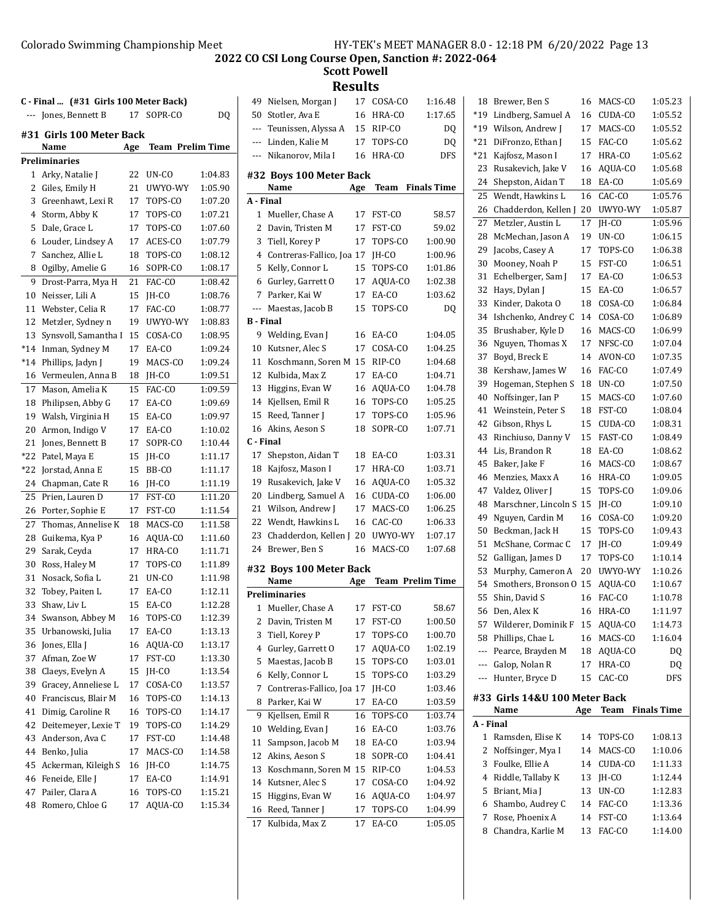## 2022 CO CSI Long Course Open, Sanction #: 2022-064

### Scott Powell

### Results

**C - Final ... (#31 Girls 100 Meter Back)**

| | Name | Age | Team | Finals Time |
|---|---|---|---|---|
| --- | Jones, Bennett B | 17 | SOPR-CO | DQ |

### #31 Girls 100 Meter Back

| | Name | Age | Team | Prelim Time |
|---|---|---|---|---|
| **Preliminaries** | | | | |
| 1 | Arky, Natalie J | 22 | UN-CO | 1:04.83 |
| 2 | Giles, Emily H | 21 | UWYO-WY | 1:05.90 |
| 3 | Greenhawt, Lexi R | 17 | TOPS-CO | 1:07.20 |
| 4 | Storm, Abby K | 17 | TOPS-CO | 1:07.21 |
| 5 | Dale, Grace L | 17 | TOPS-CO | 1:07.60 |
| 6 | Louder, Lindsey A | 17 | ACES-CO | 1:07.79 |
| 7 | Sanchez, Allie L | 18 | TOPS-CO | 1:08.12 |
| 8 | Ogilby, Amelie G | 16 | SOPR-CO | 1:08.17 |
| 9 | Drost-Parra, Mya H | 21 | FAC-CO | 1:08.42 |
| 10 | Neisser, Lili A | 15 | JH-CO | 1:08.76 |
| 11 | Webster, Celia R | 17 | FAC-CO | 1:08.77 |
| 12 | Metzler, Sydney n | 19 | UWYO-WY | 1:08.83 |
| 13 | Synsvoll, Samantha I | 15 | COSA-CO | 1:08.95 |
| *14 | Inman, Sydney M | 17 | EA-CO | 1:09.24 |
| *14 | Phillips, Jadyn J | 19 | MACS-CO | 1:09.24 |
| 16 | Vermeulen, Anna B | 18 | JH-CO | 1:09.51 |
| 17 | Mason, Amelia K | 15 | FAC-CO | 1:09.59 |
| 18 | Philipsen, Abby G | 17 | EA-CO | 1:09.69 |
| 19 | Walsh, Virginia H | 15 | EA-CO | 1:09.97 |
| 20 | Armon, Indigo V | 17 | EA-CO | 1:10.02 |
| 21 | Jones, Bennett B | 17 | SOPR-CO | 1:10.44 |
| *22 | Patel, Maya E | 15 | JH-CO | 1:11.17 |
| *22 | Jorstad, Anna E | 15 | BB-CO | 1:11.17 |
| 24 | Chapman, Cate R | 16 | JH-CO | 1:11.19 |
| 25 | Prien, Lauren D | 17 | FST-CO | 1:11.20 |
| 26 | Porter, Sophie E | 17 | FST-CO | 1:11.54 |
| 27 | Thomas, Annelise K | 18 | MACS-CO | 1:11.58 |
| 28 | Guikema, Kya P | 16 | AQUA-CO | 1:11.60 |
| 29 | Sarak, Ceyda | 17 | HRA-CO | 1:11.71 |
| 30 | Ross, Haley M | 17 | TOPS-CO | 1:11.89 |
| 31 | Nosack, Sofia L | 21 | UN-CO | 1:11.98 |
| 32 | Tobey, Paiten L | 17 | EA-CO | 1:12.11 |
| 33 | Shaw, Liv L | 15 | EA-CO | 1:12.28 |
| 34 | Swanson, Abbey M | 16 | TOPS-CO | 1:12.39 |
| 35 | Urbanowski, Julia | 17 | EA-CO | 1:13.13 |
| 36 | Jones, Ella J | 16 | AQUA-CO | 1:13.17 |
| 37 | Afman, Zoe W | 17 | FST-CO | 1:13.30 |
| 38 | Claeys, Evelyn A | 15 | JH-CO | 1:13.54 |
| 39 | Gracey, Anneliese L | 17 | COSA-CO | 1:13.57 |
| 40 | Franciscus, Blair M | 16 | TOPS-CO | 1:14.13 |
| 41 | Dimig, Caroline R | 16 | TOPS-CO | 1:14.17 |
| 42 | Deitemeyer, Lexie T | 19 | TOPS-CO | 1:14.29 |
| 43 | Anderson, Ava C | 17 | FST-CO | 1:14.48 |
| 44 | Benko, Julia | 17 | MACS-CO | 1:14.58 |
| 45 | Ackerman, Kileigh S | 16 | JH-CO | 1:14.75 |
| 46 | Feneide, Elle J | 17 | EA-CO | 1:14.91 |
| 47 | Pailer, Clara A | 16 | TOPS-CO | 1:15.21 |
| 48 | Romero, Chloe G | 17 | AQUA-CO | 1:15.34 |
| 49 | Nielsen, Morgan J | 17 | COSA-CO | 1:16.48 |
| 50 | Stotler, Ava E | 16 | HRA-CO | 1:17.65 |
| --- | Teunissen, Alyssa A | 15 | RIP-CO | DQ |
| --- | Linden, Kalie M | 17 | TOPS-CO | DQ |
| --- | Nikanorov, Mila I | 16 | HRA-CO | DFS |

### #32 Boys 100 Meter Back

| | Name | Age | Team | Finals Time |
|---|---|---|---|---|
| **A - Final** | | | | |
| 1 | Mueller, Chase A | 17 | FST-CO | 58.57 |
| 2 | Davin, Tristen M | 17 | FST-CO | 59.02 |
| 3 | Tiell, Korey P | 17 | TOPS-CO | 1:00.90 |
| 4 | Contreras-Fallico, Joa | 17 | JH-CO | 1:00.96 |
| 5 | Kelly, Connor L | 15 | TOPS-CO | 1:01.86 |
| 6 | Gurley, Garrett O | 17 | AQUA-CO | 1:02.38 |
| 7 | Parker, Kai W | 17 | EA-CO | 1:03.62 |
| --- | Maestas, Jacob B | 15 | TOPS-CO | DQ |
| **B - Final** | | | | |
| 9 | Welding, Evan J | 16 | EA-CO | 1:04.05 |
| 10 | Kutsner, Alec S | 17 | COSA-CO | 1:04.25 |
| 11 | Koschmann, Soren M | 15 | RIP-CO | 1:04.68 |
| 12 | Kulbida, Max Z | 17 | EA-CO | 1:04.71 |
| 13 | Higgins, Evan W | 16 | AQUA-CO | 1:04.78 |
| 14 | Kjellsen, Emil R | 16 | TOPS-CO | 1:05.25 |
| 15 | Reed, Tanner J | 17 | TOPS-CO | 1:05.96 |
| 16 | Akins, Aeson S | 18 | SOPR-CO | 1:07.71 |
| **C - Final** | | | | |
| 17 | Shepston, Aidan T | 18 | EA-CO | 1:03.31 |
| 18 | Kajfosz, Mason I | 17 | HRA-CO | 1:03.71 |
| 19 | Rusakevich, Jake V | 16 | AQUA-CO | 1:05.32 |
| 20 | Lindberg, Samuel A | 16 | CUDA-CO | 1:06.00 |
| 21 | Wilson, Andrew J | 17 | MACS-CO | 1:06.25 |
| 22 | Wendt, Hawkins L | 16 | CAC-CO | 1:06.33 |
| 23 | Chadderdon, Kellen J | 20 | UWYO-WY | 1:07.17 |
| 24 | Brewer, Ben S | 16 | MACS-CO | 1:07.68 |

### #32 Boys 100 Meter Back

| | Name | Age | Team | Prelim Time |
|---|---|---|---|---|
| **Preliminaries** | | | | |
| 1 | Mueller, Chase A | 17 | FST-CO | 58.67 |
| 2 | Davin, Tristen M | 17 | FST-CO | 1:00.50 |
| 3 | Tiell, Korey P | 17 | TOPS-CO | 1:00.70 |
| 4 | Gurley, Garrett O | 17 | AQUA-CO | 1:02.19 |
| 5 | Maestas, Jacob B | 15 | TOPS-CO | 1:03.01 |
| 6 | Kelly, Connor L | 15 | TOPS-CO | 1:03.29 |
| 7 | Contreras-Fallico, Joa | 17 | JH-CO | 1:03.46 |
| 8 | Parker, Kai W | 17 | EA-CO | 1:03.59 |
| 9 | Kjellsen, Emil R | 16 | TOPS-CO | 1:03.74 |
| 10 | Welding, Evan J | 16 | EA-CO | 1:03.76 |
| 11 | Sampson, Jacob M | 18 | EA-CO | 1:03.94 |
| 12 | Akins, Aeson S | 18 | SOPR-CO | 1:04.41 |
| 13 | Koschmann, Soren M | 15 | RIP-CO | 1:04.53 |
| 14 | Kutsner, Alec S | 17 | COSA-CO | 1:04.92 |
| 15 | Higgins, Evan W | 16 | AQUA-CO | 1:04.97 |
| 16 | Reed, Tanner J | 17 | TOPS-CO | 1:04.99 |
| 17 | Kulbida, Max Z | 17 | EA-CO | 1:05.05 |
| 18 | Brewer, Ben S | 16 | MACS-CO | 1:05.23 |
| *19 | Lindberg, Samuel A | 16 | CUDA-CO | 1:05.52 |
| *19 | Wilson, Andrew J | 17 | MACS-CO | 1:05.52 |
| *21 | DiFronzo, Ethan J | 15 | FAC-CO | 1:05.62 |
| *21 | Kajfosz, Mason I | 17 | HRA-CO | 1:05.62 |
| 23 | Rusakevich, Jake V | 16 | AQUA-CO | 1:05.68 |
| 24 | Shepston, Aidan T | 18 | EA-CO | 1:05.69 |
| 25 | Wendt, Hawkins L | 16 | CAC-CO | 1:05.76 |
| 26 | Chadderdon, Kellen J | 20 | UWYO-WY | 1:05.87 |
| 27 | Metzler, Austin L | 17 | JH-CO | 1:05.96 |
| 28 | McMechan, Jason A | 19 | UN-CO | 1:06.15 |
| 29 | Jacobs, Casey A | 17 | TOPS-CO | 1:06.38 |
| 30 | Mooney, Noah P | 15 | FST-CO | 1:06.51 |
| 31 | Echelberger, Sam J | 17 | EA-CO | 1:06.53 |
| 32 | Hays, Dylan J | 15 | EA-CO | 1:06.57 |
| 33 | Kinder, Dakota O | 18 | COSA-CO | 1:06.84 |
| 34 | Ishchenko, Andrey C | 14 | COSA-CO | 1:06.89 |
| 35 | Brushaber, Kyle D | 16 | MACS-CO | 1:06.99 |
| 36 | Nguyen, Thomas X | 17 | NFSC-CO | 1:07.04 |
| 37 | Boyd, Breck E | 14 | AVON-CO | 1:07.35 |
| 38 | Kershaw, James W | 16 | FAC-CO | 1:07.49 |
| 39 | Hogeman, Stephen S | 18 | UN-CO | 1:07.50 |
| 40 | Noffsinger, Ian P | 15 | MACS-CO | 1:07.60 |
| 41 | Weinstein, Peter S | 18 | FST-CO | 1:08.04 |
| 42 | Gibson, Rhys L | 15 | CUDA-CO | 1:08.31 |
| 43 | Rinchiuso, Danny V | 15 | FAST-CO | 1:08.49 |
| 44 | Lis, Brandon R | 18 | EA-CO | 1:08.62 |
| 45 | Baker, Jake F | 16 | MACS-CO | 1:08.67 |
| 46 | Menzies, Maxx A | 16 | HRA-CO | 1:09.05 |
| 47 | Valdez, Oliver J | 15 | TOPS-CO | 1:09.06 |
| 48 | Marschner, Lincoln S | 15 | JH-CO | 1:09.10 |
| 49 | Nguyen, Cardin M | 16 | COSA-CO | 1:09.20 |
| 50 | Beckman, Jack H | 15 | TOPS-CO | 1:09.43 |
| 51 | McShane, Cormac C | 17 | JH-CO | 1:09.49 |
| 52 | Galligan, James D | 17 | TOPS-CO | 1:10.14 |
| 53 | Murphy, Cameron A | 20 | UWYO-WY | 1:10.26 |
| 54 | Smothers, Bronson O | 15 | AQUA-CO | 1:10.67 |
| 55 | Shin, David S | 16 | FAC-CO | 1:10.78 |
| 56 | Den, Alex K | 16 | HRA-CO | 1:11.97 |
| 57 | Wilderer, Dominik F | 15 | AQUA-CO | 1:14.73 |
| 58 | Phillips, Chae L | 16 | MACS-CO | 1:16.04 |
| --- | Pearce, Brayden M | 18 | AQUA-CO | DQ |
| --- | Galop, Nolan R | 17 | HRA-CO | DQ |
| --- | Hunter, Bryce D | 15 | CAC-CO | DFS |

### #33 Girls 14&U 100 Meter Back

| | Name | Age | Team | Finals Time |
|---|---|---|---|---|
| **A - Final** | | | | |
| 1 | Ramsden, Elise K | 14 | TOPS-CO | 1:08.13 |
| 2 | Noffsinger, Mya I | 14 | MACS-CO | 1:10.06 |
| 3 | Foulke, Ellie A | 14 | CUDA-CO | 1:11.33 |
| 4 | Riddle, Tallaby K | 13 | JH-CO | 1:12.44 |
| 5 | Briant, Mia J | 13 | UN-CO | 1:12.83 |
| 6 | Shambo, Audrey C | 14 | FAC-CO | 1:13.36 |
| 7 | Rose, Phoenix A | 14 | FST-CO | 1:13.64 |
| 8 | Chandra, Karlie M | 13 | FAC-CO | 1:14.00 |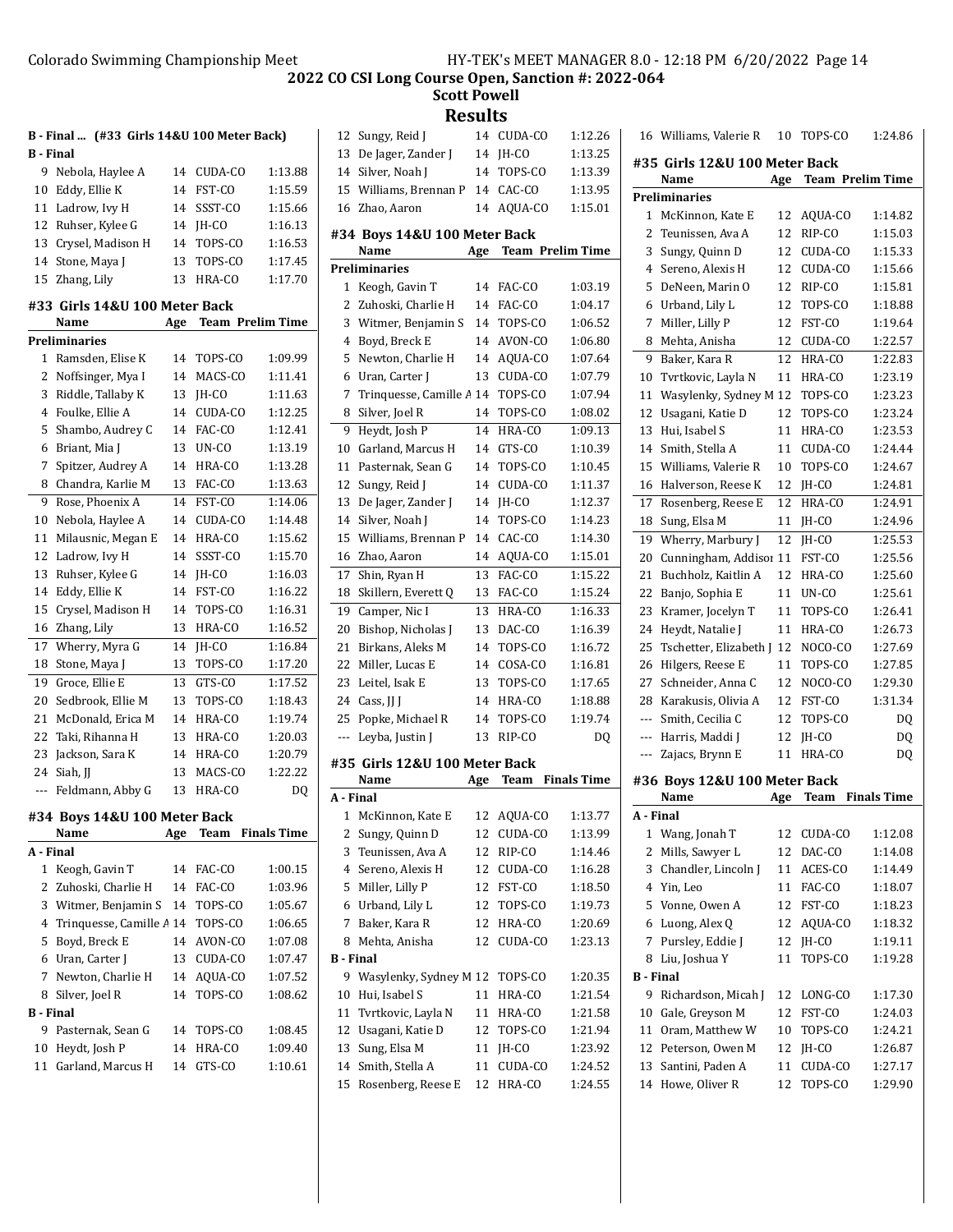## 2022 CO CSI Long Course Open, Sanction #: 2022-064

### Scott Powell

# Results

### B - Final ... (#33 Girls 14&U 100 Meter Back)

**B - Final**

| | Name | Age | Team | Finals Time |
|---|---|---|---|---|
| 9 | Nebola, Haylee A | 14 | CUDA-CO | 1:13.88 |
| 10 | Eddy, Ellie K | 14 | FST-CO | 1:15.59 |
| 11 | Ladrow, Ivy H | 14 | SSST-CO | 1:15.66 |
| 12 | Ruhser, Kylee G | 14 | JH-CO | 1:16.13 |
| 13 | Crysel, Madison H | 14 | TOPS-CO | 1:16.53 |
| 14 | Stone, Maya J | 13 | TOPS-CO | 1:17.45 |
| 15 | Zhang, Lily | 13 | HRA-CO | 1:17.70 |

### #33 Girls 14&U 100 Meter Back

**Preliminaries**

| | Name | Age | Team | Prelim Time |
|---|---|---|---|---|
| 1 | Ramsden, Elise K | 14 | TOPS-CO | 1:09.99 |
| 2 | Noffsinger, Mya I | 14 | MACS-CO | 1:11.41 |
| 3 | Riddle, Tallaby K | 13 | JH-CO | 1:11.63 |
| 4 | Foulke, Ellie A | 14 | CUDA-CO | 1:12.25 |
| 5 | Shambo, Audrey C | 14 | FAC-CO | 1:12.41 |
| 6 | Briant, Mia J | 13 | UN-CO | 1:13.19 |
| 7 | Spitzer, Audrey A | 14 | HRA-CO | 1:13.28 |
| 8 | Chandra, Karlie M | 13 | FAC-CO | 1:13.63 |
| 9 | Rose, Phoenix A | 14 | FST-CO | 1:14.06 |
| 10 | Nebola, Haylee A | 14 | CUDA-CO | 1:14.48 |
| 11 | Milausnic, Megan E | 14 | HRA-CO | 1:15.62 |
| 12 | Ladrow, Ivy H | 14 | SSST-CO | 1:15.70 |
| 13 | Ruhser, Kylee G | 14 | JH-CO | 1:16.03 |
| 14 | Eddy, Ellie K | 14 | FST-CO | 1:16.22 |
| 15 | Crysel, Madison H | 14 | TOPS-CO | 1:16.31 |
| 16 | Zhang, Lily | 13 | HRA-CO | 1:16.52 |
| 17 | Wherry, Myra G | 14 | JH-CO | 1:16.84 |
| 18 | Stone, Maya J | 13 | TOPS-CO | 1:17.20 |
| 19 | Groce, Ellie E | 13 | GTS-CO | 1:17.52 |
| 20 | Sedbrook, Ellie M | 13 | TOPS-CO | 1:18.43 |
| 21 | McDonald, Erica M | 14 | HRA-CO | 1:19.74 |
| 22 | Taki, Rihanna H | 13 | HRA-CO | 1:20.03 |
| 23 | Jackson, Sara K | 14 | HRA-CO | 1:20.79 |
| 24 | Siah, JJ | 13 | MACS-CO | 1:22.22 |
| --- | Feldmann, Abby G | 13 | HRA-CO | DQ |

### #34 Boys 14&U 100 Meter Back

**A - Final**

| | Name | Age | Team | Finals Time |
|---|---|---|---|---|
| 1 | Keogh, Gavin T | 14 | FAC-CO | 1:00.15 |
| 2 | Zuhoski, Charlie H | 14 | FAC-CO | 1:03.96 |
| 3 | Witmer, Benjamin S | 14 | TOPS-CO | 1:05.67 |
| 4 | Trinquesse, Camille A | 14 | TOPS-CO | 1:06.65 |
| 5 | Boyd, Breck E | 14 | AVON-CO | 1:07.08 |
| 6 | Uran, Carter J | 13 | CUDA-CO | 1:07.47 |
| 7 | Newton, Charlie H | 14 | AQUA-CO | 1:07.52 |
| 8 | Silver, Joel R | 14 | TOPS-CO | 1:08.62 |

**B - Final**

| | Name | Age | Team | Finals Time |
|---|---|---|---|---|
| 9 | Pasternak, Sean G | 14 | TOPS-CO | 1:08.45 |
| 10 | Heydt, Josh P | 14 | HRA-CO | 1:09.40 |
| 11 | Garland, Marcus H | 14 | GTS-CO | 1:10.61 |
| 12 | Sungy, Reid J | 14 | CUDA-CO | 1:12.26 |
| 13 | De Jager, Zander J | 14 | JH-CO | 1:13.25 |
| 14 | Silver, Noah J | 14 | TOPS-CO | 1:13.39 |
| 15 | Williams, Brennan P | 14 | CAC-CO | 1:13.95 |
| 16 | Zhao, Aaron | 14 | AQUA-CO | 1:15.01 |

### #34 Boys 14&U 100 Meter Back

**Preliminaries**

| | Name | Age | Team | Prelim Time |
|---|---|---|---|---|
| 1 | Keogh, Gavin T | 14 | FAC-CO | 1:03.19 |
| 2 | Zuhoski, Charlie H | 14 | FAC-CO | 1:04.17 |
| 3 | Witmer, Benjamin S | 14 | TOPS-CO | 1:06.52 |
| 4 | Boyd, Breck E | 14 | AVON-CO | 1:06.80 |
| 5 | Newton, Charlie H | 14 | AQUA-CO | 1:07.64 |
| 6 | Uran, Carter J | 13 | CUDA-CO | 1:07.79 |
| 7 | Trinquesse, Camille A | 14 | TOPS-CO | 1:07.94 |
| 8 | Silver, Joel R | 14 | TOPS-CO | 1:08.02 |
| 9 | Heydt, Josh P | 14 | HRA-CO | 1:09.13 |
| 10 | Garland, Marcus H | 14 | GTS-CO | 1:10.39 |
| 11 | Pasternak, Sean G | 14 | TOPS-CO | 1:10.45 |
| 12 | Sungy, Reid J | 14 | CUDA-CO | 1:11.37 |
| 13 | De Jager, Zander J | 14 | JH-CO | 1:12.37 |
| 14 | Silver, Noah J | 14 | TOPS-CO | 1:14.23 |
| 15 | Williams, Brennan P | 14 | CAC-CO | 1:14.30 |
| 16 | Zhao, Aaron | 14 | AQUA-CO | 1:15.01 |
| 17 | Shin, Ryan H | 13 | FAC-CO | 1:15.22 |
| 18 | Skillern, Everett Q | 13 | FAC-CO | 1:15.24 |
| 19 | Camper, Nic I | 13 | HRA-CO | 1:16.33 |
| 20 | Bishop, Nicholas J | 13 | DAC-CO | 1:16.39 |
| 21 | Birkans, Aleks M | 14 | TOPS-CO | 1:16.72 |
| 22 | Miller, Lucas E | 14 | COSA-CO | 1:16.81 |
| 23 | Leitel, Isak E | 13 | TOPS-CO | 1:17.65 |
| 24 | Cass, JJ J | 14 | HRA-CO | 1:18.88 |
| 25 | Popke, Michael R | 14 | TOPS-CO | 1:19.74 |
| --- | Leyba, Justin J | 13 | RIP-CO | DQ |

### #35 Girls 12&U 100 Meter Back

**A - Final**

| | Name | Age | Team | Finals Time |
|---|---|---|---|---|
| 1 | McKinnon, Kate E | 12 | AQUA-CO | 1:13.77 |
| 2 | Sungy, Quinn D | 12 | CUDA-CO | 1:13.99 |
| 3 | Teunissen, Ava A | 12 | RIP-CO | 1:14.46 |
| 4 | Sereno, Alexis H | 12 | CUDA-CO | 1:16.28 |
| 5 | Miller, Lilly P | 12 | FST-CO | 1:18.50 |
| 6 | Urband, Lily L | 12 | TOPS-CO | 1:19.73 |
| 7 | Baker, Kara R | 12 | HRA-CO | 1:20.69 |
| 8 | Mehta, Anisha | 12 | CUDA-CO | 1:23.13 |

**B - Final**

| | Name | Age | Team | Finals Time |
|---|---|---|---|---|
| 9 | Wasylenky, Sydney M | 12 | TOPS-CO | 1:20.35 |
| 10 | Hui, Isabel S | 11 | HRA-CO | 1:21.54 |
| 11 | Tvrtkovic, Layla N | 11 | HRA-CO | 1:21.58 |
| 12 | Usagani, Katie D | 12 | TOPS-CO | 1:21.94 |
| 13 | Sung, Elsa M | 11 | JH-CO | 1:23.92 |
| 14 | Smith, Stella A | 11 | CUDA-CO | 1:24.52 |
| 15 | Rosenberg, Reese E | 12 | HRA-CO | 1:24.55 |
| 16 | Williams, Valerie R | 10 | TOPS-CO | 1:24.86 |

### #35 Girls 12&U 100 Meter Back

**Preliminaries**

| | Name | Age | Team | Prelim Time |
|---|---|---|---|---|
| 1 | McKinnon, Kate E | 12 | AQUA-CO | 1:14.82 |
| 2 | Teunissen, Ava A | 12 | RIP-CO | 1:15.03 |
| 3 | Sungy, Quinn D | 12 | CUDA-CO | 1:15.33 |
| 4 | Sereno, Alexis H | 12 | CUDA-CO | 1:15.66 |
| 5 | DeNeen, Marin O | 12 | RIP-CO | 1:15.81 |
| 6 | Urband, Lily L | 12 | TOPS-CO | 1:18.88 |
| 7 | Miller, Lilly P | 12 | FST-CO | 1:19.64 |
| 8 | Mehta, Anisha | 12 | CUDA-CO | 1:22.57 |
| 9 | Baker, Kara R | 12 | HRA-CO | 1:22.83 |
| 10 | Tvrtkovic, Layla N | 11 | HRA-CO | 1:23.19 |
| 11 | Wasylenky, Sydney M | 12 | TOPS-CO | 1:23.23 |
| 12 | Usagani, Katie D | 12 | TOPS-CO | 1:23.24 |
| 13 | Hui, Isabel S | 11 | HRA-CO | 1:23.53 |
| 14 | Smith, Stella A | 11 | CUDA-CO | 1:24.44 |
| 15 | Williams, Valerie R | 10 | TOPS-CO | 1:24.67 |
| 16 | Halverson, Reese K | 12 | JH-CO | 1:24.81 |
| 17 | Rosenberg, Reese E | 12 | HRA-CO | 1:24.91 |
| 18 | Sung, Elsa M | 11 | JH-CO | 1:24.96 |
| 19 | Wherry, Marbury J | 12 | JH-CO | 1:25.53 |
| 20 | Cunningham, Addison | 11 | FST-CO | 1:25.56 |
| 21 | Buchholz, Kaitlin A | 12 | HRA-CO | 1:25.60 |
| 22 | Banjo, Sophia E | 11 | UN-CO | 1:25.61 |
| 23 | Kramer, Jocelyn T | 11 | TOPS-CO | 1:26.41 |
| 24 | Heydt, Natalie J | 11 | HRA-CO | 1:26.73 |
| 25 | Tschetter, Elizabeth J | 12 | NOCO-CO | 1:27.69 |
| 26 | Hilgers, Reese E | 11 | TOPS-CO | 1:27.85 |
| 27 | Schneider, Anna C | 12 | NOCO-CO | 1:29.30 |
| 28 | Karakusis, Olivia A | 12 | FST-CO | 1:31.34 |
| --- | Smith, Cecilia C | 12 | TOPS-CO | DQ |
| --- | Harris, Maddi J | 12 | JH-CO | DQ |
| --- | Zajacs, Brynn E | 11 | HRA-CO | DQ |

### #36 Boys 12&U 100 Meter Back

**A - Final**

| | Name | Age | Team | Finals Time |
|---|---|---|---|---|
| 1 | Wang, Jonah T | 12 | CUDA-CO | 1:12.08 |
| 2 | Mills, Sawyer L | 12 | DAC-CO | 1:14.08 |
| 3 | Chandler, Lincoln J | 11 | ACES-CO | 1:14.49 |
| 4 | Yin, Leo | 11 | FAC-CO | 1:18.07 |
| 5 | Vonne, Owen A | 12 | FST-CO | 1:18.23 |
| 6 | Luong, Alex Q | 12 | AQUA-CO | 1:18.32 |
| 7 | Pursley, Eddie J | 12 | JH-CO | 1:19.11 |
| 8 | Liu, Joshua Y | 11 | TOPS-CO | 1:19.28 |

**B - Final**

| | Name | Age | Team | Finals Time |
|---|---|---|---|---|
| 9 | Richardson, Micah J | 12 | LONG-CO | 1:17.30 |
| 10 | Gale, Greyson M | 12 | FST-CO | 1:24.03 |
| 11 | Oram, Matthew W | 10 | TOPS-CO | 1:24.21 |
| 12 | Peterson, Owen M | 12 | JH-CO | 1:26.87 |
| 13 | Santini, Paden A | 11 | CUDA-CO | 1:27.17 |
| 14 | Howe, Oliver R | 12 | TOPS-CO | 1:29.90 |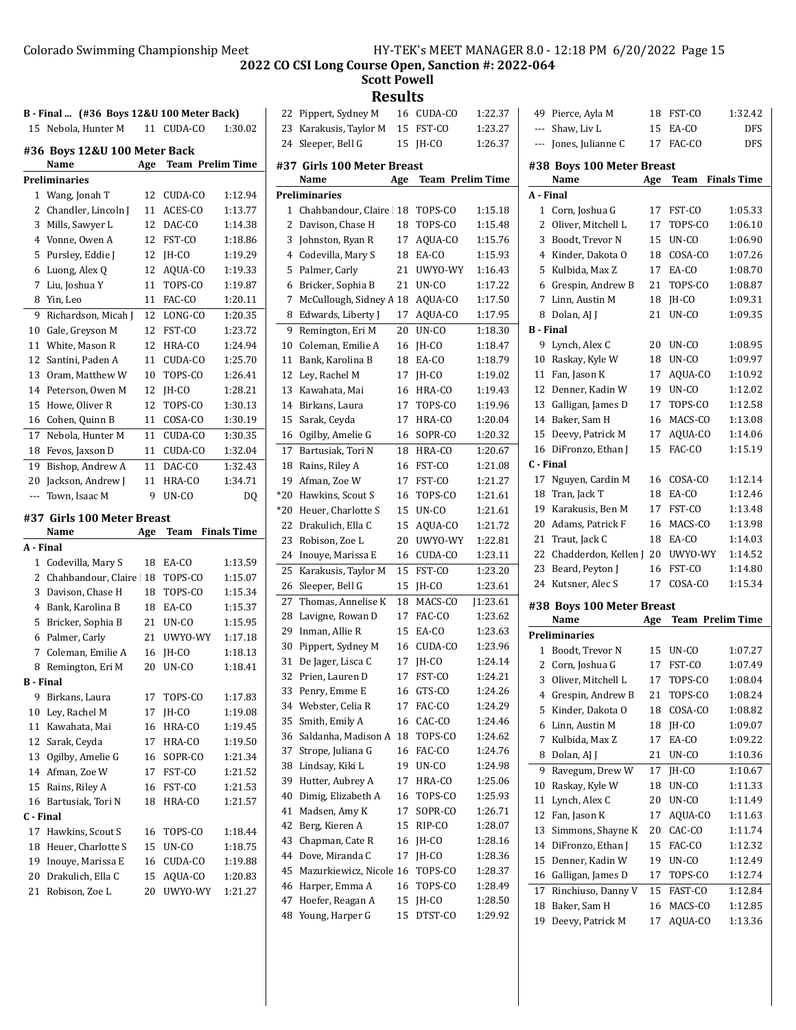## 2022 CO CSI Long Course Open, Sanction #: 2022-064

### Scott Powell

### Results

**B - Final ... (#36 Boys 12&U 100 Meter Back)**

| | Name | Age | Team | Finals Time |
|---|---|---|---|---|
| 15 | Nebola, Hunter M | 11 | CUDA-CO | 1:30.02 |

### #36 Boys 12&U 100 Meter Back

| | Name | Age | Team | Prelim Time |
|---|---|---|---|---|
| **Preliminaries** | | | | |
| 1 | Wang, Jonah T | 12 | CUDA-CO | 1:12.94 |
| 2 | Chandler, Lincoln J | 11 | ACES-CO | 1:13.77 |
| 3 | Mills, Sawyer L | 12 | DAC-CO | 1:14.38 |
| 4 | Vonne, Owen A | 12 | FST-CO | 1:18.86 |
| 5 | Pursley, Eddie J | 12 | JH-CO | 1:19.29 |
| 6 | Luong, Alex Q | 12 | AQUA-CO | 1:19.33 |
| 7 | Liu, Joshua Y | 11 | TOPS-CO | 1:19.87 |
| 8 | Yin, Leo | 11 | FAC-CO | 1:20.11 |
| 9 | Richardson, Micah J | 12 | LONG-CO | 1:20.35 |
| 10 | Gale, Greyson M | 12 | FST-CO | 1:23.72 |
| 11 | White, Mason R | 12 | HRA-CO | 1:24.94 |
| 12 | Santini, Paden A | 11 | CUDA-CO | 1:25.70 |
| 13 | Oram, Matthew W | 10 | TOPS-CO | 1:26.41 |
| 14 | Peterson, Owen M | 12 | JH-CO | 1:28.21 |
| 15 | Howe, Oliver R | 12 | TOPS-CO | 1:30.13 |
| 16 | Cohen, Quinn B | 11 | COSA-CO | 1:30.19 |
| 17 | Nebola, Hunter M | 11 | CUDA-CO | 1:30.35 |
| 18 | Fevos, Jaxson D | 11 | CUDA-CO | 1:32.04 |
| 19 | Bishop, Andrew A | 11 | DAC-CO | 1:32.43 |
| 20 | Jackson, Andrew J | 11 | HRA-CO | 1:34.71 |
| --- | Town, Isaac M | 9 | UN-CO | DQ |

### #37 Girls 100 Meter Breast

| | Name | Age | Team | Finals Time |
|---|---|---|---|---|
| **A - Final** | | | | |
| 1 | Codevilla, Mary S | 18 | EA-CO | 1:13.59 |
| 2 | Chahbandour, Claire | 18 | TOPS-CO | 1:15.07 |
| 3 | Davison, Chase H | 18 | TOPS-CO | 1:15.34 |
| 4 | Bank, Karolina B | 18 | EA-CO | 1:15.37 |
| 5 | Bricker, Sophia B | 21 | UN-CO | 1:15.95 |
| 6 | Palmer, Carly | 21 | UWYO-WY | 1:17.18 |
| 7 | Coleman, Emilie A | 16 | JH-CO | 1:18.13 |
| 8 | Remington, Eri M | 20 | UN-CO | 1:18.41 |
| **B - Final** | | | | |
| 9 | Birkans, Laura | 17 | TOPS-CO | 1:17.83 |
| 10 | Ley, Rachel M | 17 | JH-CO | 1:19.08 |
| 11 | Kawahata, Mai | 16 | HRA-CO | 1:19.45 |
| 12 | Sarak, Ceyda | 17 | HRA-CO | 1:19.50 |
| 13 | Ogilby, Amelie G | 16 | SOPR-CO | 1:21.34 |
| 14 | Afman, Zoe W | 17 | FST-CO | 1:21.52 |
| 15 | Rains, Riley A | 16 | FST-CO | 1:21.53 |
| 16 | Bartusiak, Tori N | 18 | HRA-CO | 1:21.57 |
| **C - Final** | | | | |
| 17 | Hawkins, Scout S | 16 | TOPS-CO | 1:18.44 |
| 18 | Heuer, Charlotte S | 15 | UN-CO | 1:18.75 |
| 19 | Inouye, Marissa E | 16 | CUDA-CO | 1:19.88 |
| 20 | Drakulich, Ella C | 15 | AQUA-CO | 1:20.83 |
| 21 | Robison, Zoe L | 20 | UWYO-WY | 1:21.27 |
| 22 | Pippert, Sydney M | 16 | CUDA-CO | 1:22.37 |
| 23 | Karakusis, Taylor M | 15 | FST-CO | 1:23.27 |
| 24 | Sleeper, Bell G | 15 | JH-CO | 1:26.37 |

### #37 Girls 100 Meter Breast

| | Name | Age | Team | Prelim Time |
|---|---|---|---|---|
| **Preliminaries** | | | | |
| 1 | Chahbandour, Claire | 18 | TOPS-CO | 1:15.18 |
| 2 | Davison, Chase H | 18 | TOPS-CO | 1:15.48 |
| 3 | Johnston, Ryan R | 17 | AQUA-CO | 1:15.76 |
| 4 | Codevilla, Mary S | 18 | EA-CO | 1:15.93 |
| 5 | Palmer, Carly | 21 | UWYO-WY | 1:16.43 |
| 6 | Bricker, Sophia B | 21 | UN-CO | 1:17.22 |
| 7 | McCullough, Sidney A | 18 | AQUA-CO | 1:17.50 |
| 8 | Edwards, Liberty J | 17 | AQUA-CO | 1:17.95 |
| 9 | Remington, Eri M | 20 | UN-CO | 1:18.30 |
| 10 | Coleman, Emilie A | 16 | JH-CO | 1:18.47 |
| 11 | Bank, Karolina B | 18 | EA-CO | 1:18.79 |
| 12 | Ley, Rachel M | 17 | JH-CO | 1:19.02 |
| 13 | Kawahata, Mai | 16 | HRA-CO | 1:19.43 |
| 14 | Birkans, Laura | 17 | TOPS-CO | 1:19.96 |
| 15 | Sarak, Ceyda | 17 | HRA-CO | 1:20.04 |
| 16 | Ogilby, Amelie G | 16 | SOPR-CO | 1:20.32 |
| 17 | Bartusiak, Tori N | 18 | HRA-CO | 1:20.67 |
| 18 | Rains, Riley A | 16 | FST-CO | 1:21.08 |
| 19 | Afman, Zoe W | 17 | FST-CO | 1:21.27 |
| *20 | Hawkins, Scout S | 16 | TOPS-CO | 1:21.61 |
| *20 | Heuer, Charlotte S | 15 | UN-CO | 1:21.61 |
| 22 | Drakulich, Ella C | 15 | AQUA-CO | 1:21.72 |
| 23 | Robison, Zoe L | 20 | UWYO-WY | 1:22.81 |
| 24 | Inouye, Marissa E | 16 | CUDA-CO | 1:23.11 |
| 25 | Karakusis, Taylor M | 15 | FST-CO | 1:23.20 |
| 26 | Sleeper, Bell G | 15 | JH-CO | 1:23.61 |
| 27 | Thomas, Annelise K | 18 | MACS-CO | J1:23.61 |
| 28 | Lavigne, Rowan D | 17 | FAC-CO | 1:23.62 |
| 29 | Inman, Allie R | 15 | EA-CO | 1:23.63 |
| 30 | Pippert, Sydney M | 16 | CUDA-CO | 1:23.96 |
| 31 | De Jager, Lisca C | 17 | JH-CO | 1:24.14 |
| 32 | Prien, Lauren D | 17 | FST-CO | 1:24.21 |
| 33 | Penry, Emme E | 16 | GTS-CO | 1:24.26 |
| 34 | Webster, Celia R | 17 | FAC-CO | 1:24.29 |
| 35 | Smith, Emily A | 16 | CAC-CO | 1:24.46 |
| 36 | Saldanha, Madison A | 18 | TOPS-CO | 1:24.62 |
| 37 | Strope, Juliana G | 16 | FAC-CO | 1:24.76 |
| 38 | Lindsay, Kiki L | 19 | UN-CO | 1:24.98 |
| 39 | Hutter, Aubrey A | 17 | HRA-CO | 1:25.06 |
| 40 | Dimig, Elizabeth A | 16 | TOPS-CO | 1:25.93 |
| 41 | Madsen, Amy K | 17 | SOPR-CO | 1:26.71 |
| 42 | Berg, Kieren A | 15 | RIP-CO | 1:28.07 |
| 43 | Chapman, Cate R | 16 | JH-CO | 1:28.16 |
| 44 | Dove, Miranda C | 17 | JH-CO | 1:28.36 |
| 45 | Mazurkiewicz, Nicole | 16 | TOPS-CO | 1:28.37 |
| 46 | Harper, Emma A | 16 | TOPS-CO | 1:28.49 |
| 47 | Hoefer, Reagan A | 15 | JH-CO | 1:28.50 |
| 48 | Young, Harper G | 15 | DTST-CO | 1:29.92 |
| 49 | Pierce, Ayla M | 18 | FST-CO | 1:32.42 |
| --- | Shaw, Liv L | 15 | EA-CO | DFS |
| --- | Jones, Julianne C | 17 | FAC-CO | DFS |

### #38 Boys 100 Meter Breast

| | Name | Age | Team | Finals Time |
|---|---|---|---|---|
| **A - Final** | | | | |
| 1 | Corn, Joshua G | 17 | FST-CO | 1:05.33 |
| 2 | Oliver, Mitchell L | 17 | TOPS-CO | 1:06.10 |
| 3 | Boodt, Trevor N | 15 | UN-CO | 1:06.90 |
| 4 | Kinder, Dakota O | 18 | COSA-CO | 1:07.26 |
| 5 | Kulbida, Max Z | 17 | EA-CO | 1:08.70 |
| 6 | Grespin, Andrew B | 21 | TOPS-CO | 1:08.87 |
| 7 | Linn, Austin M | 18 | JH-CO | 1:09.31 |
| 8 | Dolan, AJ J | 21 | UN-CO | 1:09.35 |
| **B - Final** | | | | |
| 9 | Lynch, Alex C | 20 | UN-CO | 1:08.95 |
| 10 | Raskay, Kyle W | 18 | UN-CO | 1:09.97 |
| 11 | Fan, Jason K | 17 | AQUA-CO | 1:10.92 |
| 12 | Denner, Kadin W | 19 | UN-CO | 1:12.02 |
| 13 | Galligan, James D | 17 | TOPS-CO | 1:12.58 |
| 14 | Baker, Sam H | 16 | MACS-CO | 1:13.08 |
| 15 | Deevy, Patrick M | 17 | AQUA-CO | 1:14.06 |
| 16 | DiFronzo, Ethan J | 15 | FAC-CO | 1:15.19 |
| **C - Final** | | | | |
| 17 | Nguyen, Cardin M | 16 | COSA-CO | 1:12.14 |
| 18 | Tran, Jack T | 18 | EA-CO | 1:12.46 |
| 19 | Karakusis, Ben M | 17 | FST-CO | 1:13.48 |
| 20 | Adams, Patrick F | 16 | MACS-CO | 1:13.98 |
| 21 | Traut, Jack C | 18 | EA-CO | 1:14.03 |
| 22 | Chadderdon, Kellen J | 20 | UWYO-WY | 1:14.52 |
| 23 | Beard, Peyton J | 16 | FST-CO | 1:14.80 |
| 24 | Kutsner, Alec S | 17 | COSA-CO | 1:15.34 |

### #38 Boys 100 Meter Breast

| | Name | Age | Team | Prelim Time |
|---|---|---|---|---|
| **Preliminaries** | | | | |
| 1 | Boodt, Trevor N | 15 | UN-CO | 1:07.27 |
| 2 | Corn, Joshua G | 17 | FST-CO | 1:07.49 |
| 3 | Oliver, Mitchell L | 17 | TOPS-CO | 1:08.04 |
| 4 | Grespin, Andrew B | 21 | TOPS-CO | 1:08.24 |
| 5 | Kinder, Dakota O | 18 | COSA-CO | 1:08.82 |
| 6 | Linn, Austin M | 18 | JH-CO | 1:09.07 |
| 7 | Kulbida, Max Z | 17 | EA-CO | 1:09.22 |
| 8 | Dolan, AJ J | 21 | UN-CO | 1:10.36 |
| 9 | Ravegum, Drew W | 17 | JH-CO | 1:10.67 |
| 10 | Raskay, Kyle W | 18 | UN-CO | 1:11.33 |
| 11 | Lynch, Alex C | 20 | UN-CO | 1:11.49 |
| 12 | Fan, Jason K | 17 | AQUA-CO | 1:11.63 |
| 13 | Simmons, Shayne K | 20 | CAC-CO | 1:11.74 |
| 14 | DiFronzo, Ethan J | 15 | FAC-CO | 1:12.32 |
| 15 | Denner, Kadin W | 19 | UN-CO | 1:12.49 |
| 16 | Galligan, James D | 17 | TOPS-CO | 1:12.74 |
| 17 | Rinchiuso, Danny V | 15 | FAST-CO | 1:12.84 |
| 18 | Baker, Sam H | 16 | MACS-CO | 1:12.85 |
| 19 | Deevy, Patrick M | 17 | AQUA-CO | 1:13.36 |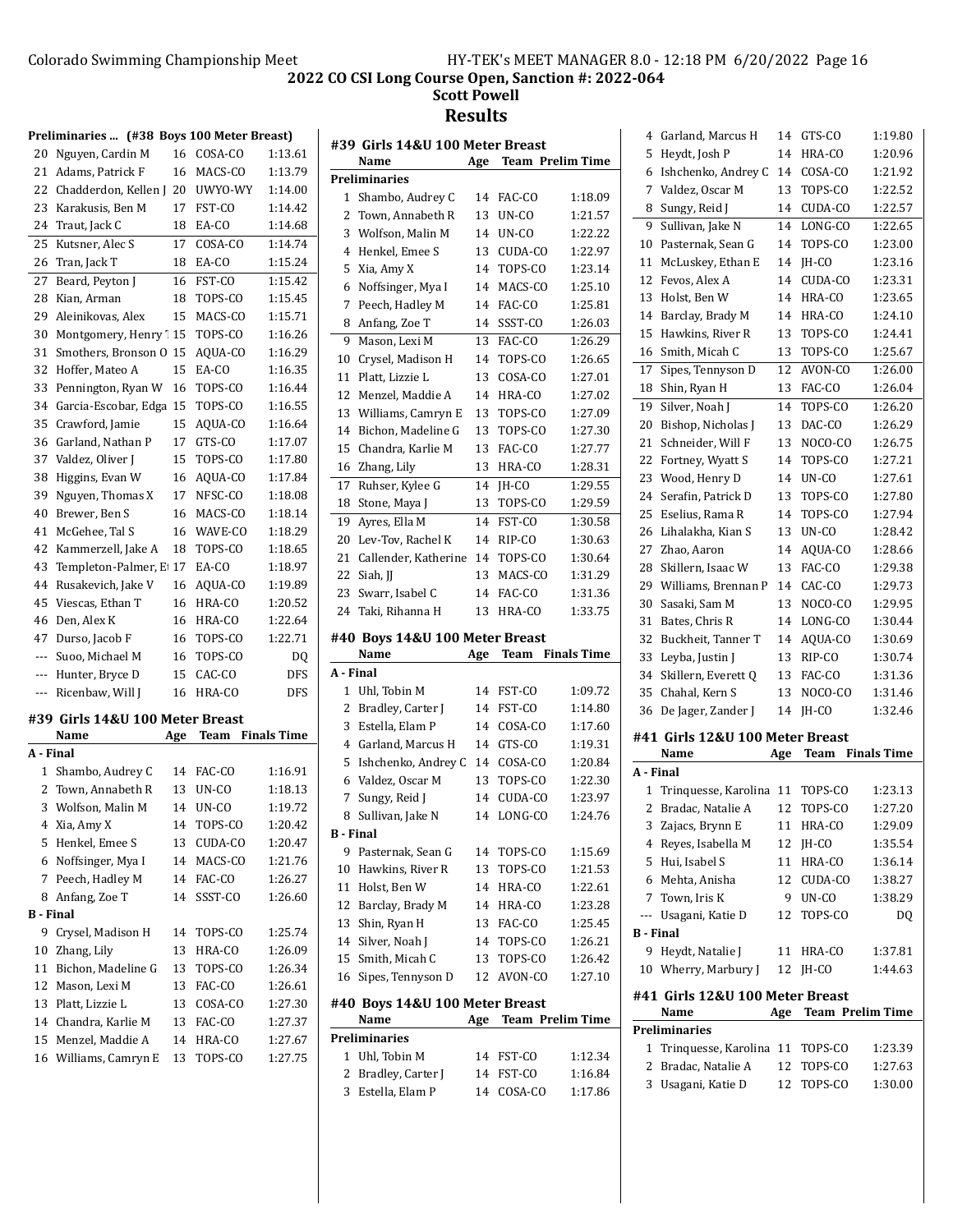# 2022 CO CSI Long Course Open, Sanction #: 2022-064

## Scott Powell

## Results

### Preliminaries ... (#38 Boys 100 Meter Breast)

| | Name | Age | Team | Prelim Time |
|---|---|---|---|---|
| 20 | Nguyen, Cardin M | 16 | COSA-CO | 1:13.61 |
| 21 | Adams, Patrick F | 16 | MACS-CO | 1:13.79 |
| 22 | Chadderdon, Kellen J | 20 | UWYO-WY | 1:14.00 |
| 23 | Karakusis, Ben M | 17 | FST-CO | 1:14.42 |
| 24 | Traut, Jack C | 18 | EA-CO | 1:14.68 |
| 25 | Kutsner, Alec S | 17 | COSA-CO | 1:14.74 |
| 26 | Tran, Jack T | 18 | EA-CO | 1:15.24 |
| 27 | Beard, Peyton J | 16 | FST-CO | 1:15.42 |
| 28 | Kian, Arman | 18 | TOPS-CO | 1:15.45 |
| 29 | Aleinikovas, Alex | 15 | MACS-CO | 1:15.71 |
| 30 | Montgomery, Henry T | 15 | TOPS-CO | 1:16.26 |
| 31 | Smothers, Bronson O | 15 | AQUA-CO | 1:16.29 |
| 32 | Hoffer, Mateo A | 15 | EA-CO | 1:16.35 |
| 33 | Pennington, Ryan W | 16 | TOPS-CO | 1:16.44 |
| 34 | Garcia-Escobar, Edga | 15 | TOPS-CO | 1:16.55 |
| 35 | Crawford, Jamie | 15 | AQUA-CO | 1:16.64 |
| 36 | Garland, Nathan P | 17 | GTS-CO | 1:17.07 |
| 37 | Valdez, Oliver J | 15 | TOPS-CO | 1:17.80 |
| 38 | Higgins, Evan W | 16 | AQUA-CO | 1:17.84 |
| 39 | Nguyen, Thomas X | 17 | NFSC-CO | 1:18.08 |
| 40 | Brewer, Ben S | 16 | MACS-CO | 1:18.14 |
| 41 | McGehee, Tal S | 16 | WAVE-CO | 1:18.29 |
| 42 | Kammerzell, Jake A | 18 | TOPS-CO | 1:18.65 |
| 43 | Templeton-Palmer, E | 17 | EA-CO | 1:18.97 |
| 44 | Rusakevich, Jake V | 16 | AQUA-CO | 1:19.89 |
| 45 | Viescas, Ethan T | 16 | HRA-CO | 1:20.52 |
| 46 | Den, Alex K | 16 | HRA-CO | 1:22.64 |
| 47 | Durso, Jacob F | 16 | TOPS-CO | 1:22.71 |
| --- | Suoo, Michael M | 16 | TOPS-CO | DQ |
| --- | Hunter, Bryce D | 15 | CAC-CO | DFS |
| --- | Ricenbaw, Will J | 16 | HRA-CO | DFS |

### #39 Girls 14&U 100 Meter Breast

| | Name | Age | Team | Finals Time |
|---|---|---|---|---|
| **A - Final** | | | | |
| 1 | Shambo, Audrey C | 14 | FAC-CO | 1:16.91 |
| 2 | Town, Annabeth R | 13 | UN-CO | 1:18.13 |
| 3 | Wolfson, Malin M | 14 | UN-CO | 1:19.72 |
| 4 | Xia, Amy X | 14 | TOPS-CO | 1:20.42 |
| 5 | Henkel, Emee S | 13 | CUDA-CO | 1:20.47 |
| 6 | Noffsinger, Mya I | 14 | MACS-CO | 1:21.76 |
| 7 | Peech, Hadley M | 14 | FAC-CO | 1:26.27 |
| 8 | Anfang, Zoe T | 14 | SSST-CO | 1:26.60 |
| **B - Final** | | | | |
| 9 | Crysel, Madison H | 14 | TOPS-CO | 1:25.74 |
| 10 | Zhang, Lily | 13 | HRA-CO | 1:26.09 |
| 11 | Bichon, Madeline G | 13 | TOPS-CO | 1:26.34 |
| 12 | Mason, Lexi M | 13 | FAC-CO | 1:26.61 |
| 13 | Platt, Lizzie L | 13 | COSA-CO | 1:27.30 |
| 14 | Chandra, Karlie M | 13 | FAC-CO | 1:27.37 |
| 15 | Menzel, Maddie A | 14 | HRA-CO | 1:27.67 |
| 16 | Williams, Camryn E | 13 | TOPS-CO | 1:27.75 |

### #39 Girls 14&U 100 Meter Breast

| | Name | Age | Team | Prelim Time |
|---|---|---|---|---|
| **Preliminaries** | | | | |
| 1 | Shambo, Audrey C | 14 | FAC-CO | 1:18.09 |
| 2 | Town, Annabeth R | 13 | UN-CO | 1:21.57 |
| 3 | Wolfson, Malin M | 14 | UN-CO | 1:22.22 |
| 4 | Henkel, Emee S | 13 | CUDA-CO | 1:22.97 |
| 5 | Xia, Amy X | 14 | TOPS-CO | 1:23.14 |
| 6 | Noffsinger, Mya I | 14 | MACS-CO | 1:25.10 |
| 7 | Peech, Hadley M | 14 | FAC-CO | 1:25.81 |
| 8 | Anfang, Zoe T | 14 | SSST-CO | 1:26.03 |
| 9 | Mason, Lexi M | 13 | FAC-CO | 1:26.29 |
| 10 | Crysel, Madison H | 14 | TOPS-CO | 1:26.65 |
| 11 | Platt, Lizzie L | 13 | COSA-CO | 1:27.01 |
| 12 | Menzel, Maddie A | 14 | HRA-CO | 1:27.02 |
| 13 | Williams, Camryn E | 13 | TOPS-CO | 1:27.09 |
| 14 | Bichon, Madeline G | 13 | TOPS-CO | 1:27.30 |
| 15 | Chandra, Karlie M | 13 | FAC-CO | 1:27.77 |
| 16 | Zhang, Lily | 13 | HRA-CO | 1:28.31 |
| 17 | Ruhser, Kylee G | 14 | JH-CO | 1:29.55 |
| 18 | Stone, Maya J | 13 | TOPS-CO | 1:29.59 |
| 19 | Ayres, Ella M | 14 | FST-CO | 1:30.58 |
| 20 | Lev-Tov, Rachel K | 14 | RIP-CO | 1:30.63 |
| 21 | Callender, Katherine | 14 | TOPS-CO | 1:30.64 |
| 22 | Siah, JJ | 13 | MACS-CO | 1:31.29 |
| 23 | Swarr, Isabel C | 14 | FAC-CO | 1:31.36 |
| 24 | Taki, Rihanna H | 13 | HRA-CO | 1:33.75 |

### #40 Boys 14&U 100 Meter Breast

| | Name | Age | Team | Finals Time |
|---|---|---|---|---|
| **A - Final** | | | | |
| 1 | Uhl, Tobin M | 14 | FST-CO | 1:09.72 |
| 2 | Bradley, Carter J | 14 | FST-CO | 1:14.80 |
| 3 | Estella, Elam P | 14 | COSA-CO | 1:17.60 |
| 4 | Garland, Marcus H | 14 | GTS-CO | 1:19.31 |
| 5 | Ishchenko, Andrey C | 14 | COSA-CO | 1:20.84 |
| 6 | Valdez, Oscar M | 13 | TOPS-CO | 1:22.30 |
| 7 | Sungy, Reid J | 14 | CUDA-CO | 1:23.97 |
| 8 | Sullivan, Jake N | 14 | LONG-CO | 1:24.76 |
| **B - Final** | | | | |
| 9 | Pasternak, Sean G | 14 | TOPS-CO | 1:15.69 |
| 10 | Hawkins, River R | 13 | TOPS-CO | 1:21.53 |
| 11 | Holst, Ben W | 14 | HRA-CO | 1:22.61 |
| 12 | Barclay, Brady M | 14 | HRA-CO | 1:23.28 |
| 13 | Shin, Ryan H | 13 | FAC-CO | 1:25.45 |
| 14 | Silver, Noah J | 14 | TOPS-CO | 1:26.21 |
| 15 | Smith, Micah C | 13 | TOPS-CO | 1:26.42 |
| 16 | Sipes, Tennyson D | 12 | AVON-CO | 1:27.10 |

### #40 Boys 14&U 100 Meter Breast

| | Name | Age | Team | Prelim Time |
|---|---|---|---|---|
| **Preliminaries** | | | | |
| 1 | Uhl, Tobin M | 14 | FST-CO | 1:12.34 |
| 2 | Bradley, Carter J | 14 | FST-CO | 1:16.84 |
| 3 | Estella, Elam P | 14 | COSA-CO | 1:17.86 |
| 4 | Garland, Marcus H | 14 | GTS-CO | 1:19.80 |
| 5 | Heydt, Josh P | 14 | HRA-CO | 1:20.96 |
| 6 | Ishchenko, Andrey C | 14 | COSA-CO | 1:21.92 |
| 7 | Valdez, Oscar M | 13 | TOPS-CO | 1:22.52 |
| 8 | Sungy, Reid J | 14 | CUDA-CO | 1:22.57 |
| 9 | Sullivan, Jake N | 14 | LONG-CO | 1:22.65 |
| 10 | Pasternak, Sean G | 14 | TOPS-CO | 1:23.00 |
| 11 | McLuskey, Ethan E | 14 | JH-CO | 1:23.16 |
| 12 | Fevos, Alex A | 14 | CUDA-CO | 1:23.31 |
| 13 | Holst, Ben W | 14 | HRA-CO | 1:23.65 |
| 14 | Barclay, Brady M | 14 | HRA-CO | 1:24.10 |
| 15 | Hawkins, River R | 13 | TOPS-CO | 1:24.41 |
| 16 | Smith, Micah C | 13 | TOPS-CO | 1:25.67 |
| 17 | Sipes, Tennyson D | 12 | AVON-CO | 1:26.00 |
| 18 | Shin, Ryan H | 13 | FAC-CO | 1:26.04 |
| 19 | Silver, Noah J | 14 | TOPS-CO | 1:26.20 |
| 20 | Bishop, Nicholas J | 13 | DAC-CO | 1:26.29 |
| 21 | Schneider, Will F | 13 | NOCO-CO | 1:26.75 |
| 22 | Fortney, Wyatt S | 14 | TOPS-CO | 1:27.21 |
| 23 | Wood, Henry D | 14 | UN-CO | 1:27.61 |
| 24 | Serafin, Patrick D | 13 | TOPS-CO | 1:27.80 |
| 25 | Eselius, Rama R | 14 | TOPS-CO | 1:27.94 |
| 26 | Lihalakha, Kian S | 13 | UN-CO | 1:28.42 |
| 27 | Zhao, Aaron | 14 | AQUA-CO | 1:28.66 |
| 28 | Skillern, Isaac W | 13 | FAC-CO | 1:29.38 |
| 29 | Williams, Brennan P | 14 | CAC-CO | 1:29.73 |
| 30 | Sasaki, Sam M | 13 | NOCO-CO | 1:29.95 |
| 31 | Bates, Chris R | 14 | LONG-CO | 1:30.44 |
| 32 | Buckheit, Tanner T | 14 | AQUA-CO | 1:30.69 |
| 33 | Leyba, Justin J | 13 | RIP-CO | 1:30.74 |
| 34 | Skillern, Everett Q | 13 | FAC-CO | 1:31.36 |
| 35 | Chahal, Kern S | 13 | NOCO-CO | 1:31.46 |
| 36 | De Jager, Zander J | 14 | JH-CO | 1:32.46 |

### #41 Girls 12&U 100 Meter Breast

| | Name | Age | Team | Finals Time |
|---|---|---|---|---|
| **A - Final** | | | | |
| 1 | Trinquesse, Karolina | 11 | TOPS-CO | 1:23.13 |
| 2 | Bradac, Natalie A | 12 | TOPS-CO | 1:27.20 |
| 3 | Zajacs, Brynn E | 11 | HRA-CO | 1:29.09 |
| 4 | Reyes, Isabella M | 12 | JH-CO | 1:35.54 |
| 5 | Hui, Isabel S | 11 | HRA-CO | 1:36.14 |
| 6 | Mehta, Anisha | 12 | CUDA-CO | 1:38.27 |
| 7 | Town, Iris K | 9 | UN-CO | 1:38.29 |
| --- | Usagani, Katie D | 12 | TOPS-CO | DQ |
| **B - Final** | | | | |
| 9 | Heydt, Natalie J | 11 | HRA-CO | 1:37.81 |
| 10 | Wherry, Marbury J | 12 | JH-CO | 1:44.63 |

### #41 Girls 12&U 100 Meter Breast

| | Name | Age | Team | Prelim Time |
|---|---|---|---|---|
| **Preliminaries** | | | | |
| 1 | Trinquesse, Karolina | 11 | TOPS-CO | 1:23.39 |
| 2 | Bradac, Natalie A | 12 | TOPS-CO | 1:27.63 |
| 3 | Usagani, Katie D | 12 | TOPS-CO | 1:30.00 |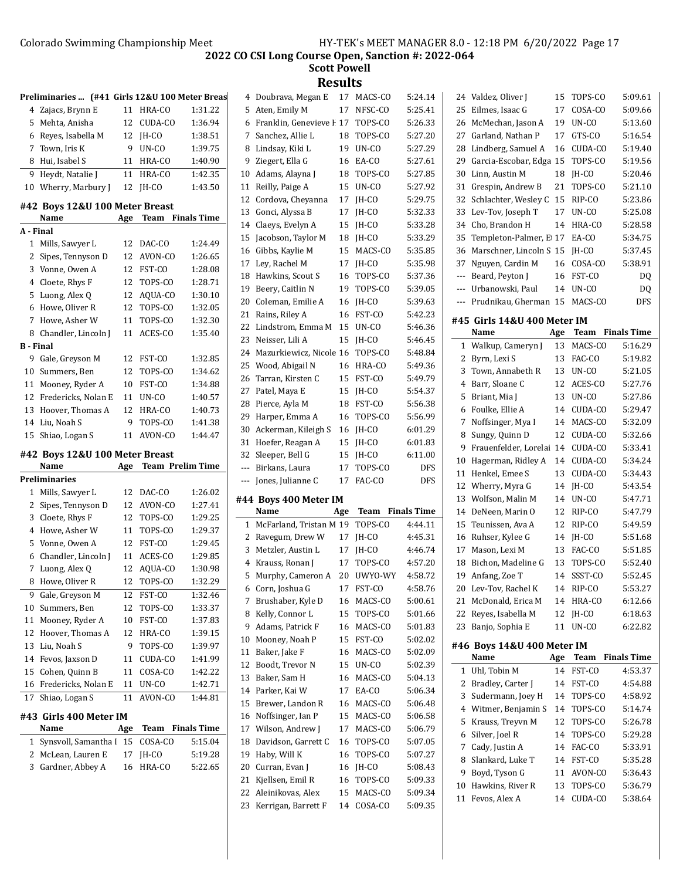## 2022 CO CSI Long Course Open, Sanction #: 2022-064

### Scott Powell

### Results

**Preliminaries ... (#41 Girls 12&U 100 Meter Breast)**

| | Name | Age | Team | Time |
|---|---|---|---|---|
| 4 | Zajacs, Brynn E | 11 | HRA-CO | 1:31.22 |
| 5 | Mehta, Anisha | 12 | CUDA-CO | 1:36.94 |
| 6 | Reyes, Isabella M | 12 | JH-CO | 1:38.51 |
| 7 | Town, Iris K | 9 | UN-CO | 1:39.75 |
| 8 | Hui, Isabel S | 11 | HRA-CO | 1:40.90 |
| 9 | Heydt, Natalie J | 11 | HRA-CO | 1:42.35 |
| 10 | Wherry, Marbury J | 12 | JH-CO | 1:43.50 |

#### #42 Boys 12&U 100 Meter Breast

| | Name | Age | Team | Finals Time |
|---|---|---|---|---|
| **A - Final** | | | | |
| 1 | Mills, Sawyer L | 12 | DAC-CO | 1:24.49 |
| 2 | Sipes, Tennyson D | 12 | AVON-CO | 1:26.65 |
| 3 | Vonne, Owen A | 12 | FST-CO | 1:28.08 |
| 4 | Cloete, Rhys F | 12 | TOPS-CO | 1:28.71 |
| 5 | Luong, Alex Q | 12 | AQUA-CO | 1:30.10 |
| 6 | Howe, Oliver R | 12 | TOPS-CO | 1:32.05 |
| 7 | Howe, Asher W | 11 | TOPS-CO | 1:32.30 |
| 8 | Chandler, Lincoln J | 11 | ACES-CO | 1:35.40 |
| **B - Final** | | | | |
| 9 | Gale, Greyson M | 12 | FST-CO | 1:32.85 |
| 10 | Summers, Ben | 12 | TOPS-CO | 1:34.62 |
| 11 | Mooney, Ryder A | 10 | FST-CO | 1:34.88 |
| 12 | Fredericks, Nolan E | 11 | UN-CO | 1:40.57 |
| 13 | Hoover, Thomas A | 12 | HRA-CO | 1:40.73 |
| 14 | Liu, Noah S | 9 | TOPS-CO | 1:41.38 |
| 15 | Shiao, Logan S | 11 | AVON-CO | 1:44.47 |

#### #42 Boys 12&U 100 Meter Breast

| | Name | Age | Team | Prelim Time |
|---|---|---|---|---|
| **Preliminaries** | | | | |
| 1 | Mills, Sawyer L | 12 | DAC-CO | 1:26.02 |
| 2 | Sipes, Tennyson D | 12 | AVON-CO | 1:27.41 |
| 3 | Cloete, Rhys F | 12 | TOPS-CO | 1:29.25 |
| 4 | Howe, Asher W | 11 | TOPS-CO | 1:29.37 |
| 5 | Vonne, Owen A | 12 | FST-CO | 1:29.45 |
| 6 | Chandler, Lincoln J | 11 | ACES-CO | 1:29.85 |
| 7 | Luong, Alex Q | 12 | AQUA-CO | 1:30.98 |
| 8 | Howe, Oliver R | 12 | TOPS-CO | 1:32.29 |
| 9 | Gale, Greyson M | 12 | FST-CO | 1:32.46 |
| 10 | Summers, Ben | 12 | TOPS-CO | 1:33.37 |
| 11 | Mooney, Ryder A | 10 | FST-CO | 1:37.83 |
| 12 | Hoover, Thomas A | 12 | HRA-CO | 1:39.15 |
| 13 | Liu, Noah S | 9 | TOPS-CO | 1:39.97 |
| 14 | Fevos, Jaxson D | 11 | CUDA-CO | 1:41.99 |
| 15 | Cohen, Quinn B | 11 | COSA-CO | 1:42.22 |
| 16 | Fredericks, Nolan E | 11 | UN-CO | 1:42.71 |
| 17 | Shiao, Logan S | 11 | AVON-CO | 1:44.81 |

#### #43 Girls 400 Meter IM

| | Name | Age | Team | Finals Time |
|---|---|---|---|---|
| 1 | Synsvoll, Samantha I | 15 | COSA-CO | 5:15.04 |
| 2 | McLean, Lauren E | 17 | JH-CO | 5:19.28 |
| 3 | Gardner, Abbey A | 16 | HRA-CO | 5:22.65 |
| 4 | Doubrava, Megan E | 17 | MACS-CO | 5:24.14 |
| 5 | Aten, Emily M | 17 | NFSC-CO | 5:25.41 |
| 6 | Franklin, Genevieve F | 17 | TOPS-CO | 5:26.33 |
| 7 | Sanchez, Allie L | 18 | TOPS-CO | 5:27.20 |
| 8 | Lindsay, Kiki L | 19 | UN-CO | 5:27.29 |
| 9 | Ziegert, Ella G | 16 | EA-CO | 5:27.61 |
| 10 | Adams, Alayna J | 18 | TOPS-CO | 5:27.85 |
| 11 | Reilly, Paige A | 15 | UN-CO | 5:27.92 |
| 12 | Cordova, Cheyanna | 17 | JH-CO | 5:29.75 |
| 13 | Gonci, Alyssa B | 17 | JH-CO | 5:32.33 |
| 14 | Claeys, Evelyn A | 15 | JH-CO | 5:33.28 |
| 15 | Jacobson, Taylor M | 18 | JH-CO | 5:33.29 |
| 16 | Gibbs, Kaylie M | 15 | MACS-CO | 5:35.85 |
| 17 | Ley, Rachel M | 17 | JH-CO | 5:35.98 |
| 18 | Hawkins, Scout S | 16 | TOPS-CO | 5:37.36 |
| 19 | Beery, Caitlin N | 19 | TOPS-CO | 5:39.05 |
| 20 | Coleman, Emilie A | 16 | JH-CO | 5:39.63 |
| 21 | Rains, Riley A | 16 | FST-CO | 5:42.23 |
| 22 | Lindstrom, Emma M | 15 | UN-CO | 5:46.36 |
| 23 | Neisser, Lili A | 15 | JH-CO | 5:46.45 |
| 24 | Mazurkiewicz, Nicole | 16 | TOPS-CO | 5:48.84 |
| 25 | Wood, Abigail N | 16 | HRA-CO | 5:49.36 |
| 26 | Tarran, Kirsten C | 15 | FST-CO | 5:49.79 |
| 27 | Patel, Maya E | 15 | JH-CO | 5:54.37 |
| 28 | Pierce, Ayla M | 18 | FST-CO | 5:56.38 |
| 29 | Harper, Emma A | 16 | TOPS-CO | 5:56.99 |
| 30 | Ackerman, Kileigh S | 16 | JH-CO | 6:01.29 |
| 31 | Hoefer, Reagan A | 15 | JH-CO | 6:01.83 |
| 32 | Sleeper, Bell G | 15 | JH-CO | 6:11.00 |
| --- | Birkans, Laura | 17 | TOPS-CO | DFS |
| --- | Jones, Julianne C | 17 | FAC-CO | DFS |

#### #44 Boys 400 Meter IM

| | Name | Age | Team | Finals Time |
|---|---|---|---|---|
| 1 | McFarland, Tristan M | 19 | TOPS-CO | 4:44.11 |
| 2 | Ravegum, Drew W | 17 | JH-CO | 4:45.31 |
| 3 | Metzler, Austin L | 17 | JH-CO | 4:46.74 |
| 4 | Krauss, Ronan J | 17 | TOPS-CO | 4:57.20 |
| 5 | Murphy, Cameron A | 20 | UWYO-WY | 4:58.72 |
| 6 | Corn, Joshua G | 17 | FST-CO | 4:58.76 |
| 7 | Brushaber, Kyle D | 16 | MACS-CO | 5:00.61 |
| 8 | Kelly, Connor L | 15 | TOPS-CO | 5:01.66 |
| 9 | Adams, Patrick F | 16 | MACS-CO | 5:01.83 |
| 10 | Mooney, Noah P | 15 | FST-CO | 5:02.02 |
| 11 | Baker, Jake F | 16 | MACS-CO | 5:02.09 |
| 12 | Boodt, Trevor N | 15 | UN-CO | 5:02.39 |
| 13 | Baker, Sam H | 16 | MACS-CO | 5:04.13 |
| 14 | Parker, Kai W | 17 | EA-CO | 5:06.34 |
| 15 | Brewer, Landon R | 16 | MACS-CO | 5:06.48 |
| 16 | Noffsinger, Ian P | 15 | MACS-CO | 5:06.58 |
| 17 | Wilson, Andrew J | 17 | MACS-CO | 5:06.79 |
| 18 | Davidson, Garrett C | 16 | TOPS-CO | 5:07.05 |
| 19 | Haby, Will K | 16 | TOPS-CO | 5:07.27 |
| 20 | Curran, Evan J | 16 | JH-CO | 5:08.43 |
| 21 | Kjellsen, Emil R | 16 | TOPS-CO | 5:09.33 |
| 22 | Aleinikovas, Alex | 15 | MACS-CO | 5:09.34 |
| 23 | Kerrigan, Barrett F | 14 | COSA-CO | 5:09.35 |
| 24 | Valdez, Oliver J | 15 | TOPS-CO | 5:09.61 |
| 25 | Eilmes, Isaac G | 17 | COSA-CO | 5:09.66 |
| 26 | McMechan, Jason A | 19 | UN-CO | 5:13.60 |
| 27 | Garland, Nathan P | 17 | GTS-CO | 5:16.54 |
| 28 | Lindberg, Samuel A | 16 | CUDA-CO | 5:19.40 |
| 29 | Garcia-Escobar, Edga | 15 | TOPS-CO | 5:19.56 |
| 30 | Linn, Austin M | 18 | JH-CO | 5:20.46 |
| 31 | Grespin, Andrew B | 21 | TOPS-CO | 5:21.10 |
| 32 | Schlachter, Wesley C | 15 | RIP-CO | 5:23.86 |
| 33 | Lev-Tov, Joseph T | 17 | UN-CO | 5:25.08 |
| 34 | Cho, Brandon H | 14 | HRA-CO | 5:28.58 |
| 35 | Templeton-Palmer, E | 17 | EA-CO | 5:34.75 |
| 36 | Marschner, Lincoln S | 15 | JH-CO | 5:37.45 |
| 37 | Nguyen, Cardin M | 16 | COSA-CO | 5:38.91 |
| --- | Beard, Peyton J | 16 | FST-CO | DQ |
| --- | Urbanowski, Paul | 14 | UN-CO | DQ |
| --- | Prudnikau, Gherman | 15 | MACS-CO | DFS |

#### #45 Girls 14&U 400 Meter IM

| | Name | Age | Team | Finals Time |
|---|---|---|---|---|
| 1 | Walkup, Cameryn J | 13 | MACS-CO | 5:16.29 |
| 2 | Byrn, Lexi S | 13 | FAC-CO | 5:19.82 |
| 3 | Town, Annabeth R | 13 | UN-CO | 5:21.05 |
| 4 | Barr, Sloane C | 12 | ACES-CO | 5:27.76 |
| 5 | Briant, Mia J | 13 | UN-CO | 5:27.86 |
| 6 | Foulke, Ellie A | 14 | CUDA-CO | 5:29.47 |
| 7 | Noffsinger, Mya I | 14 | MACS-CO | 5:32.09 |
| 8 | Sungy, Quinn D | 12 | CUDA-CO | 5:32.66 |
| 9 | Frauenfelder, Lorelai | 14 | CUDA-CO | 5:33.41 |
| 10 | Hagerman, Ridley A | 14 | CUDA-CO | 5:34.24 |
| 11 | Henkel, Emee S | 13 | CUDA-CO | 5:34.43 |
| 12 | Wherry, Myra G | 14 | JH-CO | 5:43.54 |
| 13 | Wolfson, Malin M | 14 | UN-CO | 5:47.71 |
| 14 | DeNeen, Marin O | 12 | RIP-CO | 5:47.79 |
| 15 | Teunissen, Ava A | 12 | RIP-CO | 5:49.59 |
| 16 | Ruhser, Kylee G | 14 | JH-CO | 5:51.68 |
| 17 | Mason, Lexi M | 13 | FAC-CO | 5:51.85 |
| 18 | Bichon, Madeline G | 13 | TOPS-CO | 5:52.40 |
| 19 | Anfang, Zoe T | 14 | SSST-CO | 5:52.45 |
| 20 | Lev-Tov, Rachel K | 14 | RIP-CO | 5:53.27 |
| 21 | McDonald, Erica M | 14 | HRA-CO | 6:12.66 |
| 22 | Reyes, Isabella M | 12 | JH-CO | 6:18.63 |
| 23 | Banjo, Sophia E | 11 | UN-CO | 6:22.82 |

#### #46 Boys 14&U 400 Meter IM

| | Name | Age | Team | Finals Time |
|---|---|---|---|---|
| 1 | Uhl, Tobin M | 14 | FST-CO | 4:53.37 |
| 2 | Bradley, Carter J | 14 | FST-CO | 4:54.88 |
| 3 | Sudermann, Joey H | 14 | TOPS-CO | 4:58.92 |
| 4 | Witmer, Benjamin S | 14 | TOPS-CO | 5:14.74 |
| 5 | Krauss, Treyvn M | 12 | TOPS-CO | 5:26.78 |
| 6 | Silver, Joel R | 14 | TOPS-CO | 5:29.28 |
| 7 | Cady, Justin A | 14 | FAC-CO | 5:33.91 |
| 8 | Slankard, Luke T | 14 | FST-CO | 5:35.28 |
| 9 | Boyd, Tyson G | 11 | AVON-CO | 5:36.43 |
| 10 | Hawkins, River R | 13 | TOPS-CO | 5:36.79 |
| 11 | Fevos, Alex A | 14 | CUDA-CO | 5:38.64 |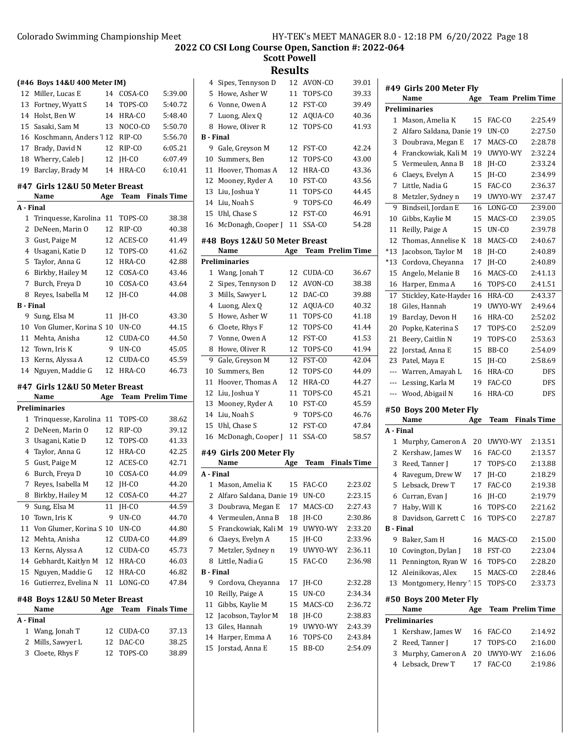## 2022 CO CSI Long Course Open, Sanction #: 2022-064
### Scott Powell
### Results

**(#46 Boys 14&U 400 Meter IM)**

| | Name | Age | Team | Finals Time |
|---|---|---|---|---|
| 12 | Miller, Lucas E | 14 | COSA-CO | 5:39.00 |
| 13 | Fortney, Wyatt S | 14 | TOPS-CO | 5:40.72 |
| 14 | Holst, Ben W | 14 | HRA-CO | 5:48.40 |
| 15 | Sasaki, Sam M | 13 | NOCO-CO | 5:50.70 |
| 16 | Koschmann, Anders T | 12 | RIP-CO | 5:56.70 |
| 17 | Brady, David N | 12 | RIP-CO | 6:05.21 |
| 18 | Wherry, Caleb J | 12 | JH-CO | 6:07.49 |
| 19 | Barclay, Brady M | 14 | HRA-CO | 6:10.41 |

#### #47 Girls 12&U 50 Meter Breast

| | Name | Age | Team | Finals Time |
|---|---|---|---|---|
| **A - Final** | | | | |
| 1 | Trinquesse, Karolina | 11 | TOPS-CO | 38.38 |
| 2 | DeNeen, Marin O | 12 | RIP-CO | 40.38 |
| 3 | Gust, Paige M | 12 | ACES-CO | 41.49 |
| 4 | Usagani, Katie D | 12 | TOPS-CO | 41.62 |
| 5 | Taylor, Anna G | 12 | HRA-CO | 42.88 |
| 6 | Birkby, Hailey M | 12 | COSA-CO | 43.46 |
| 7 | Burch, Freya D | 10 | COSA-CO | 43.64 |
| 8 | Reyes, Isabella M | 12 | JH-CO | 44.08 |
| **B - Final** | | | | |
| 9 | Sung, Elsa M | 11 | JH-CO | 43.30 |
| 10 | Von Glumer, Korina S | 10 | UN-CO | 44.15 |
| 11 | Mehta, Anisha | 12 | CUDA-CO | 44.50 |
| 12 | Town, Iris K | 9 | UN-CO | 45.05 |
| 13 | Kerns, Alyssa A | 12 | CUDA-CO | 45.59 |
| 14 | Nguyen, Maddie G | 12 | HRA-CO | 46.73 |

#### #47 Girls 12&U 50 Meter Breast

| | Name | Age | Team | Prelim Time |
|---|---|---|---|---|
| **Preliminaries** | | | | |
| 1 | Trinquesse, Karolina | 11 | TOPS-CO | 38.62 |
| 2 | DeNeen, Marin O | 12 | RIP-CO | 39.12 |
| 3 | Usagani, Katie D | 12 | TOPS-CO | 41.33 |
| 4 | Taylor, Anna G | 12 | HRA-CO | 42.25 |
| 5 | Gust, Paige M | 12 | ACES-CO | 42.71 |
| 6 | Burch, Freya D | 10 | COSA-CO | 44.09 |
| 7 | Reyes, Isabella M | 12 | JH-CO | 44.20 |
| 8 | Birkby, Hailey M | 12 | COSA-CO | 44.27 |
| 9 | Sung, Elsa M | 11 | JH-CO | 44.59 |
| 10 | Town, Iris K | 9 | UN-CO | 44.70 |
| 11 | Von Glumer, Korina S | 10 | UN-CO | 44.80 |
| 12 | Mehta, Anisha | 12 | CUDA-CO | 44.89 |
| 13 | Kerns, Alyssa A | 12 | CUDA-CO | 45.73 |
| 14 | Gebhardt, Kaitlyn M | 12 | HRA-CO | 46.03 |
| 15 | Nguyen, Maddie G | 12 | HRA-CO | 46.82 |
| 16 | Gutierrez, Evelina N | 11 | LONG-CO | 47.84 |

#### #48 Boys 12&U 50 Meter Breast

| | Name | Age | Team | Finals Time |
|---|---|---|---|---|
| **A - Final** | | | | |
| 1 | Wang, Jonah T | 12 | CUDA-CO | 37.13 |
| 2 | Mills, Sawyer L | 12 | DAC-CO | 38.25 |
| 3 | Cloete, Rhys F | 12 | TOPS-CO | 38.89 |
| 4 | Sipes, Tennyson D | 12 | AVON-CO | 39.01 |
| 5 | Howe, Asher W | 11 | TOPS-CO | 39.33 |
| 6 | Vonne, Owen A | 12 | FST-CO | 39.49 |
| 7 | Luong, Alex Q | 12 | AQUA-CO | 40.36 |
| 8 | Howe, Oliver R | 12 | TOPS-CO | 41.93 |
| **B - Final** | | | | |
| 9 | Gale, Greyson M | 12 | FST-CO | 42.24 |
| 10 | Summers, Ben | 12 | TOPS-CO | 43.00 |
| 11 | Hoover, Thomas A | 12 | HRA-CO | 43.36 |
| 12 | Mooney, Ryder A | 10 | FST-CO | 43.56 |
| 13 | Liu, Joshua Y | 11 | TOPS-CO | 44.45 |
| 14 | Liu, Noah S | 9 | TOPS-CO | 46.49 |
| 15 | Uhl, Chase S | 12 | FST-CO | 46.91 |
| 16 | McDonagh, Cooper J | 11 | SSA-CO | 54.28 |

#### #48 Boys 12&U 50 Meter Breast

| | Name | Age | Team | Prelim Time |
|---|---|---|---|---|
| **Preliminaries** | | | | |
| 1 | Wang, Jonah T | 12 | CUDA-CO | 36.67 |
| 2 | Sipes, Tennyson D | 12 | AVON-CO | 38.38 |
| 3 | Mills, Sawyer L | 12 | DAC-CO | 39.88 |
| 4 | Luong, Alex Q | 12 | AQUA-CO | 40.32 |
| 5 | Howe, Asher W | 11 | TOPS-CO | 41.18 |
| 6 | Cloete, Rhys F | 12 | TOPS-CO | 41.44 |
| 7 | Vonne, Owen A | 12 | FST-CO | 41.53 |
| 8 | Howe, Oliver R | 12 | TOPS-CO | 41.94 |
| 9 | Gale, Greyson M | 12 | FST-CO | 42.04 |
| 10 | Summers, Ben | 12 | TOPS-CO | 44.09 |
| 11 | Hoover, Thomas A | 12 | HRA-CO | 44.27 |
| 12 | Liu, Joshua Y | 11 | TOPS-CO | 45.21 |
| 13 | Mooney, Ryder A | 10 | FST-CO | 45.59 |
| 14 | Liu, Noah S | 9 | TOPS-CO | 46.76 |
| 15 | Uhl, Chase S | 12 | FST-CO | 47.84 |
| 16 | McDonagh, Cooper J | 11 | SSA-CO | 58.57 |

#### #49 Girls 200 Meter Fly

| | Name | Age | Team | Finals Time |
|---|---|---|---|---|
| **A - Final** | | | | |
| 1 | Mason, Amelia K | 15 | FAC-CO | 2:23.02 |
| 2 | Alfaro Saldana, Danie | 19 | UN-CO | 2:23.15 |
| 3 | Doubrava, Megan E | 17 | MACS-CO | 2:27.43 |
| 4 | Vermeulen, Anna B | 18 | JH-CO | 2:30.86 |
| 5 | Franckowiak, Kali M | 19 | UWYO-WY | 2:33.20 |
| 6 | Claeys, Evelyn A | 15 | JH-CO | 2:33.96 |
| 7 | Metzler, Sydney n | 19 | UWYO-WY | 2:36.11 |
| 8 | Little, Nadia G | 15 | FAC-CO | 2:36.98 |
| **B - Final** | | | | |
| 9 | Cordova, Cheyanna | 17 | JH-CO | 2:32.28 |
| 10 | Reilly, Paige A | 15 | UN-CO | 2:34.34 |
| 11 | Gibbs, Kaylie M | 15 | MACS-CO | 2:36.72 |
| 12 | Jacobson, Taylor M | 18 | JH-CO | 2:38.83 |
| 13 | Giles, Hannah | 19 | UWYO-WY | 2:43.39 |
| 14 | Harper, Emma A | 16 | TOPS-CO | 2:43.84 |
| 15 | Jorstad, Anna E | 15 | BB-CO | 2:54.09 |

#### #49 Girls 200 Meter Fly

| | Name | Age | Team | Prelim Time |
|---|---|---|---|---|
| **Preliminaries** | | | | |
| 1 | Mason, Amelia K | 15 | FAC-CO | 2:25.49 |
| 2 | Alfaro Saldana, Danie | 19 | UN-CO | 2:27.50 |
| 3 | Doubrava, Megan E | 17 | MACS-CO | 2:28.78 |
| 4 | Franckowiak, Kali M | 19 | UWYO-WY | 2:32.24 |
| 5 | Vermeulen, Anna B | 18 | JH-CO | 2:33.24 |
| 6 | Claeys, Evelyn A | 15 | JH-CO | 2:34.99 |
| 7 | Little, Nadia G | 15 | FAC-CO | 2:36.37 |
| 8 | Metzler, Sydney n | 19 | UWYO-WY | 2:37.47 |
| 9 | Bindseil, Jordan E | 16 | LONG-CO | 2:39.00 |
| 10 | Gibbs, Kaylie M | 15 | MACS-CO | 2:39.05 |
| 11 | Reilly, Paige A | 15 | UN-CO | 2:39.78 |
| 12 | Thomas, Annelise K | 18 | MACS-CO | 2:40.67 |
| *13 | Jacobson, Taylor M | 18 | JH-CO | 2:40.89 |
| *13 | Cordova, Cheyanna | 17 | JH-CO | 2:40.89 |
| 15 | Angelo, Melanie B | 16 | MACS-CO | 2:41.13 |
| 16 | Harper, Emma A | 16 | TOPS-CO | 2:41.51 |
| 17 | Stickley, Kate-Hayder | 16 | HRA-CO | 2:43.37 |
| 18 | Giles, Hannah | 19 | UWYO-WY | 2:49.64 |
| 19 | Barclay, Devon H | 16 | HRA-CO | 2:52.02 |
| 20 | Popke, Katerina S | 17 | TOPS-CO | 2:52.09 |
| 21 | Beery, Caitlin N | 19 | TOPS-CO | 2:53.63 |
| 22 | Jorstad, Anna E | 15 | BB-CO | 2:54.09 |
| 23 | Patel, Maya E | 15 | JH-CO | 2:58.69 |
| --- | Warren, Amayah L | 16 | HRA-CO | DFS |
| --- | Lessing, Karla M | 19 | FAC-CO | DFS |
| --- | Wood, Abigail N | 16 | HRA-CO | DFS |

#### #50 Boys 200 Meter Fly

| | Name | Age | Team | Finals Time |
|---|---|---|---|---|
| **A - Final** | | | | |
| 1 | Murphy, Cameron A | 20 | UWYO-WY | 2:13.51 |
| 2 | Kershaw, James W | 16 | FAC-CO | 2:13.57 |
| 3 | Reed, Tanner J | 17 | TOPS-CO | 2:13.88 |
| 4 | Ravegum, Drew W | 17 | JH-CO | 2:18.29 |
| 5 | Lebsack, Drew T | 17 | FAC-CO | 2:19.38 |
| 6 | Curran, Evan J | 16 | JH-CO | 2:19.79 |
| 7 | Haby, Will K | 16 | TOPS-CO | 2:21.62 |
| 8 | Davidson, Garrett C | 16 | TOPS-CO | 2:27.87 |
| **B - Final** | | | | |
| 9 | Baker, Sam H | 16 | MACS-CO | 2:15.00 |
| 10 | Covington, Dylan J | 18 | FST-CO | 2:23.04 |
| 11 | Pennington, Ryan W | 16 | TOPS-CO | 2:28.20 |
| 12 | Aleinikovas, Alex | 15 | MACS-CO | 2:28.46 |
| 13 | Montgomery, Henry T | 15 | TOPS-CO | 2:33.73 |

#### #50 Boys 200 Meter Fly

| | Name | Age | Team | Prelim Time |
|---|---|---|---|---|
| **Preliminaries** | | | | |
| 1 | Kershaw, James W | 16 | FAC-CO | 2:14.92 |
| 2 | Reed, Tanner J | 17 | TOPS-CO | 2:16.00 |
| 3 | Murphy, Cameron A | 20 | UWYO-WY | 2:16.06 |
| 4 | Lebsack, Drew T | 17 | FAC-CO | 2:19.86 |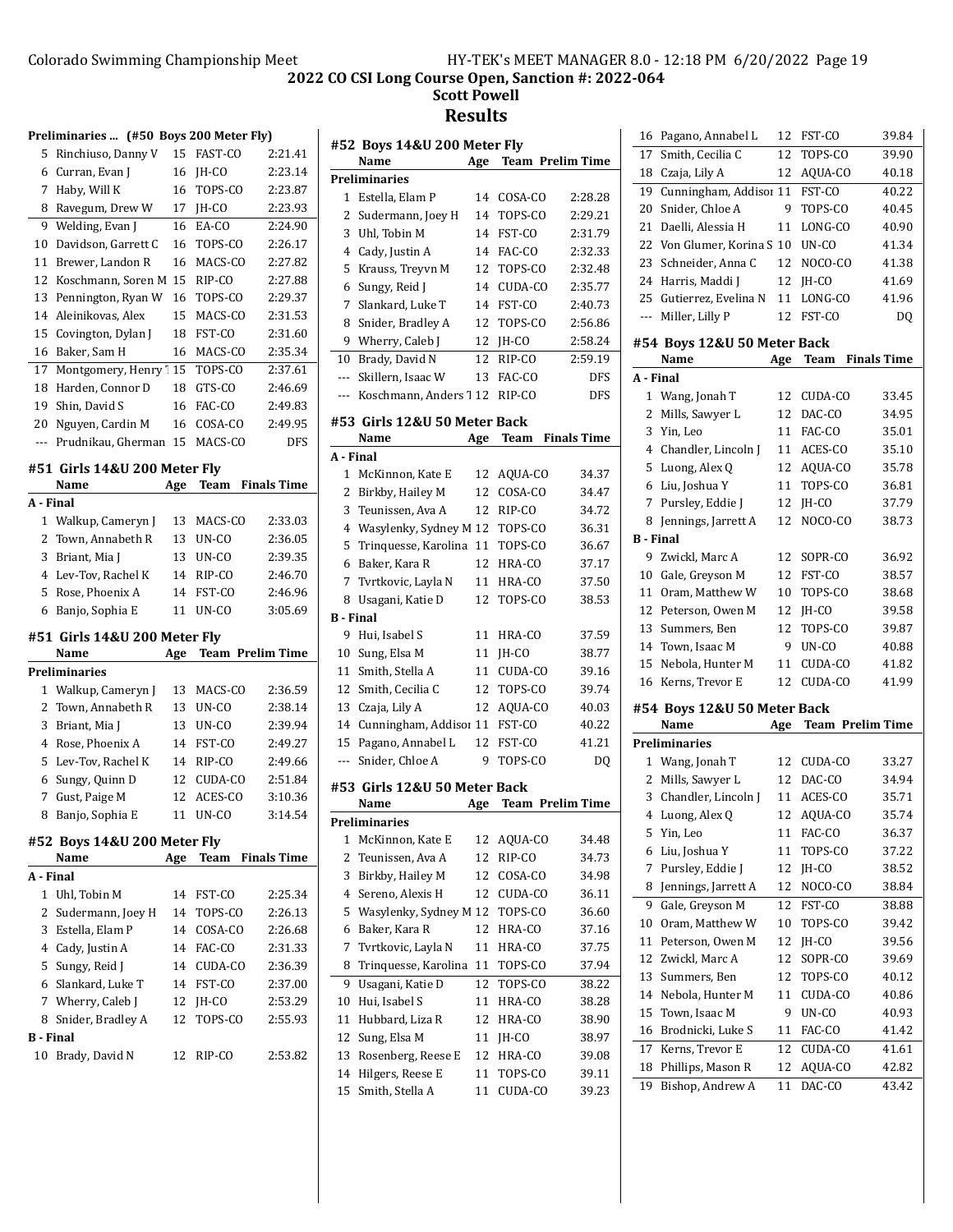## 2022 CO CSI Long Course Open, Sanction #: 2022-064

### Scott Powell

### Results

**Preliminaries ... (#50 Boys 200 Meter Fly)**

| | Name | Age | Team | Prelim Time |
|---|---|---|---|---|
| 5 | Rinchiuso, Danny V | 15 | FAST-CO | 2:21.41 |
| 6 | Curran, Evan J | 16 | JH-CO | 2:23.14 |
| 7 | Haby, Will K | 16 | TOPS-CO | 2:23.87 |
| 8 | Ravegum, Drew W | 17 | JH-CO | 2:23.93 |
| 9 | Welding, Evan J | 16 | EA-CO | 2:24.90 |
| 10 | Davidson, Garrett C | 16 | TOPS-CO | 2:26.17 |
| 11 | Brewer, Landon R | 16 | MACS-CO | 2:27.82 |
| 12 | Koschmann, Soren M | 15 | RIP-CO | 2:27.88 |
| 13 | Pennington, Ryan W | 16 | TOPS-CO | 2:29.37 |
| 14 | Aleinikovas, Alex | 15 | MACS-CO | 2:31.53 |
| 15 | Covington, Dylan J | 18 | FST-CO | 2:31.60 |
| 16 | Baker, Sam H | 16 | MACS-CO | 2:35.34 |
| 17 | Montgomery, Henry T | 15 | TOPS-CO | 2:37.61 |
| 18 | Harden, Connor D | 18 | GTS-CO | 2:46.69 |
| 19 | Shin, David S | 16 | FAC-CO | 2:49.83 |
| 20 | Nguyen, Cardin M | 16 | COSA-CO | 2:49.95 |
| --- | Prudnikau, Gherman | 15 | MACS-CO | DFS |

#### #51 Girls 14&U 200 Meter Fly

| | Name | Age | Team | Finals Time |
|---|---|---|---|---|
| **A - Final** | | | | |
| 1 | Walkup, Cameryn J | 13 | MACS-CO | 2:33.03 |
| 2 | Town, Annabeth R | 13 | UN-CO | 2:36.05 |
| 3 | Briant, Mia J | 13 | UN-CO | 2:39.35 |
| 4 | Lev-Tov, Rachel K | 14 | RIP-CO | 2:46.70 |
| 5 | Rose, Phoenix A | 14 | FST-CO | 2:46.96 |
| 6 | Banjo, Sophia E | 11 | UN-CO | 3:05.69 |

#### #51 Girls 14&U 200 Meter Fly

| | Name | Age | Team | Prelim Time |
|---|---|---|---|---|
| **Preliminaries** | | | | |
| 1 | Walkup, Cameryn J | 13 | MACS-CO | 2:36.59 |
| 2 | Town, Annabeth R | 13 | UN-CO | 2:38.14 |
| 3 | Briant, Mia J | 13 | UN-CO | 2:39.94 |
| 4 | Rose, Phoenix A | 14 | FST-CO | 2:49.27 |
| 5 | Lev-Tov, Rachel K | 14 | RIP-CO | 2:49.66 |
| 6 | Sungy, Quinn D | 12 | CUDA-CO | 2:51.84 |
| 7 | Gust, Paige M | 12 | ACES-CO | 3:10.36 |
| 8 | Banjo, Sophia E | 11 | UN-CO | 3:14.54 |

#### #52 Boys 14&U 200 Meter Fly

| | Name | Age | Team | Finals Time |
|---|---|---|---|---|
| **A - Final** | | | | |
| 1 | Uhl, Tobin M | 14 | FST-CO | 2:25.34 |
| 2 | Sudermann, Joey H | 14 | TOPS-CO | 2:26.13 |
| 3 | Estella, Elam P | 14 | COSA-CO | 2:26.68 |
| 4 | Cady, Justin A | 14 | FAC-CO | 2:31.33 |
| 5 | Sungy, Reid J | 14 | CUDA-CO | 2:36.39 |
| 6 | Slankard, Luke T | 14 | FST-CO | 2:37.00 |
| 7 | Wherry, Caleb J | 12 | JH-CO | 2:53.29 |
| 8 | Snider, Bradley A | 12 | TOPS-CO | 2:55.93 |
| **B - Final** | | | | |
| 10 | Brady, David N | 12 | RIP-CO | 2:53.82 |

#### #52 Boys 14&U 200 Meter Fly

| | Name | Age | Team | Prelim Time |
|---|---|---|---|---|
| **Preliminaries** | | | | |
| 1 | Estella, Elam P | 14 | COSA-CO | 2:28.28 |
| 2 | Sudermann, Joey H | 14 | TOPS-CO | 2:29.21 |
| 3 | Uhl, Tobin M | 14 | FST-CO | 2:31.79 |
| 4 | Cady, Justin A | 14 | FAC-CO | 2:32.33 |
| 5 | Krauss, Treyvn M | 12 | TOPS-CO | 2:32.48 |
| 6 | Sungy, Reid J | 14 | CUDA-CO | 2:35.77 |
| 7 | Slankard, Luke T | 14 | FST-CO | 2:40.73 |
| 8 | Snider, Bradley A | 12 | TOPS-CO | 2:56.86 |
| 9 | Wherry, Caleb J | 12 | JH-CO | 2:58.24 |
| 10 | Brady, David N | 12 | RIP-CO | 2:59.19 |
| --- | Skillern, Isaac W | 13 | FAC-CO | DFS |
| --- | Koschmann, Anders T | 12 | RIP-CO | DFS |

#### #53 Girls 12&U 50 Meter Back

| | Name | Age | Team | Finals Time |
|---|---|---|---|---|
| **A - Final** | | | | |
| 1 | McKinnon, Kate E | 12 | AQUA-CO | 34.37 |
| 2 | Birkby, Hailey M | 12 | COSA-CO | 34.47 |
| 3 | Teunissen, Ava A | 12 | RIP-CO | 34.72 |
| 4 | Wasylenky, Sydney M | 12 | TOPS-CO | 36.31 |
| 5 | Trinquesse, Karolina | 11 | TOPS-CO | 36.67 |
| 6 | Baker, Kara R | 12 | HRA-CO | 37.17 |
| 7 | Tvrtkovic, Layla N | 11 | HRA-CO | 37.50 |
| 8 | Usagani, Katie D | 12 | TOPS-CO | 38.53 |
| **B - Final** | | | | |
| 9 | Hui, Isabel S | 11 | HRA-CO | 37.59 |
| 10 | Sung, Elsa M | 11 | JH-CO | 38.77 |
| 11 | Smith, Stella A | 11 | CUDA-CO | 39.16 |
| 12 | Smith, Cecilia C | 12 | TOPS-CO | 39.74 |
| 13 | Czaja, Lily A | 12 | AQUA-CO | 40.03 |
| 14 | Cunningham, Addison | 11 | FST-CO | 40.22 |
| 15 | Pagano, Annabel L | 12 | FST-CO | 41.21 |
| --- | Snider, Chloe A | 9 | TOPS-CO | DQ |

#### #53 Girls 12&U 50 Meter Back

| | Name | Age | Team | Prelim Time |
|---|---|---|---|---|
| **Preliminaries** | | | | |
| 1 | McKinnon, Kate E | 12 | AQUA-CO | 34.48 |
| 2 | Teunissen, Ava A | 12 | RIP-CO | 34.73 |
| 3 | Birkby, Hailey M | 12 | COSA-CO | 34.98 |
| 4 | Sereno, Alexis H | 12 | CUDA-CO | 36.11 |
| 5 | Wasylenky, Sydney M | 12 | TOPS-CO | 36.60 |
| 6 | Baker, Kara R | 12 | HRA-CO | 37.16 |
| 7 | Tvrtkovic, Layla N | 11 | HRA-CO | 37.75 |
| 8 | Trinquesse, Karolina | 11 | TOPS-CO | 37.94 |
| 9 | Usagani, Katie D | 12 | TOPS-CO | 38.22 |
| 10 | Hui, Isabel S | 11 | HRA-CO | 38.28 |
| 11 | Hubbard, Liza R | 12 | HRA-CO | 38.90 |
| 12 | Sung, Elsa M | 11 | JH-CO | 38.97 |
| 13 | Rosenberg, Reese E | 12 | HRA-CO | 39.08 |
| 14 | Hilgers, Reese E | 11 | TOPS-CO | 39.11 |
| 15 | Smith, Stella A | 11 | CUDA-CO | 39.23 |
| 16 | Pagano, Annabel L | 12 | FST-CO | 39.84 |
| 17 | Smith, Cecilia C | 12 | TOPS-CO | 39.90 |
| 18 | Czaja, Lily A | 12 | AQUA-CO | 40.18 |
| 19 | Cunningham, Addison | 11 | FST-CO | 40.22 |
| 20 | Snider, Chloe A | 9 | TOPS-CO | 40.45 |
| 21 | Daelli, Alessia H | 11 | LONG-CO | 40.90 |
| 22 | Von Glumer, Korina S | 10 | UN-CO | 41.34 |
| 23 | Schneider, Anna C | 12 | NOCO-CO | 41.38 |
| 24 | Harris, Maddi J | 12 | JH-CO | 41.69 |
| 25 | Gutierrez, Evelina N | 11 | LONG-CO | 41.96 |
| --- | Miller, Lilly P | 12 | FST-CO | DQ |

#### #54 Boys 12&U 50 Meter Back

| | Name | Age | Team | Finals Time |
|---|---|---|---|---|
| **A - Final** | | | | |
| 1 | Wang, Jonah T | 12 | CUDA-CO | 33.45 |
| 2 | Mills, Sawyer L | 12 | DAC-CO | 34.95 |
| 3 | Yin, Leo | 11 | FAC-CO | 35.01 |
| 4 | Chandler, Lincoln J | 11 | ACES-CO | 35.10 |
| 5 | Luong, Alex Q | 12 | AQUA-CO | 35.78 |
| 6 | Liu, Joshua Y | 11 | TOPS-CO | 36.81 |
| 7 | Pursley, Eddie J | 12 | JH-CO | 37.79 |
| 8 | Jennings, Jarrett A | 12 | NOCO-CO | 38.73 |
| **B - Final** | | | | |
| 9 | Zwickl, Marc A | 12 | SOPR-CO | 36.92 |
| 10 | Gale, Greyson M | 12 | FST-CO | 38.57 |
| 11 | Oram, Matthew W | 10 | TOPS-CO | 38.68 |
| 12 | Peterson, Owen M | 12 | JH-CO | 39.58 |
| 13 | Summers, Ben | 12 | TOPS-CO | 39.87 |
| 14 | Town, Isaac M | 9 | UN-CO | 40.88 |
| 15 | Nebola, Hunter M | 11 | CUDA-CO | 41.82 |
| 16 | Kerns, Trevor E | 12 | CUDA-CO | 41.99 |

#### #54 Boys 12&U 50 Meter Back

| | Name | Age | Team | Prelim Time |
|---|---|---|---|---|
| **Preliminaries** | | | | |
| 1 | Wang, Jonah T | 12 | CUDA-CO | 33.27 |
| 2 | Mills, Sawyer L | 12 | DAC-CO | 34.94 |
| 3 | Chandler, Lincoln J | 11 | ACES-CO | 35.71 |
| 4 | Luong, Alex Q | 12 | AQUA-CO | 35.74 |
| 5 | Yin, Leo | 11 | FAC-CO | 36.37 |
| 6 | Liu, Joshua Y | 11 | TOPS-CO | 37.22 |
| 7 | Pursley, Eddie J | 12 | JH-CO | 38.52 |
| 8 | Jennings, Jarrett A | 12 | NOCO-CO | 38.84 |
| 9 | Gale, Greyson M | 12 | FST-CO | 38.88 |
| 10 | Oram, Matthew W | 10 | TOPS-CO | 39.42 |
| 11 | Peterson, Owen M | 12 | JH-CO | 39.56 |
| 12 | Zwickl, Marc A | 12 | SOPR-CO | 39.69 |
| 13 | Summers, Ben | 12 | TOPS-CO | 40.12 |
| 14 | Nebola, Hunter M | 11 | CUDA-CO | 40.86 |
| 15 | Town, Isaac M | 9 | UN-CO | 40.93 |
| 16 | Brodnicki, Luke S | 11 | FAC-CO | 41.42 |
| 17 | Kerns, Trevor E | 12 | CUDA-CO | 41.61 |
| 18 | Phillips, Mason R | 12 | AQUA-CO | 42.82 |
| 19 | Bishop, Andrew A | 11 | DAC-CO | 43.42 |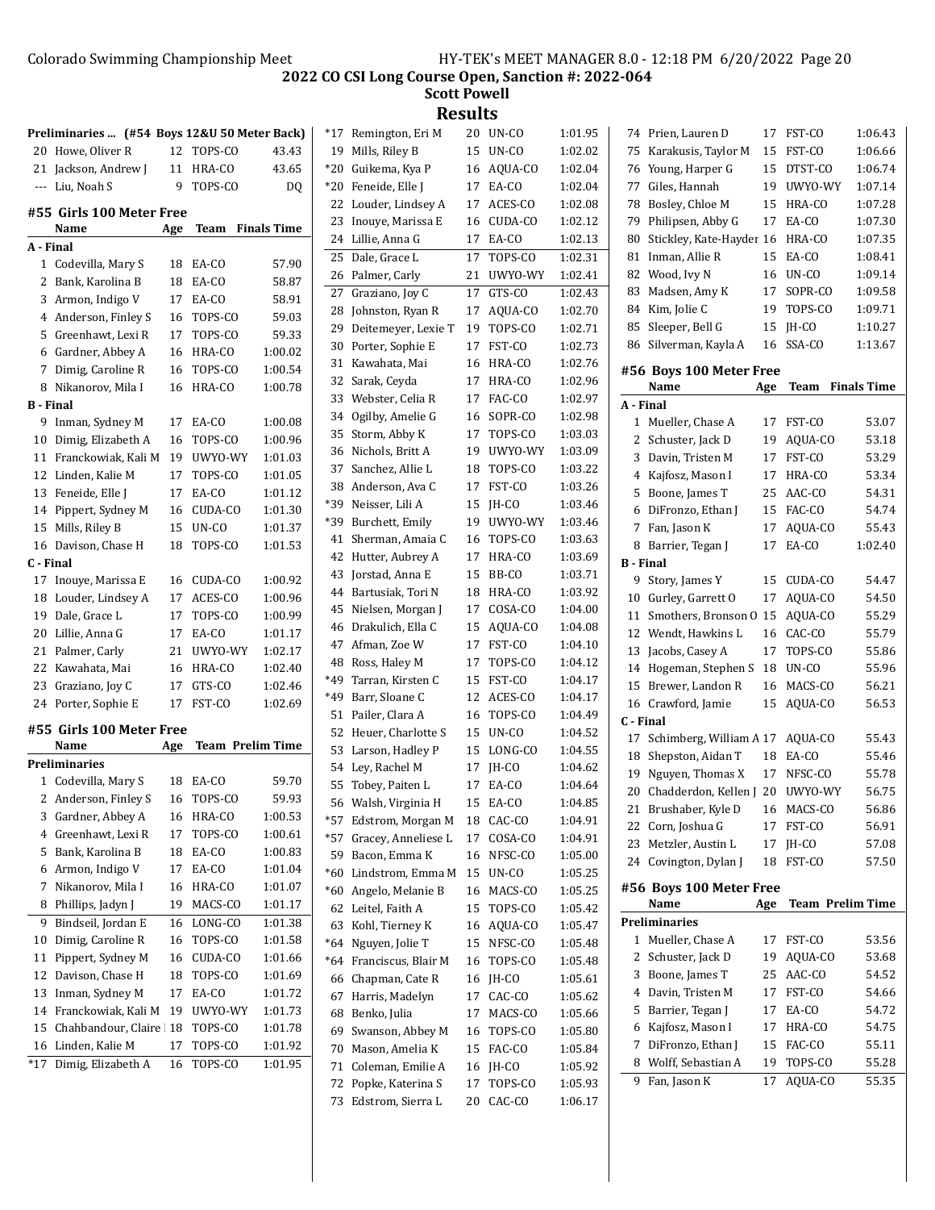## 2022 CO CSI Long Course Open, Sanction #: 2022-064

### Scott Powell

### Results

**Preliminaries ... (#54 Boys 12&U 50 Meter Back)**

| | Name | Age | Team | Time |
|---|---|---|---|---|
| 20 | Howe, Oliver R | 12 | TOPS-CO | 43.43 |
| 21 | Jackson, Andrew J | 11 | HRA-CO | 43.65 |
| --- | Liu, Noah S | 9 | TOPS-CO | DQ |

**#55 Girls 100 Meter Free**

| | Name | Age | Team | Finals Time |
|---|---|---|---|---|
| **A - Final** | | | | |
| 1 | Codevilla, Mary S | 18 | EA-CO | 57.90 |
| 2 | Bank, Karolina B | 18 | EA-CO | 58.87 |
| 3 | Armon, Indigo V | 17 | EA-CO | 58.91 |
| 4 | Anderson, Finley S | 16 | TOPS-CO | 59.03 |
| 5 | Greenhawt, Lexi R | 17 | TOPS-CO | 59.33 |
| 6 | Gardner, Abbey A | 16 | HRA-CO | 1:00.02 |
| 7 | Dimig, Caroline R | 16 | TOPS-CO | 1:00.54 |
| 8 | Nikanorov, Mila I | 16 | HRA-CO | 1:00.78 |
| **B - Final** | | | | |
| 9 | Inman, Sydney M | 17 | EA-CO | 1:00.08 |
| 10 | Dimig, Elizabeth A | 16 | TOPS-CO | 1:00.96 |
| 11 | Franckowiak, Kali M | 19 | UWYO-WY | 1:01.03 |
| 12 | Linden, Kalie M | 17 | TOPS-CO | 1:01.05 |
| 13 | Feneide, Elle J | 17 | EA-CO | 1:01.12 |
| 14 | Pippert, Sydney M | 16 | CUDA-CO | 1:01.30 |
| 15 | Mills, Riley B | 15 | UN-CO | 1:01.37 |
| 16 | Davison, Chase H | 18 | TOPS-CO | 1:01.53 |
| **C - Final** | | | | |
| 17 | Inouye, Marissa E | 16 | CUDA-CO | 1:00.92 |
| 18 | Louder, Lindsey A | 17 | ACES-CO | 1:00.96 |
| 19 | Dale, Grace L | 17 | TOPS-CO | 1:00.99 |
| 20 | Lillie, Anna G | 17 | EA-CO | 1:01.17 |
| 21 | Palmer, Carly | 21 | UWYO-WY | 1:02.17 |
| 22 | Kawahata, Mai | 16 | HRA-CO | 1:02.40 |
| 23 | Graziano, Joy C | 17 | GTS-CO | 1:02.46 |
| 24 | Porter, Sophie E | 17 | FST-CO | 1:02.69 |

**#55 Girls 100 Meter Free**

| | Name | Age | Team | Prelim Time |
|---|---|---|---|---|
| **Preliminaries** | | | | |
| 1 | Codevilla, Mary S | 18 | EA-CO | 59.70 |
| 2 | Anderson, Finley S | 16 | TOPS-CO | 59.93 |
| 3 | Gardner, Abbey A | 16 | HRA-CO | 1:00.53 |
| 4 | Greenhawt, Lexi R | 17 | TOPS-CO | 1:00.61 |
| 5 | Bank, Karolina B | 18 | EA-CO | 1:00.83 |
| 6 | Armon, Indigo V | 17 | EA-CO | 1:01.04 |
| 7 | Nikanorov, Mila I | 16 | HRA-CO | 1:01.07 |
| 8 | Phillips, Jadyn J | 19 | MACS-CO | 1:01.17 |
| 9 | Bindseil, Jordan E | 16 | LONG-CO | 1:01.38 |
| 10 | Dimig, Caroline R | 16 | TOPS-CO | 1:01.58 |
| 11 | Pippert, Sydney M | 16 | CUDA-CO | 1:01.66 |
| 12 | Davison, Chase H | 18 | TOPS-CO | 1:01.69 |
| 13 | Inman, Sydney M | 17 | EA-CO | 1:01.72 |
| 14 | Franckowiak, Kali M | 19 | UWYO-WY | 1:01.73 |
| 15 | Chahbandour, Claire | 18 | TOPS-CO | 1:01.78 |
| 16 | Linden, Kalie M | 17 | TOPS-CO | 1:01.92 |
| *17 | Dimig, Elizabeth A | 16 | TOPS-CO | 1:01.95 |
| *17 | Remington, Eri M | 20 | UN-CO | 1:01.95 |
| 19 | Mills, Riley B | 15 | UN-CO | 1:02.02 |
| *20 | Guikema, Kya P | 16 | AQUA-CO | 1:02.04 |
| *20 | Feneide, Elle J | 17 | EA-CO | 1:02.04 |
| 22 | Louder, Lindsey A | 17 | ACES-CO | 1:02.08 |
| 23 | Inouye, Marissa E | 16 | CUDA-CO | 1:02.12 |
| 24 | Lillie, Anna G | 17 | EA-CO | 1:02.13 |
| 25 | Dale, Grace L | 17 | TOPS-CO | 1:02.31 |
| 26 | Palmer, Carly | 21 | UWYO-WY | 1:02.41 |
| 27 | Graziano, Joy C | 17 | GTS-CO | 1:02.43 |
| 28 | Johnston, Ryan R | 17 | AQUA-CO | 1:02.70 |
| 29 | Deitemeyer, Lexie T | 19 | TOPS-CO | 1:02.71 |
| 30 | Porter, Sophie E | 17 | FST-CO | 1:02.73 |
| 31 | Kawahata, Mai | 16 | HRA-CO | 1:02.76 |
| 32 | Sarak, Ceyda | 17 | HRA-CO | 1:02.96 |
| 33 | Webster, Celia R | 17 | FAC-CO | 1:02.97 |
| 34 | Ogilby, Amelie G | 16 | SOPR-CO | 1:02.98 |
| 35 | Storm, Abby K | 17 | TOPS-CO | 1:03.03 |
| 36 | Nichols, Britt A | 19 | UWYO-WY | 1:03.09 |
| 37 | Sanchez, Allie L | 18 | TOPS-CO | 1:03.22 |
| 38 | Anderson, Ava C | 17 | FST-CO | 1:03.26 |
| *39 | Neisser, Lili A | 15 | JH-CO | 1:03.46 |
| *39 | Burchett, Emily | 19 | UWYO-WY | 1:03.46 |
| 41 | Sherman, Amaia C | 16 | TOPS-CO | 1:03.63 |
| 42 | Hutter, Aubrey A | 17 | HRA-CO | 1:03.69 |
| 43 | Jorstad, Anna E | 15 | BB-CO | 1:03.71 |
| 44 | Bartusiak, Tori N | 18 | HRA-CO | 1:03.92 |
| 45 | Nielsen, Morgan J | 17 | COSA-CO | 1:04.00 |
| 46 | Drakulich, Ella C | 15 | AQUA-CO | 1:04.08 |
| 47 | Afman, Zoe W | 17 | FST-CO | 1:04.10 |
| 48 | Ross, Haley M | 17 | TOPS-CO | 1:04.12 |
| *49 | Tarran, Kirsten C | 15 | FST-CO | 1:04.17 |
| *49 | Barr, Sloane C | 12 | ACES-CO | 1:04.17 |
| 51 | Pailer, Clara A | 16 | TOPS-CO | 1:04.49 |
| 52 | Heuer, Charlotte S | 15 | UN-CO | 1:04.52 |
| 53 | Larson, Hadley P | 15 | LONG-CO | 1:04.55 |
| 54 | Ley, Rachel M | 17 | JH-CO | 1:04.62 |
| 55 | Tobey, Paiten L | 17 | EA-CO | 1:04.64 |
| 56 | Walsh, Virginia H | 15 | EA-CO | 1:04.85 |
| *57 | Edstrom, Morgan M | 18 | CAC-CO | 1:04.91 |
| *57 | Gracey, Anneliese L | 17 | COSA-CO | 1:04.91 |
| 59 | Bacon, Emma K | 16 | NFSC-CO | 1:05.00 |
| *60 | Lindstrom, Emma M | 15 | UN-CO | 1:05.25 |
| *60 | Angelo, Melanie B | 16 | MACS-CO | 1:05.25 |
| 62 | Leitel, Faith A | 15 | TOPS-CO | 1:05.42 |
| 63 | Kohl, Tierney K | 16 | AQUA-CO | 1:05.47 |
| *64 | Nguyen, Jolie T | 15 | NFSC-CO | 1:05.48 |
| *64 | Franciscus, Blair M | 16 | TOPS-CO | 1:05.48 |
| 66 | Chapman, Cate R | 16 | JH-CO | 1:05.61 |
| 67 | Harris, Madelyn | 17 | CAC-CO | 1:05.62 |
| 68 | Benko, Julia | 17 | MACS-CO | 1:05.66 |
| 69 | Swanson, Abbey M | 16 | TOPS-CO | 1:05.80 |
| 70 | Mason, Amelia K | 15 | FAC-CO | 1:05.84 |
| 71 | Coleman, Emilie A | 16 | JH-CO | 1:05.92 |
| 72 | Popke, Katerina S | 17 | TOPS-CO | 1:05.93 |
| 73 | Edstrom, Sierra L | 20 | CAC-CO | 1:06.17 |
| 74 | Prien, Lauren D | 17 | FST-CO | 1:06.43 |
| 75 | Karakusis, Taylor M | 15 | FST-CO | 1:06.66 |
| 76 | Young, Harper G | 15 | DTST-CO | 1:06.74 |
| 77 | Giles, Hannah | 19 | UWYO-WY | 1:07.14 |
| 78 | Bosley, Chloe M | 15 | HRA-CO | 1:07.28 |
| 79 | Philipsen, Abby G | 17 | EA-CO | 1:07.30 |
| 80 | Stickley, Kate-Hayder | 16 | HRA-CO | 1:07.35 |
| 81 | Inman, Allie R | 15 | EA-CO | 1:08.41 |
| 82 | Wood, Ivy N | 16 | UN-CO | 1:09.14 |
| 83 | Madsen, Amy K | 17 | SOPR-CO | 1:09.58 |
| 84 | Kim, Jolie C | 19 | TOPS-CO | 1:09.71 |
| 85 | Sleeper, Bell G | 15 | JH-CO | 1:10.27 |
| 86 | Silverman, Kayla A | 16 | SSA-CO | 1:13.67 |

**#56 Boys 100 Meter Free**

| | Name | Age | Team | Finals Time |
|---|---|---|---|---|
| **A - Final** | | | | |
| 1 | Mueller, Chase A | 17 | FST-CO | 53.07 |
| 2 | Schuster, Jack D | 19 | AQUA-CO | 53.18 |
| 3 | Davin, Tristen M | 17 | FST-CO | 53.29 |
| 4 | Kajfosz, Mason I | 17 | HRA-CO | 53.34 |
| 5 | Boone, James T | 25 | AAC-CO | 54.31 |
| 6 | DiFronzo, Ethan J | 15 | FAC-CO | 54.74 |
| 7 | Fan, Jason K | 17 | AQUA-CO | 55.43 |
| 8 | Barrier, Tegan J | 17 | EA-CO | 1:02.40 |
| **B - Final** | | | | |
| 9 | Story, James Y | 15 | CUDA-CO | 54.47 |
| 10 | Gurley, Garrett O | 17 | AQUA-CO | 54.50 |
| 11 | Smothers, Bronson O | 15 | AQUA-CO | 55.29 |
| 12 | Wendt, Hawkins L | 16 | CAC-CO | 55.79 |
| 13 | Jacobs, Casey A | 17 | TOPS-CO | 55.86 |
| 14 | Hogeman, Stephen S | 18 | UN-CO | 55.96 |
| 15 | Brewer, Landon R | 16 | MACS-CO | 56.21 |
| 16 | Crawford, Jamie | 15 | AQUA-CO | 56.53 |
| **C - Final** | | | | |
| 17 | Schimberg, William A | 17 | AQUA-CO | 55.43 |
| 18 | Shepston, Aidan T | 18 | EA-CO | 55.46 |
| 19 | Nguyen, Thomas X | 17 | NFSC-CO | 55.78 |
| 20 | Chadderdon, Kellen J | 20 | UWYO-WY | 56.75 |
| 21 | Brushaber, Kyle D | 16 | MACS-CO | 56.86 |
| 22 | Corn, Joshua G | 17 | FST-CO | 56.91 |
| 23 | Metzler, Austin L | 17 | JH-CO | 57.08 |
| 24 | Covington, Dylan J | 18 | FST-CO | 57.50 |

**#56 Boys 100 Meter Free**

| | Name | Age | Team | Prelim Time |
|---|---|---|---|---|
| **Preliminaries** | | | | |
| 1 | Mueller, Chase A | 17 | FST-CO | 53.56 |
| 2 | Schuster, Jack D | 19 | AQUA-CO | 53.68 |
| 3 | Boone, James T | 25 | AAC-CO | 54.52 |
| 4 | Davin, Tristen M | 17 | FST-CO | 54.66 |
| 5 | Barrier, Tegan J | 17 | EA-CO | 54.72 |
| 6 | Kajfosz, Mason I | 17 | HRA-CO | 54.75 |
| 7 | DiFronzo, Ethan J | 15 | FAC-CO | 55.11 |
| 8 | Wolff, Sebastian A | 19 | TOPS-CO | 55.28 |
| 9 | Fan, Jason K | 17 | AQUA-CO | 55.35 |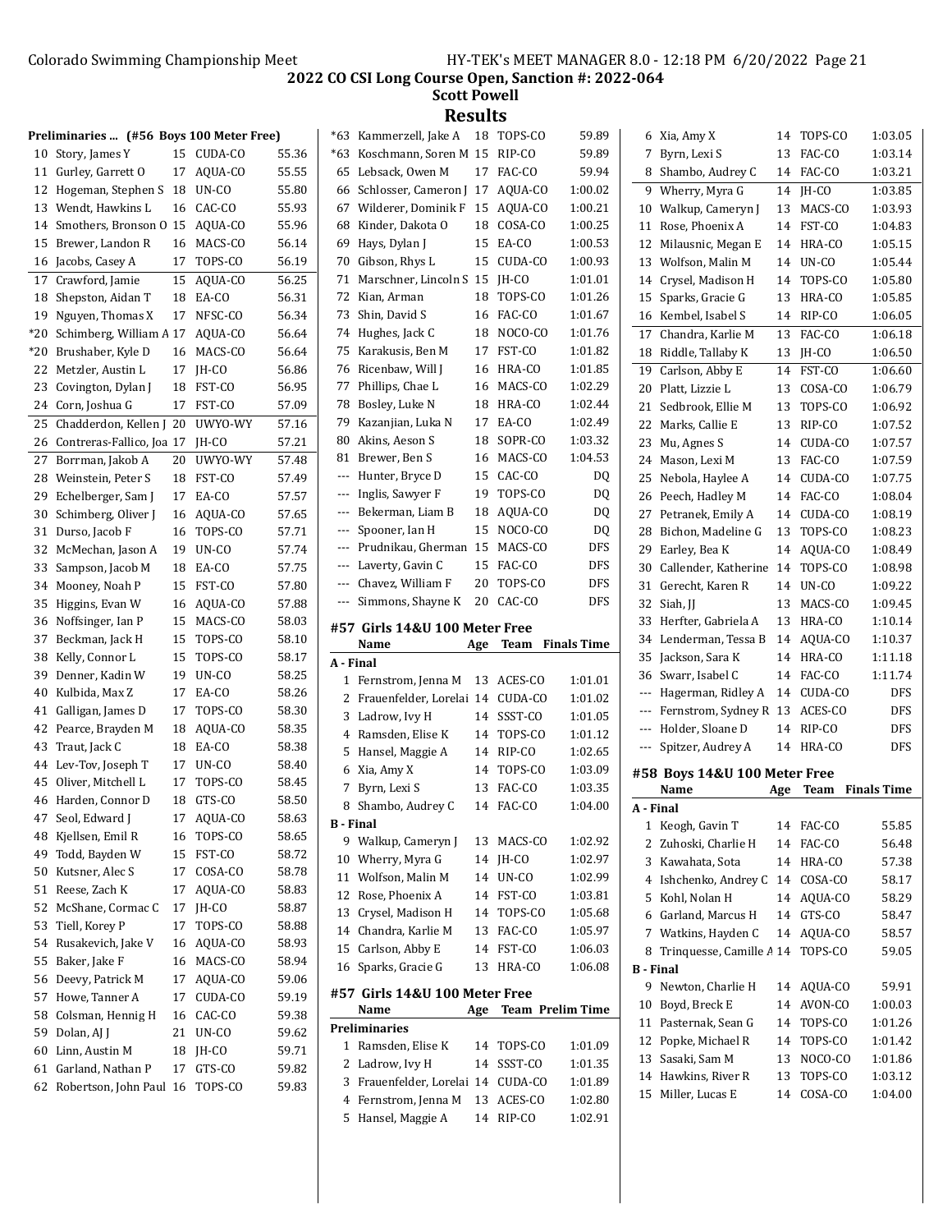## 2022 CO CSI Long Course Open, Sanction #: 2022-064

### Scott Powell

# Results

**Preliminaries ... (#56 Boys 100 Meter Free)**

| Place | Name | Age | Team | Time |
|---|---|---|---|---|
| 10 | Story, James Y | 15 | CUDA-CO | 55.36 |
| 11 | Gurley, Garrett O | 17 | AQUA-CO | 55.55 |
| 12 | Hogeman, Stephen S | 18 | UN-CO | 55.80 |
| 13 | Wendt, Hawkins L | 16 | CAC-CO | 55.93 |
| 14 | Smothers, Bronson O | 15 | AQUA-CO | 55.96 |
| 15 | Brewer, Landon R | 16 | MACS-CO | 56.14 |
| 16 | Jacobs, Casey A | 17 | TOPS-CO | 56.19 |
| 17 | Crawford, Jamie | 15 | AQUA-CO | 56.25 |
| 18 | Shepston, Aidan T | 18 | EA-CO | 56.31 |
| 19 | Nguyen, Thomas X | 17 | NFSC-CO | 56.34 |
| *20 | Schimberg, William A | 17 | AQUA-CO | 56.64 |
| *20 | Brushaber, Kyle D | 16 | MACS-CO | 56.64 |
| 22 | Metzler, Austin L | 17 | JH-CO | 56.86 |
| 23 | Covington, Dylan J | 18 | FST-CO | 56.95 |
| 24 | Corn, Joshua G | 17 | FST-CO | 57.09 |
| 25 | Chadderdon, Kellen J | 20 | UWYO-WY | 57.16 |
| 26 | Contreras-Fallico, Joa | 17 | JH-CO | 57.21 |
| 27 | Borrman, Jakob A | 20 | UWYO-WY | 57.48 |
| 28 | Weinstein, Peter S | 18 | FST-CO | 57.49 |
| 29 | Echelberger, Sam J | 17 | EA-CO | 57.57 |
| 30 | Schimberg, Oliver J | 16 | AQUA-CO | 57.65 |
| 31 | Durso, Jacob F | 16 | TOPS-CO | 57.71 |
| 32 | McMechan, Jason A | 19 | UN-CO | 57.74 |
| 33 | Sampson, Jacob M | 18 | EA-CO | 57.75 |
| 34 | Mooney, Noah P | 15 | FST-CO | 57.80 |
| 35 | Higgins, Evan W | 16 | AQUA-CO | 57.88 |
| 36 | Noffsinger, Ian P | 15 | MACS-CO | 58.03 |
| 37 | Beckman, Jack H | 15 | TOPS-CO | 58.10 |
| 38 | Kelly, Connor L | 15 | TOPS-CO | 58.17 |
| 39 | Denner, Kadin W | 19 | UN-CO | 58.25 |
| 40 | Kulbida, Max Z | 17 | EA-CO | 58.26 |
| 41 | Galligan, James D | 17 | TOPS-CO | 58.30 |
| 42 | Pearce, Brayden M | 18 | AQUA-CO | 58.35 |
| 43 | Traut, Jack C | 18 | EA-CO | 58.38 |
| 44 | Lev-Tov, Joseph T | 17 | UN-CO | 58.40 |
| 45 | Oliver, Mitchell L | 17 | TOPS-CO | 58.45 |
| 46 | Harden, Connor D | 18 | GTS-CO | 58.50 |
| 47 | Seol, Edward J | 17 | AQUA-CO | 58.63 |
| 48 | Kjellsen, Emil R | 16 | TOPS-CO | 58.65 |
| 49 | Todd, Bayden W | 15 | FST-CO | 58.72 |
| 50 | Kutsner, Alec S | 17 | COSA-CO | 58.78 |
| 51 | Reese, Zach K | 17 | AQUA-CO | 58.83 |
| 52 | McShane, Cormac C | 17 | JH-CO | 58.87 |
| 53 | Tiell, Korey P | 17 | TOPS-CO | 58.88 |
| 54 | Rusakevich, Jake V | 16 | AQUA-CO | 58.93 |
| 55 | Baker, Jake F | 16 | MACS-CO | 58.94 |
| 56 | Deevy, Patrick M | 17 | AQUA-CO | 59.06 |
| 57 | Howe, Tanner A | 17 | CUDA-CO | 59.19 |
| 58 | Colsman, Hennig H | 16 | CAC-CO | 59.38 |
| 59 | Dolan, AJ J | 21 | UN-CO | 59.62 |
| 60 | Linn, Austin M | 18 | JH-CO | 59.71 |
| 61 | Garland, Nathan P | 17 | GTS-CO | 59.82 |
| 62 | Robertson, John Paul | 16 | TOPS-CO | 59.83 |
| *63 | Kammerzell, Jake A | 18 | TOPS-CO | 59.89 |
| *63 | Koschmann, Soren M | 15 | RIP-CO | 59.89 |
| 65 | Lebsack, Owen M | 17 | FAC-CO | 59.94 |
| 66 | Schlosser, Cameron J | 17 | AQUA-CO | 1:00.02 |
| 67 | Wilderer, Dominik F | 15 | AQUA-CO | 1:00.21 |
| 68 | Kinder, Dakota O | 18 | COSA-CO | 1:00.25 |
| 69 | Hays, Dylan J | 15 | EA-CO | 1:00.53 |
| 70 | Gibson, Rhys L | 15 | CUDA-CO | 1:00.93 |
| 71 | Marschner, Lincoln S | 15 | JH-CO | 1:01.01 |
| 72 | Kian, Arman | 18 | TOPS-CO | 1:01.26 |
| 73 | Shin, David S | 16 | FAC-CO | 1:01.67 |
| 74 | Hughes, Jack C | 18 | NOCO-CO | 1:01.76 |
| 75 | Karakusis, Ben M | 17 | FST-CO | 1:01.82 |
| 76 | Ricenbaw, Will J | 16 | HRA-CO | 1:01.85 |
| 77 | Phillips, Chae L | 16 | MACS-CO | 1:02.29 |
| 78 | Bosley, Luke N | 18 | HRA-CO | 1:02.44 |
| 79 | Kazanjian, Luka N | 17 | EA-CO | 1:02.49 |
| 80 | Akins, Aeson S | 18 | SOPR-CO | 1:03.32 |
| 81 | Brewer, Ben S | 16 | MACS-CO | 1:04.53 |
| --- | Hunter, Bryce D | 15 | CAC-CO | DQ |
| --- | Inglis, Sawyer F | 19 | TOPS-CO | DQ |
| --- | Bekerman, Liam B | 18 | AQUA-CO | DQ |
| --- | Spooner, Ian H | 15 | NOCO-CO | DQ |
| --- | Prudnikau, Gherman | 15 | MACS-CO | DFS |
| --- | Laverty, Gavin C | 15 | FAC-CO | DFS |
| --- | Chavez, William F | 20 | TOPS-CO | DFS |
| --- | Simmons, Shayne K | 20 | CAC-CO | DFS |

### #57 Girls 14&U 100 Meter Free

| Place | Name | Age | Team | Finals Time |
|---|---|---|---|---|
| **A - Final** | | | | |
| 1 | Fernstrom, Jenna M | 13 | ACES-CO | 1:01.01 |
| 2 | Frauenfelder, Lorelai | 14 | CUDA-CO | 1:01.02 |
| 3 | Ladrow, Ivy H | 14 | SSST-CO | 1:01.05 |
| 4 | Ramsden, Elise K | 14 | TOPS-CO | 1:01.12 |
| 5 | Hansel, Maggie A | 14 | RIP-CO | 1:02.65 |
| 6 | Xia, Amy X | 14 | TOPS-CO | 1:03.09 |
| 7 | Byrn, Lexi S | 13 | FAC-CO | 1:03.35 |
| 8 | Shambo, Audrey C | 14 | FAC-CO | 1:04.00 |
| **B - Final** | | | | |
| 9 | Walkup, Cameryn J | 13 | MACS-CO | 1:02.92 |
| 10 | Wherry, Myra G | 14 | JH-CO | 1:02.97 |
| 11 | Wolfson, Malin M | 14 | UN-CO | 1:02.99 |
| 12 | Rose, Phoenix A | 14 | FST-CO | 1:03.81 |
| 13 | Crysel, Madison H | 14 | TOPS-CO | 1:05.68 |
| 14 | Chandra, Karlie M | 13 | FAC-CO | 1:05.97 |
| 15 | Carlson, Abby E | 14 | FST-CO | 1:06.03 |
| 16 | Sparks, Gracie G | 13 | HRA-CO | 1:06.08 |

### #57 Girls 14&U 100 Meter Free

| Place | Name | Age | Team | Prelim Time |
|---|---|---|---|---|
| **Preliminaries** | | | | |
| 1 | Ramsden, Elise K | 14 | TOPS-CO | 1:01.09 |
| 2 | Ladrow, Ivy H | 14 | SSST-CO | 1:01.35 |
| 3 | Frauenfelder, Lorelai | 14 | CUDA-CO | 1:01.89 |
| 4 | Fernstrom, Jenna M | 13 | ACES-CO | 1:02.80 |
| 5 | Hansel, Maggie A | 14 | RIP-CO | 1:02.91 |
| 6 | Xia, Amy X | 14 | TOPS-CO | 1:03.05 |
| 7 | Byrn, Lexi S | 13 | FAC-CO | 1:03.14 |
| 8 | Shambo, Audrey C | 14 | FAC-CO | 1:03.21 |
| 9 | Wherry, Myra G | 14 | JH-CO | 1:03.85 |
| 10 | Walkup, Cameryn J | 13 | MACS-CO | 1:03.93 |
| 11 | Rose, Phoenix A | 14 | FST-CO | 1:04.83 |
| 12 | Milausnic, Megan E | 14 | HRA-CO | 1:05.15 |
| 13 | Wolfson, Malin M | 14 | UN-CO | 1:05.44 |
| 14 | Crysel, Madison H | 14 | TOPS-CO | 1:05.80 |
| 15 | Sparks, Gracie G | 13 | HRA-CO | 1:05.85 |
| 16 | Kembel, Isabel S | 14 | RIP-CO | 1:06.05 |
| 17 | Chandra, Karlie M | 13 | FAC-CO | 1:06.18 |
| 18 | Riddle, Tallaby K | 13 | JH-CO | 1:06.50 |
| 19 | Carlson, Abby E | 14 | FST-CO | 1:06.60 |
| 20 | Platt, Lizzie L | 13 | COSA-CO | 1:06.79 |
| 21 | Sedbrook, Ellie M | 13 | TOPS-CO | 1:06.92 |
| 22 | Marks, Callie E | 13 | RIP-CO | 1:07.52 |
| 23 | Mu, Agnes S | 14 | CUDA-CO | 1:07.57 |
| 24 | Mason, Lexi M | 13 | FAC-CO | 1:07.59 |
| 25 | Nebola, Haylee A | 14 | CUDA-CO | 1:07.75 |
| 26 | Peech, Hadley M | 14 | FAC-CO | 1:08.04 |
| 27 | Petranek, Emily A | 14 | CUDA-CO | 1:08.19 |
| 28 | Bichon, Madeline G | 13 | TOPS-CO | 1:08.23 |
| 29 | Earley, Bea K | 14 | AQUA-CO | 1:08.49 |
| 30 | Callender, Katherine | 14 | TOPS-CO | 1:08.98 |
| 31 | Gerecht, Karen R | 14 | UN-CO | 1:09.22 |
| 32 | Siah, JJ | 13 | MACS-CO | 1:09.45 |
| 33 | Herfter, Gabriela A | 13 | HRA-CO | 1:10.14 |
| 34 | Lenderman, Tessa B | 14 | AQUA-CO | 1:10.37 |
| 35 | Jackson, Sara K | 14 | HRA-CO | 1:11.18 |
| 36 | Swarr, Isabel C | 14 | FAC-CO | 1:11.74 |
| --- | Hagerman, Ridley A | 14 | CUDA-CO | DFS |
| --- | Fernstrom, Sydney R | 13 | ACES-CO | DFS |
| --- | Holder, Sloane D | 14 | RIP-CO | DFS |
| --- | Spitzer, Audrey A | 14 | HRA-CO | DFS |

### #58 Boys 14&U 100 Meter Free

| Place | Name | Age | Team | Finals Time |
|---|---|---|---|---|
| **A - Final** | | | | |
| 1 | Keogh, Gavin T | 14 | FAC-CO | 55.85 |
| 2 | Zuhoski, Charlie H | 14 | FAC-CO | 56.48 |
| 3 | Kawahata, Sota | 14 | HRA-CO | 57.38 |
| 4 | Ishchenko, Andrey C | 14 | COSA-CO | 58.17 |
| 5 | Kohl, Nolan H | 14 | AQUA-CO | 58.29 |
| 6 | Garland, Marcus H | 14 | GTS-CO | 58.47 |
| 7 | Watkins, Hayden C | 14 | AQUA-CO | 58.57 |
| 8 | Trinquesse, Camille A | 14 | TOPS-CO | 59.05 |
| **B - Final** | | | | |
| 9 | Newton, Charlie H | 14 | AQUA-CO | 59.91 |
| 10 | Boyd, Breck E | 14 | AVON-CO | 1:00.03 |
| 11 | Pasternak, Sean G | 14 | TOPS-CO | 1:01.26 |
| 12 | Popke, Michael R | 14 | TOPS-CO | 1:01.42 |
| 13 | Sasaki, Sam M | 13 | NOCO-CO | 1:01.86 |
| 14 | Hawkins, River R | 13 | TOPS-CO | 1:03.12 |
| 15 | Miller, Lucas E | 14 | COSA-CO | 1:04.00 |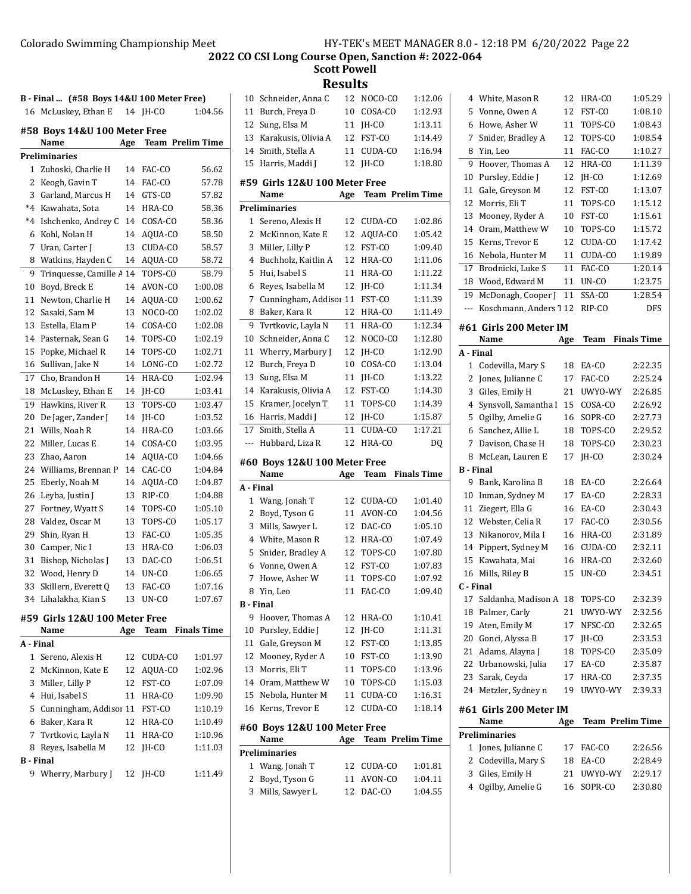# 2022 CO CSI Long Course Open, Sanction #: 2022-064

## Scott Powell

## Results

### B - Final ... (#58 Boys 14&U 100 Meter Free)

| | Name | Age | Team | Finals Time |
|---|---|---|---|---|
| 16 | McLuskey, Ethan E | 14 | JH-CO | 1:04.56 |

### #58 Boys 14&U 100 Meter Free

| | Name | Age | Team | Prelim Time |
|---|---|---|---|---|
| **Preliminaries** | | | | |
| 1 | Zuhoski, Charlie H | 14 | FAC-CO | 56.62 |
| 2 | Keogh, Gavin T | 14 | FAC-CO | 57.78 |
| 3 | Garland, Marcus H | 14 | GTS-CO | 57.82 |
| *4 | Kawahata, Sota | 14 | HRA-CO | 58.36 |
| *4 | Ishchenko, Andrey C | 14 | COSA-CO | 58.36 |
| 6 | Kohl, Nolan H | 14 | AQUA-CO | 58.50 |
| 7 | Uran, Carter J | 13 | CUDA-CO | 58.57 |
| 8 | Watkins, Hayden C | 14 | AQUA-CO | 58.72 |
| 9 | Trinquesse, Camille A | 14 | TOPS-CO | 58.79 |
| 10 | Boyd, Breck E | 14 | AVON-CO | 1:00.08 |
| 11 | Newton, Charlie H | 14 | AQUA-CO | 1:00.62 |
| 12 | Sasaki, Sam M | 13 | NOCO-CO | 1:02.02 |
| 13 | Estella, Elam P | 14 | COSA-CO | 1:02.08 |
| 14 | Pasternak, Sean G | 14 | TOPS-CO | 1:02.19 |
| 15 | Popke, Michael R | 14 | TOPS-CO | 1:02.71 |
| 16 | Sullivan, Jake N | 14 | LONG-CO | 1:02.72 |
| 17 | Cho, Brandon H | 14 | HRA-CO | 1:02.94 |
| 18 | McLuskey, Ethan E | 14 | JH-CO | 1:03.41 |
| 19 | Hawkins, River R | 13 | TOPS-CO | 1:03.47 |
| 20 | De Jager, Zander J | 14 | JH-CO | 1:03.52 |
| 21 | Wills, Noah R | 14 | HRA-CO | 1:03.66 |
| 22 | Miller, Lucas E | 14 | COSA-CO | 1:03.95 |
| 23 | Zhao, Aaron | 14 | AQUA-CO | 1:04.66 |
| 24 | Williams, Brennan P | 14 | CAC-CO | 1:04.84 |
| 25 | Eberly, Noah M | 14 | AQUA-CO | 1:04.87 |
| 26 | Leyba, Justin J | 13 | RIP-CO | 1:04.88 |
| 27 | Fortney, Wyatt S | 14 | TOPS-CO | 1:05.10 |
| 28 | Valdez, Oscar M | 13 | TOPS-CO | 1:05.17 |
| 29 | Shin, Ryan H | 13 | FAC-CO | 1:05.35 |
| 30 | Camper, Nic I | 13 | HRA-CO | 1:06.03 |
| 31 | Bishop, Nicholas J | 13 | DAC-CO | 1:06.51 |
| 32 | Wood, Henry D | 14 | UN-CO | 1:06.65 |
| 33 | Skillern, Everett Q | 13 | FAC-CO | 1:07.16 |
| 34 | Lihalakha, Kian S | 13 | UN-CO | 1:07.67 |

### #59 Girls 12&U 100 Meter Free

| | Name | Age | Team | Finals Time |
|---|---|---|---|---|
| **A - Final** | | | | |
| 1 | Sereno, Alexis H | 12 | CUDA-CO | 1:01.97 |
| 2 | McKinnon, Kate E | 12 | AQUA-CO | 1:02.96 |
| 3 | Miller, Lilly P | 12 | FST-CO | 1:07.09 |
| 4 | Hui, Isabel S | 11 | HRA-CO | 1:09.90 |
| 5 | Cunningham, Addisor | 11 | FST-CO | 1:10.19 |
| 6 | Baker, Kara R | 12 | HRA-CO | 1:10.49 |
| 7 | Tvrtkovic, Layla N | 11 | HRA-CO | 1:10.96 |
| 8 | Reyes, Isabella M | 12 | JH-CO | 1:11.03 |
| **B - Final** | | | | |
| 9 | Wherry, Marbury J | 12 | JH-CO | 1:11.49 |
| 10 | Schneider, Anna C | 12 | NOCO-CO | 1:12.06 |
| 11 | Burch, Freya D | 10 | COSA-CO | 1:12.93 |
| 12 | Sung, Elsa M | 11 | JH-CO | 1:13.11 |
| 13 | Karakusis, Olivia A | 12 | FST-CO | 1:14.49 |
| 14 | Smith, Stella A | 11 | CUDA-CO | 1:16.94 |
| 15 | Harris, Maddi J | 12 | JH-CO | 1:18.80 |

### #59 Girls 12&U 100 Meter Free

| | Name | Age | Team | Prelim Time |
|---|---|---|---|---|
| **Preliminaries** | | | | |
| 1 | Sereno, Alexis H | 12 | CUDA-CO | 1:02.86 |
| 2 | McKinnon, Kate E | 12 | AQUA-CO | 1:05.42 |
| 3 | Miller, Lilly P | 12 | FST-CO | 1:09.40 |
| 4 | Buchholz, Kaitlin A | 12 | HRA-CO | 1:11.06 |
| 5 | Hui, Isabel S | 11 | HRA-CO | 1:11.22 |
| 6 | Reyes, Isabella M | 12 | JH-CO | 1:11.34 |
| 7 | Cunningham, Addisor | 11 | FST-CO | 1:11.39 |
| 8 | Baker, Kara R | 12 | HRA-CO | 1:11.49 |
| 9 | Tvrtkovic, Layla N | 11 | HRA-CO | 1:12.34 |
| 10 | Schneider, Anna C | 12 | NOCO-CO | 1:12.80 |
| 11 | Wherry, Marbury J | 12 | JH-CO | 1:12.90 |
| 12 | Burch, Freya D | 10 | COSA-CO | 1:13.04 |
| 13 | Sung, Elsa M | 11 | JH-CO | 1:13.22 |
| 14 | Karakusis, Olivia A | 12 | FST-CO | 1:14.30 |
| 15 | Kramer, Jocelyn T | 11 | TOPS-CO | 1:14.39 |
| 16 | Harris, Maddi J | 12 | JH-CO | 1:15.87 |
| 17 | Smith, Stella A | 11 | CUDA-CO | 1:17.21 |
| --- | Hubbard, Liza R | 12 | HRA-CO | DQ |

### #60 Boys 12&U 100 Meter Free

| | Name | Age | Team | Finals Time |
|---|---|---|---|---|
| **A - Final** | | | | |
| 1 | Wang, Jonah T | 12 | CUDA-CO | 1:01.40 |
| 2 | Boyd, Tyson G | 11 | AVON-CO | 1:04.56 |
| 3 | Mills, Sawyer L | 12 | DAC-CO | 1:05.10 |
| 4 | White, Mason R | 12 | HRA-CO | 1:07.49 |
| 5 | Snider, Bradley A | 12 | TOPS-CO | 1:07.80 |
| 6 | Vonne, Owen A | 12 | FST-CO | 1:07.83 |
| 7 | Howe, Asher W | 11 | TOPS-CO | 1:07.92 |
| 8 | Yin, Leo | 11 | FAC-CO | 1:09.40 |
| **B - Final** | | | | |
| 9 | Hoover, Thomas A | 12 | HRA-CO | 1:10.41 |
| 10 | Pursley, Eddie J | 12 | JH-CO | 1:11.31 |
| 11 | Gale, Greyson M | 12 | FST-CO | 1:13.85 |
| 12 | Mooney, Ryder A | 10 | FST-CO | 1:13.90 |
| 13 | Morris, Eli T | 11 | TOPS-CO | 1:13.96 |
| 14 | Oram, Matthew W | 10 | TOPS-CO | 1:15.03 |
| 15 | Nebola, Hunter M | 11 | CUDA-CO | 1:16.31 |
| 16 | Kerns, Trevor E | 12 | CUDA-CO | 1:18.14 |

### #60 Boys 12&U 100 Meter Free

| | Name | Age | Team | Prelim Time |
|---|---|---|---|---|
| **Preliminaries** | | | | |
| 1 | Wang, Jonah T | 12 | CUDA-CO | 1:01.81 |
| 2 | Boyd, Tyson G | 11 | AVON-CO | 1:04.11 |
| 3 | Mills, Sawyer L | 12 | DAC-CO | 1:04.55 |
| 4 | White, Mason R | 12 | HRA-CO | 1:05.29 |
| 5 | Vonne, Owen A | 12 | FST-CO | 1:08.10 |
| 6 | Howe, Asher W | 11 | TOPS-CO | 1:08.43 |
| 7 | Snider, Bradley A | 12 | TOPS-CO | 1:08.54 |
| 8 | Yin, Leo | 11 | FAC-CO | 1:10.27 |
| 9 | Hoover, Thomas A | 12 | HRA-CO | 1:11.39 |
| 10 | Pursley, Eddie J | 12 | JH-CO | 1:12.69 |
| 11 | Gale, Greyson M | 12 | FST-CO | 1:13.07 |
| 12 | Morris, Eli T | 11 | TOPS-CO | 1:15.12 |
| 13 | Mooney, Ryder A | 10 | FST-CO | 1:15.61 |
| 14 | Oram, Matthew W | 10 | TOPS-CO | 1:15.72 |
| 15 | Kerns, Trevor E | 12 | CUDA-CO | 1:17.42 |
| 16 | Nebola, Hunter M | 11 | CUDA-CO | 1:19.89 |
| 17 | Brodnicki, Luke S | 11 | FAC-CO | 1:20.14 |
| 18 | Wood, Edward M | 11 | UN-CO | 1:23.75 |
| 19 | McDonagh, Cooper J | 11 | SSA-CO | 1:28.54 |
| --- | Koschmann, Anders T | 12 | RIP-CO | DFS |

### #61 Girls 200 Meter IM

| | Name | Age | Team | Finals Time |
|---|---|---|---|---|
| **A - Final** | | | | |
| 1 | Codevilla, Mary S | 18 | EA-CO | 2:22.35 |
| 2 | Jones, Julianne C | 17 | FAC-CO | 2:25.24 |
| 3 | Giles, Emily H | 21 | UWYO-WY | 2:26.85 |
| 4 | Synsvoll, Samantha I | 15 | COSA-CO | 2:26.92 |
| 5 | Ogilby, Amelie G | 16 | SOPR-CO | 2:27.73 |
| 6 | Sanchez, Allie L | 18 | TOPS-CO | 2:29.52 |
| 7 | Davison, Chase H | 18 | TOPS-CO | 2:30.23 |
| 8 | McLean, Lauren E | 17 | JH-CO | 2:30.24 |
| **B - Final** | | | | |
| 9 | Bank, Karolina B | 18 | EA-CO | 2:26.64 |
| 10 | Inman, Sydney M | 17 | EA-CO | 2:28.33 |
| 11 | Ziegert, Ella G | 16 | EA-CO | 2:30.43 |
| 12 | Webster, Celia R | 17 | FAC-CO | 2:30.56 |
| 13 | Nikanorov, Mila I | 16 | HRA-CO | 2:31.89 |
| 14 | Pippert, Sydney M | 16 | CUDA-CO | 2:32.11 |
| 15 | Kawahata, Mai | 16 | HRA-CO | 2:32.60 |
| 16 | Mills, Riley B | 15 | UN-CO | 2:34.51 |
| **C - Final** | | | | |
| 17 | Saldanha, Madison A | 18 | TOPS-CO | 2:32.39 |
| 18 | Palmer, Carly | 21 | UWYO-WY | 2:32.56 |
| 19 | Aten, Emily M | 17 | NFSC-CO | 2:32.65 |
| 20 | Gonci, Alyssa B | 17 | JH-CO | 2:33.53 |
| 21 | Adams, Alayna J | 18 | TOPS-CO | 2:35.09 |
| 22 | Urbanowski, Julia | 17 | EA-CO | 2:35.87 |
| 23 | Sarak, Ceyda | 17 | HRA-CO | 2:37.35 |
| 24 | Metzler, Sydney n | 19 | UWYO-WY | 2:39.33 |

### #61 Girls 200 Meter IM

| | Name | Age | Team | Prelim Time |
|---|---|---|---|---|
| **Preliminaries** | | | | |
| 1 | Jones, Julianne C | 17 | FAC-CO | 2:26.56 |
| 2 | Codevilla, Mary S | 18 | EA-CO | 2:28.49 |
| 3 | Giles, Emily H | 21 | UWYO-WY | 2:29.17 |
| 4 | Ogilby, Amelie G | 16 | SOPR-CO | 2:30.80 |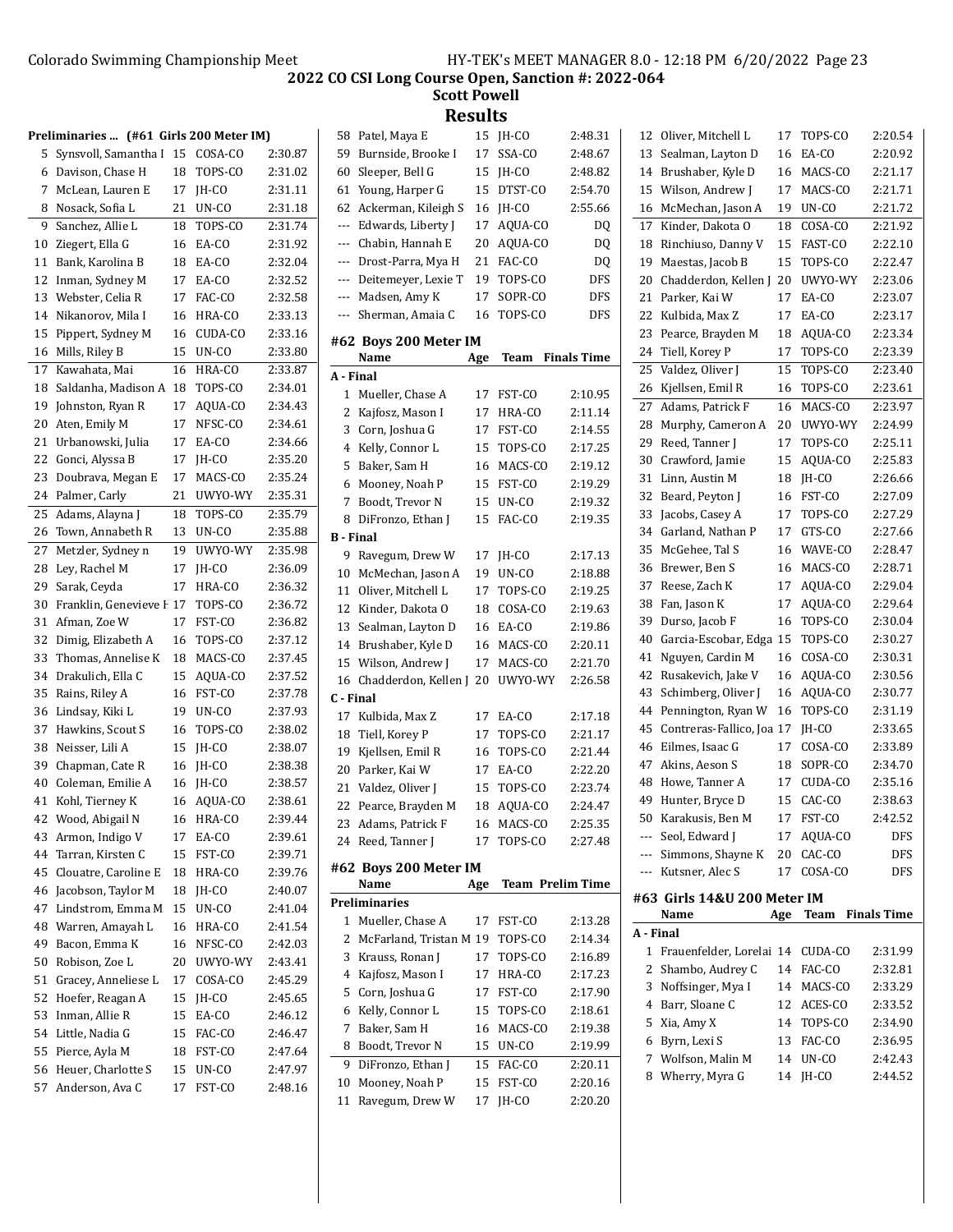## 2022 CO CSI Long Course Open, Sanction #: 2022-064

**Scott Powell**

# Results

### Preliminaries ... (#61 Girls 200 Meter IM)

| | Name | Age | Team | Time |
|---|---|---|---|---|
| 5 | Synsvoll, Samantha I | 15 | COSA-CO | 2:30.87 |
| 6 | Davison, Chase H | 18 | TOPS-CO | 2:31.02 |
| 7 | McLean, Lauren E | 17 | JH-CO | 2:31.11 |
| 8 | Nosack, Sofia L | 21 | UN-CO | 2:31.18 |
| 9 | Sanchez, Allie L | 18 | TOPS-CO | 2:31.74 |
| 10 | Ziegert, Ella G | 16 | EA-CO | 2:31.92 |
| 11 | Bank, Karolina B | 18 | EA-CO | 2:32.04 |
| 12 | Inman, Sydney M | 17 | EA-CO | 2:32.52 |
| 13 | Webster, Celia R | 17 | FAC-CO | 2:32.58 |
| 14 | Nikanorov, Mila I | 16 | HRA-CO | 2:33.13 |
| 15 | Pippert, Sydney M | 16 | CUDA-CO | 2:33.16 |
| 16 | Mills, Riley B | 15 | UN-CO | 2:33.80 |
| 17 | Kawahata, Mai | 16 | HRA-CO | 2:33.87 |
| 18 | Saldanha, Madison A | 18 | TOPS-CO | 2:34.01 |
| 19 | Johnston, Ryan R | 17 | AQUA-CO | 2:34.43 |
| 20 | Aten, Emily M | 17 | NFSC-CO | 2:34.61 |
| 21 | Urbanowski, Julia | 17 | EA-CO | 2:34.66 |
| 22 | Gonci, Alyssa B | 17 | JH-CO | 2:35.20 |
| 23 | Doubrava, Megan E | 17 | MACS-CO | 2:35.24 |
| 24 | Palmer, Carly | 21 | UWYO-WY | 2:35.31 |
| 25 | Adams, Alayna J | 18 | TOPS-CO | 2:35.79 |
| 26 | Town, Annabeth R | 13 | UN-CO | 2:35.88 |
| 27 | Metzler, Sydney n | 19 | UWYO-WY | 2:35.98 |
| 28 | Ley, Rachel M | 17 | JH-CO | 2:36.09 |
| 29 | Sarak, Ceyda | 17 | HRA-CO | 2:36.32 |
| 30 | Franklin, Genevieve I | 17 | TOPS-CO | 2:36.72 |
| 31 | Afman, Zoe W | 17 | FST-CO | 2:36.82 |
| 32 | Dimig, Elizabeth A | 16 | TOPS-CO | 2:37.12 |
| 33 | Thomas, Annelise K | 18 | MACS-CO | 2:37.45 |
| 34 | Drakulich, Ella C | 15 | AQUA-CO | 2:37.52 |
| 35 | Rains, Riley A | 16 | FST-CO | 2:37.78 |
| 36 | Lindsay, Kiki L | 19 | UN-CO | 2:37.93 |
| 37 | Hawkins, Scout S | 16 | TOPS-CO | 2:38.02 |
| 38 | Neisser, Lili A | 15 | JH-CO | 2:38.07 |
| 39 | Chapman, Cate R | 16 | JH-CO | 2:38.38 |
| 40 | Coleman, Emilie A | 16 | JH-CO | 2:38.57 |
| 41 | Kohl, Tierney K | 16 | AQUA-CO | 2:38.61 |
| 42 | Wood, Abigail N | 16 | HRA-CO | 2:39.44 |
| 43 | Armon, Indigo V | 17 | EA-CO | 2:39.61 |
| 44 | Tarran, Kirsten C | 15 | FST-CO | 2:39.71 |
| 45 | Clouatre, Caroline E | 18 | HRA-CO | 2:39.76 |
| 46 | Jacobson, Taylor M | 18 | JH-CO | 2:40.07 |
| 47 | Lindstrom, Emma M | 15 | UN-CO | 2:41.04 |
| 48 | Warren, Amayah L | 16 | HRA-CO | 2:41.54 |
| 49 | Bacon, Emma K | 16 | NFSC-CO | 2:42.03 |
| 50 | Robison, Zoe L | 20 | UWYO-WY | 2:43.41 |
| 51 | Gracey, Anneliese L | 17 | COSA-CO | 2:45.29 |
| 52 | Hoefer, Reagan A | 15 | JH-CO | 2:45.65 |
| 53 | Inman, Allie R | 15 | EA-CO | 2:46.12 |
| 54 | Little, Nadia G | 15 | FAC-CO | 2:46.47 |
| 55 | Pierce, Ayla M | 18 | FST-CO | 2:47.64 |
| 56 | Heuer, Charlotte S | 15 | UN-CO | 2:47.97 |
| 57 | Anderson, Ava C | 17 | FST-CO | 2:48.16 |
| 58 | Patel, Maya E | 15 | JH-CO | 2:48.31 |
| 59 | Burnside, Brooke I | 17 | SSA-CO | 2:48.67 |
| 60 | Sleeper, Bell G | 15 | JH-CO | 2:48.82 |
| 61 | Young, Harper G | 15 | DTST-CO | 2:54.70 |
| 62 | Ackerman, Kileigh S | 16 | JH-CO | 2:55.66 |
| --- | Edwards, Liberty J | 17 | AQUA-CO | DQ |
| --- | Chabin, Hannah E | 20 | AQUA-CO | DQ |
| --- | Drost-Parra, Mya H | 21 | FAC-CO | DQ |
| --- | Deitemeyer, Lexie T | 19 | TOPS-CO | DFS |
| --- | Madsen, Amy K | 17 | SOPR-CO | DFS |
| --- | Sherman, Amaia C | 16 | TOPS-CO | DFS |

### #62 Boys 200 Meter IM

| | Name | Age | Team | Finals Time |
|---|---|---|---|---|
| **A - Final** | | | | |
| 1 | Mueller, Chase A | 17 | FST-CO | 2:10.95 |
| 2 | Kajfosz, Mason I | 17 | HRA-CO | 2:11.14 |
| 3 | Corn, Joshua G | 17 | FST-CO | 2:14.55 |
| 4 | Kelly, Connor L | 15 | TOPS-CO | 2:17.25 |
| 5 | Baker, Sam H | 16 | MACS-CO | 2:19.12 |
| 6 | Mooney, Noah P | 15 | FST-CO | 2:19.29 |
| 7 | Boodt, Trevor N | 15 | UN-CO | 2:19.32 |
| 8 | DiFronzo, Ethan J | 15 | FAC-CO | 2:19.35 |
| **B - Final** | | | | |
| 9 | Ravegum, Drew W | 17 | JH-CO | 2:17.13 |
| 10 | McMechan, Jason A | 19 | UN-CO | 2:18.88 |
| 11 | Oliver, Mitchell L | 17 | TOPS-CO | 2:19.25 |
| 12 | Kinder, Dakota O | 18 | COSA-CO | 2:19.63 |
| 13 | Sealman, Layton D | 16 | EA-CO | 2:19.86 |
| 14 | Brushaber, Kyle D | 16 | MACS-CO | 2:20.11 |
| 15 | Wilson, Andrew J | 17 | MACS-CO | 2:21.70 |
| 16 | Chadderdon, Kellen J | 20 | UWYO-WY | 2:26.58 |
| **C - Final** | | | | |
| 17 | Kulbida, Max Z | 17 | EA-CO | 2:17.18 |
| 18 | Tiell, Korey P | 17 | TOPS-CO | 2:21.17 |
| 19 | Kjellsen, Emil R | 16 | TOPS-CO | 2:21.44 |
| 20 | Parker, Kai W | 17 | EA-CO | 2:22.20 |
| 21 | Valdez, Oliver J | 15 | TOPS-CO | 2:23.74 |
| 22 | Pearce, Brayden M | 18 | AQUA-CO | 2:24.47 |
| 23 | Adams, Patrick F | 16 | MACS-CO | 2:25.35 |
| 24 | Reed, Tanner J | 17 | TOPS-CO | 2:27.48 |

### #62 Boys 200 Meter IM

| | Name | Age | Team | Prelim Time |
|---|---|---|---|---|
| **Preliminaries** | | | | |
| 1 | Mueller, Chase A | 17 | FST-CO | 2:13.28 |
| 2 | McFarland, Tristan M | 19 | TOPS-CO | 2:14.34 |
| 3 | Krauss, Ronan J | 17 | TOPS-CO | 2:16.89 |
| 4 | Kajfosz, Mason I | 17 | HRA-CO | 2:17.23 |
| 5 | Corn, Joshua G | 17 | FST-CO | 2:17.90 |
| 6 | Kelly, Connor L | 15 | TOPS-CO | 2:18.61 |
| 7 | Baker, Sam H | 16 | MACS-CO | 2:19.38 |
| 8 | Boodt, Trevor N | 15 | UN-CO | 2:19.99 |
| 9 | DiFronzo, Ethan J | 15 | FAC-CO | 2:20.11 |
| 10 | Mooney, Noah P | 15 | FST-CO | 2:20.16 |
| 11 | Ravegum, Drew W | 17 | JH-CO | 2:20.20 |
| 12 | Oliver, Mitchell L | 17 | TOPS-CO | 2:20.54 |
| 13 | Sealman, Layton D | 16 | EA-CO | 2:20.92 |
| 14 | Brushaber, Kyle D | 16 | MACS-CO | 2:21.17 |
| 15 | Wilson, Andrew J | 17 | MACS-CO | 2:21.71 |
| 16 | McMechan, Jason A | 19 | UN-CO | 2:21.72 |
| 17 | Kinder, Dakota O | 18 | COSA-CO | 2:21.92 |
| 18 | Rinchiuso, Danny V | 15 | FAST-CO | 2:22.10 |
| 19 | Maestas, Jacob B | 15 | TOPS-CO | 2:22.47 |
| 20 | Chadderdon, Kellen J | 20 | UWYO-WY | 2:23.06 |
| 21 | Parker, Kai W | 17 | EA-CO | 2:23.07 |
| 22 | Kulbida, Max Z | 17 | EA-CO | 2:23.17 |
| 23 | Pearce, Brayden M | 18 | AQUA-CO | 2:23.34 |
| 24 | Tiell, Korey P | 17 | TOPS-CO | 2:23.39 |
| 25 | Valdez, Oliver J | 15 | TOPS-CO | 2:23.40 |
| 26 | Kjellsen, Emil R | 16 | TOPS-CO | 2:23.61 |
| 27 | Adams, Patrick F | 16 | MACS-CO | 2:23.97 |
| 28 | Murphy, Cameron A | 20 | UWYO-WY | 2:24.99 |
| 29 | Reed, Tanner J | 17 | TOPS-CO | 2:25.11 |
| 30 | Crawford, Jamie | 15 | AQUA-CO | 2:25.83 |
| 31 | Linn, Austin M | 18 | JH-CO | 2:26.66 |
| 32 | Beard, Peyton J | 16 | FST-CO | 2:27.09 |
| 33 | Jacobs, Casey A | 17 | TOPS-CO | 2:27.29 |
| 34 | Garland, Nathan P | 17 | GTS-CO | 2:27.66 |
| 35 | McGehee, Tal S | 16 | WAVE-CO | 2:28.47 |
| 36 | Brewer, Ben S | 16 | MACS-CO | 2:28.71 |
| 37 | Reese, Zach K | 17 | AQUA-CO | 2:29.04 |
| 38 | Fan, Jason K | 17 | AQUA-CO | 2:29.64 |
| 39 | Durso, Jacob F | 16 | TOPS-CO | 2:30.04 |
| 40 | Garcia-Escobar, Edga | 15 | TOPS-CO | 2:30.27 |
| 41 | Nguyen, Cardin M | 16 | COSA-CO | 2:30.31 |
| 42 | Rusakevich, Jake V | 16 | AQUA-CO | 2:30.56 |
| 43 | Schimberg, Oliver J | 16 | AQUA-CO | 2:30.77 |
| 44 | Pennington, Ryan W | 16 | TOPS-CO | 2:31.19 |
| 45 | Contreras-Fallico, Joa | 17 | JH-CO | 2:33.65 |
| 46 | Eilmes, Isaac G | 17 | COSA-CO | 2:33.89 |
| 47 | Akins, Aeson S | 18 | SOPR-CO | 2:34.70 |
| 48 | Howe, Tanner A | 17 | CUDA-CO | 2:35.16 |
| 49 | Hunter, Bryce D | 15 | CAC-CO | 2:38.63 |
| 50 | Karakusis, Ben M | 17 | FST-CO | 2:42.52 |
| --- | Seol, Edward J | 17 | AQUA-CO | DFS |
| --- | Simmons, Shayne K | 20 | CAC-CO | DFS |
| --- | Kutsner, Alec S | 17 | COSA-CO | DFS |

### #63 Girls 14&U 200 Meter IM

| | Name | Age | Team | Finals Time |
|---|---|---|---|---|
| **A - Final** | | | | |
| 1 | Frauenfelder, Lorelai | 14 | CUDA-CO | 2:31.99 |
| 2 | Shambo, Audrey C | 14 | FAC-CO | 2:32.81 |
| 3 | Noffsinger, Mya I | 14 | MACS-CO | 2:33.29 |
| 4 | Barr, Sloane C | 12 | ACES-CO | 2:33.52 |
| 5 | Xia, Amy X | 14 | TOPS-CO | 2:34.90 |
| 6 | Byrn, Lexi S | 13 | FAC-CO | 2:36.95 |
| 7 | Wolfson, Malin M | 14 | UN-CO | 2:42.43 |
| 8 | Wherry, Myra G | 14 | JH-CO | 2:44.52 |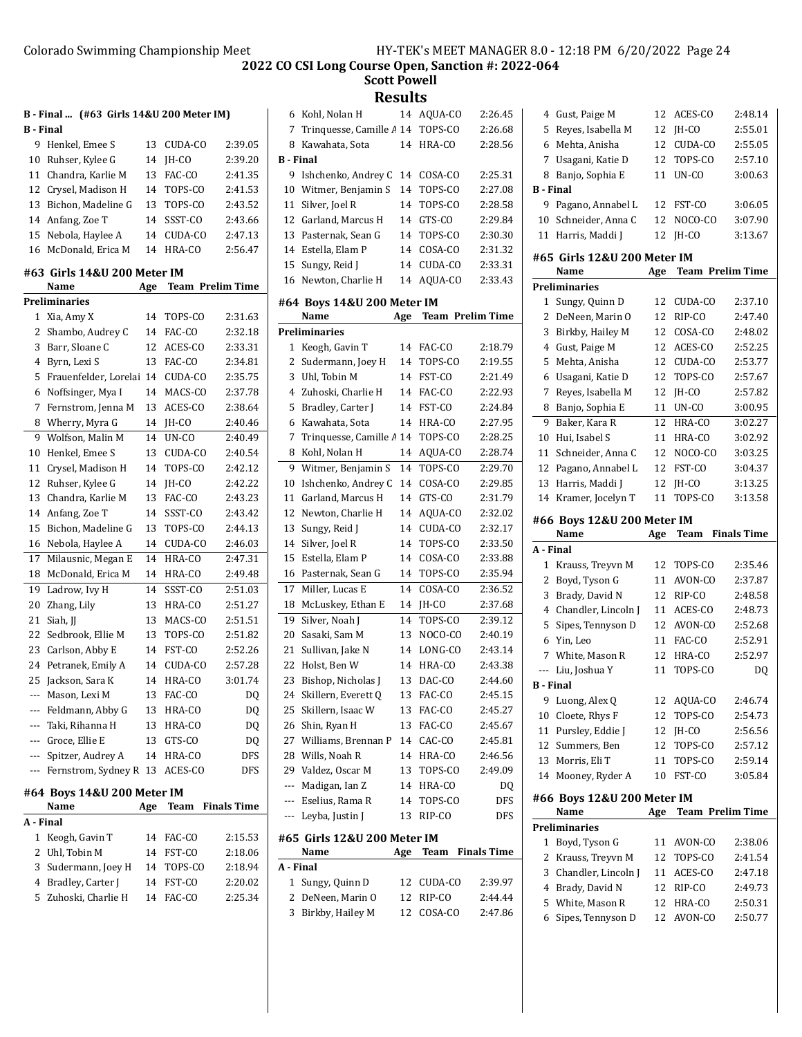## Results

### B - Final ... (#63 Girls 14&U 200 Meter IM)

**B - Final**

| | Name | Age | Team | Finals Time |
|---|---|---|---|---|
| 9 | Henkel, Emee S | 13 | CUDA-CO | 2:39.05 |
| 10 | Ruhser, Kylee G | 14 | JH-CO | 2:39.20 |
| 11 | Chandra, Karlie M | 13 | FAC-CO | 2:41.35 |
| 12 | Crysel, Madison H | 14 | TOPS-CO | 2:41.53 |
| 13 | Bichon, Madeline G | 13 | TOPS-CO | 2:43.52 |
| 14 | Anfang, Zoe T | 14 | SSST-CO | 2:43.66 |
| 15 | Nebola, Haylee A | 14 | CUDA-CO | 2:47.13 |
| 16 | McDonald, Erica M | 14 | HRA-CO | 2:56.47 |

### #63 Girls 14&U 200 Meter IM

**Preliminaries**

| | Name | Age | Team | Prelim Time |
|---|---|---|---|---|
| 1 | Xia, Amy X | 14 | TOPS-CO | 2:31.63 |
| 2 | Shambo, Audrey C | 14 | FAC-CO | 2:32.18 |
| 3 | Barr, Sloane C | 12 | ACES-CO | 2:33.31 |
| 4 | Byrn, Lexi S | 13 | FAC-CO | 2:34.81 |
| 5 | Frauenfelder, Lorelai | 14 | CUDA-CO | 2:35.75 |
| 6 | Noffsinger, Mya I | 14 | MACS-CO | 2:37.78 |
| 7 | Fernstrom, Jenna M | 13 | ACES-CO | 2:38.64 |
| 8 | Wherry, Myra G | 14 | JH-CO | 2:40.46 |
| 9 | Wolfson, Malin M | 14 | UN-CO | 2:40.49 |
| 10 | Henkel, Emee S | 13 | CUDA-CO | 2:40.54 |
| 11 | Crysel, Madison H | 14 | TOPS-CO | 2:42.12 |
| 12 | Ruhser, Kylee G | 14 | JH-CO | 2:42.22 |
| 13 | Chandra, Karlie M | 13 | FAC-CO | 2:43.23 |
| 14 | Anfang, Zoe T | 14 | SSST-CO | 2:43.42 |
| 15 | Bichon, Madeline G | 13 | TOPS-CO | 2:44.13 |
| 16 | Nebola, Haylee A | 14 | CUDA-CO | 2:46.03 |
| 17 | Milausnic, Megan E | 14 | HRA-CO | 2:47.31 |
| 18 | McDonald, Erica M | 14 | HRA-CO | 2:49.48 |
| 19 | Ladrow, Ivy H | 14 | SSST-CO | 2:51.03 |
| 20 | Zhang, Lily | 13 | HRA-CO | 2:51.27 |
| 21 | Siah, JJ | 13 | MACS-CO | 2:51.51 |
| 22 | Sedbrook, Ellie M | 13 | TOPS-CO | 2:51.82 |
| 23 | Carlson, Abby E | 14 | FST-CO | 2:52.26 |
| 24 | Petranek, Emily A | 14 | CUDA-CO | 2:57.28 |
| 25 | Jackson, Sara K | 14 | HRA-CO | 3:01.74 |
| --- | Mason, Lexi M | 13 | FAC-CO | DQ |
| --- | Feldmann, Abby G | 13 | HRA-CO | DQ |
| --- | Taki, Rihanna H | 13 | HRA-CO | DQ |
| --- | Groce, Ellie E | 13 | GTS-CO | DQ |
| --- | Spitzer, Audrey A | 14 | HRA-CO | DFS |
| --- | Fernstrom, Sydney R | 13 | ACES-CO | DFS |

### #64 Boys 14&U 200 Meter IM

**A - Final**

| | Name | Age | Team | Finals Time |
|---|---|---|---|---|
| 1 | Keogh, Gavin T | 14 | FAC-CO | 2:15.53 |
| 2 | Uhl, Tobin M | 14 | FST-CO | 2:18.06 |
| 3 | Sudermann, Joey H | 14 | TOPS-CO | 2:18.94 |
| 4 | Bradley, Carter J | 14 | FST-CO | 2:20.02 |
| 5 | Zuhoski, Charlie H | 14 | FAC-CO | 2:25.34 |
| 6 | Kohl, Nolan H | 14 | AQUA-CO | 2:26.45 |
| 7 | Trinquesse, Camille A | 14 | TOPS-CO | 2:26.68 |
| 8 | Kawahata, Sota | 14 | HRA-CO | 2:28.56 |

**B - Final**

| | Name | Age | Team | Finals Time |
|---|---|---|---|---|
| 9 | Ishchenko, Andrey C | 14 | COSA-CO | 2:25.31 |
| 10 | Witmer, Benjamin S | 14 | TOPS-CO | 2:27.08 |
| 11 | Silver, Joel R | 14 | TOPS-CO | 2:28.58 |
| 12 | Garland, Marcus H | 14 | GTS-CO | 2:29.84 |
| 13 | Pasternak, Sean G | 14 | TOPS-CO | 2:30.30 |
| 14 | Estella, Elam P | 14 | COSA-CO | 2:31.32 |
| 15 | Sungy, Reid J | 14 | CUDA-CO | 2:33.31 |
| 16 | Newton, Charlie H | 14 | AQUA-CO | 2:33.43 |

### #64 Boys 14&U 200 Meter IM

**Preliminaries**

| | Name | Age | Team | Prelim Time |
|---|---|---|---|---|
| 1 | Keogh, Gavin T | 14 | FAC-CO | 2:18.79 |
| 2 | Sudermann, Joey H | 14 | TOPS-CO | 2:19.55 |
| 3 | Uhl, Tobin M | 14 | FST-CO | 2:21.49 |
| 4 | Zuhoski, Charlie H | 14 | FAC-CO | 2:22.93 |
| 5 | Bradley, Carter J | 14 | FST-CO | 2:24.84 |
| 6 | Kawahata, Sota | 14 | HRA-CO | 2:27.95 |
| 7 | Trinquesse, Camille A | 14 | TOPS-CO | 2:28.25 |
| 8 | Kohl, Nolan H | 14 | AQUA-CO | 2:28.74 |
| 9 | Witmer, Benjamin S | 14 | TOPS-CO | 2:29.70 |
| 10 | Ishchenko, Andrey C | 14 | COSA-CO | 2:29.85 |
| 11 | Garland, Marcus H | 14 | GTS-CO | 2:31.79 |
| 12 | Newton, Charlie H | 14 | AQUA-CO | 2:32.02 |
| 13 | Sungy, Reid J | 14 | CUDA-CO | 2:32.17 |
| 14 | Silver, Joel R | 14 | TOPS-CO | 2:33.50 |
| 15 | Estella, Elam P | 14 | COSA-CO | 2:33.88 |
| 16 | Pasternak, Sean G | 14 | TOPS-CO | 2:35.94 |
| 17 | Miller, Lucas E | 14 | COSA-CO | 2:36.52 |
| 18 | McLuskey, Ethan E | 14 | JH-CO | 2:37.68 |
| 19 | Silver, Noah J | 14 | TOPS-CO | 2:39.12 |
| 20 | Sasaki, Sam M | 13 | NOCO-CO | 2:40.19 |
| 21 | Sullivan, Jake N | 14 | LONG-CO | 2:43.14 |
| 22 | Holst, Ben W | 14 | HRA-CO | 2:43.38 |
| 23 | Bishop, Nicholas J | 13 | DAC-CO | 2:44.60 |
| 24 | Skillern, Everett Q | 13 | FAC-CO | 2:45.15 |
| 25 | Skillern, Isaac W | 13 | FAC-CO | 2:45.27 |
| 26 | Shin, Ryan H | 13 | FAC-CO | 2:45.67 |
| 27 | Williams, Brennan P | 14 | CAC-CO | 2:45.81 |
| 28 | Wills, Noah R | 14 | HRA-CO | 2:46.56 |
| 29 | Valdez, Oscar M | 13 | TOPS-CO | 2:49.09 |
| --- | Madigan, Ian Z | 14 | HRA-CO | DQ |
| --- | Eselius, Rama R | 14 | TOPS-CO | DFS |
| --- | Leyba, Justin J | 13 | RIP-CO | DFS |

### #65 Girls 12&U 200 Meter IM

**A - Final**

| | Name | Age | Team | Finals Time |
|---|---|---|---|---|
| 1 | Sungy, Quinn D | 12 | CUDA-CO | 2:39.97 |
| 2 | DeNeen, Marin O | 12 | RIP-CO | 2:44.44 |
| 3 | Birkby, Hailey M | 12 | COSA-CO | 2:47.86 |
| 4 | Gust, Paige M | 12 | ACES-CO | 2:48.14 |
| 5 | Reyes, Isabella M | 12 | JH-CO | 2:55.01 |
| 6 | Mehta, Anisha | 12 | CUDA-CO | 2:55.05 |
| 7 | Usagani, Katie D | 12 | TOPS-CO | 2:57.10 |
| 8 | Banjo, Sophia E | 11 | UN-CO | 3:00.63 |

**B - Final**

| | Name | Age | Team | Finals Time |
|---|---|---|---|---|
| 9 | Pagano, Annabel L | 12 | FST-CO | 3:06.05 |
| 10 | Schneider, Anna C | 12 | NOCO-CO | 3:07.90 |
| 11 | Harris, Maddi J | 12 | JH-CO | 3:13.67 |

### #65 Girls 12&U 200 Meter IM

**Preliminaries**

| | Name | Age | Team | Prelim Time |
|---|---|---|---|---|
| 1 | Sungy, Quinn D | 12 | CUDA-CO | 2:37.10 |
| 2 | DeNeen, Marin O | 12 | RIP-CO | 2:47.40 |
| 3 | Birkby, Hailey M | 12 | COSA-CO | 2:48.02 |
| 4 | Gust, Paige M | 12 | ACES-CO | 2:52.25 |
| 5 | Mehta, Anisha | 12 | CUDA-CO | 2:53.77 |
| 6 | Usagani, Katie D | 12 | TOPS-CO | 2:57.67 |
| 7 | Reyes, Isabella M | 12 | JH-CO | 2:57.82 |
| 8 | Banjo, Sophia E | 11 | UN-CO | 3:00.95 |
| 9 | Baker, Kara R | 12 | HRA-CO | 3:02.27 |
| 10 | Hui, Isabel S | 11 | HRA-CO | 3:02.92 |
| 11 | Schneider, Anna C | 12 | NOCO-CO | 3:03.25 |
| 12 | Pagano, Annabel L | 12 | FST-CO | 3:04.37 |
| 13 | Harris, Maddi J | 12 | JH-CO | 3:13.25 |
| 14 | Kramer, Jocelyn T | 11 | TOPS-CO | 3:13.58 |

### #66 Boys 12&U 200 Meter IM

**A - Final**

| | Name | Age | Team | Finals Time |
|---|---|---|---|---|
| 1 | Krauss, Treyvn M | 12 | TOPS-CO | 2:35.46 |
| 2 | Boyd, Tyson G | 11 | AVON-CO | 2:37.87 |
| 3 | Brady, David N | 12 | RIP-CO | 2:48.58 |
| 4 | Chandler, Lincoln J | 11 | ACES-CO | 2:48.73 |
| 5 | Sipes, Tennyson D | 12 | AVON-CO | 2:52.68 |
| 6 | Yin, Leo | 11 | FAC-CO | 2:52.91 |
| 7 | White, Mason R | 12 | HRA-CO | 2:52.97 |
| --- | Liu, Joshua Y | 11 | TOPS-CO | DQ |

**B - Final**

| | Name | Age | Team | Finals Time |
|---|---|---|---|---|
| 9 | Luong, Alex Q | 12 | AQUA-CO | 2:46.74 |
| 10 | Cloete, Rhys F | 12 | TOPS-CO | 2:54.73 |
| 11 | Pursley, Eddie J | 12 | JH-CO | 2:56.56 |
| 12 | Summers, Ben | 12 | TOPS-CO | 2:57.12 |
| 13 | Morris, Eli T | 11 | TOPS-CO | 2:59.14 |
| 14 | Mooney, Ryder A | 10 | FST-CO | 3:05.84 |

### #66 Boys 12&U 200 Meter IM

**Preliminaries**

| | Name | Age | Team | Prelim Time |
|---|---|---|---|---|
| 1 | Boyd, Tyson G | 11 | AVON-CO | 2:38.06 |
| 2 | Krauss, Treyvn M | 12 | TOPS-CO | 2:41.54 |
| 3 | Chandler, Lincoln J | 11 | ACES-CO | 2:47.18 |
| 4 | Brady, David N | 12 | RIP-CO | 2:49.73 |
| 5 | White, Mason R | 12 | HRA-CO | 2:50.31 |
| 6 | Sipes, Tennyson D | 12 | AVON-CO | 2:50.77 |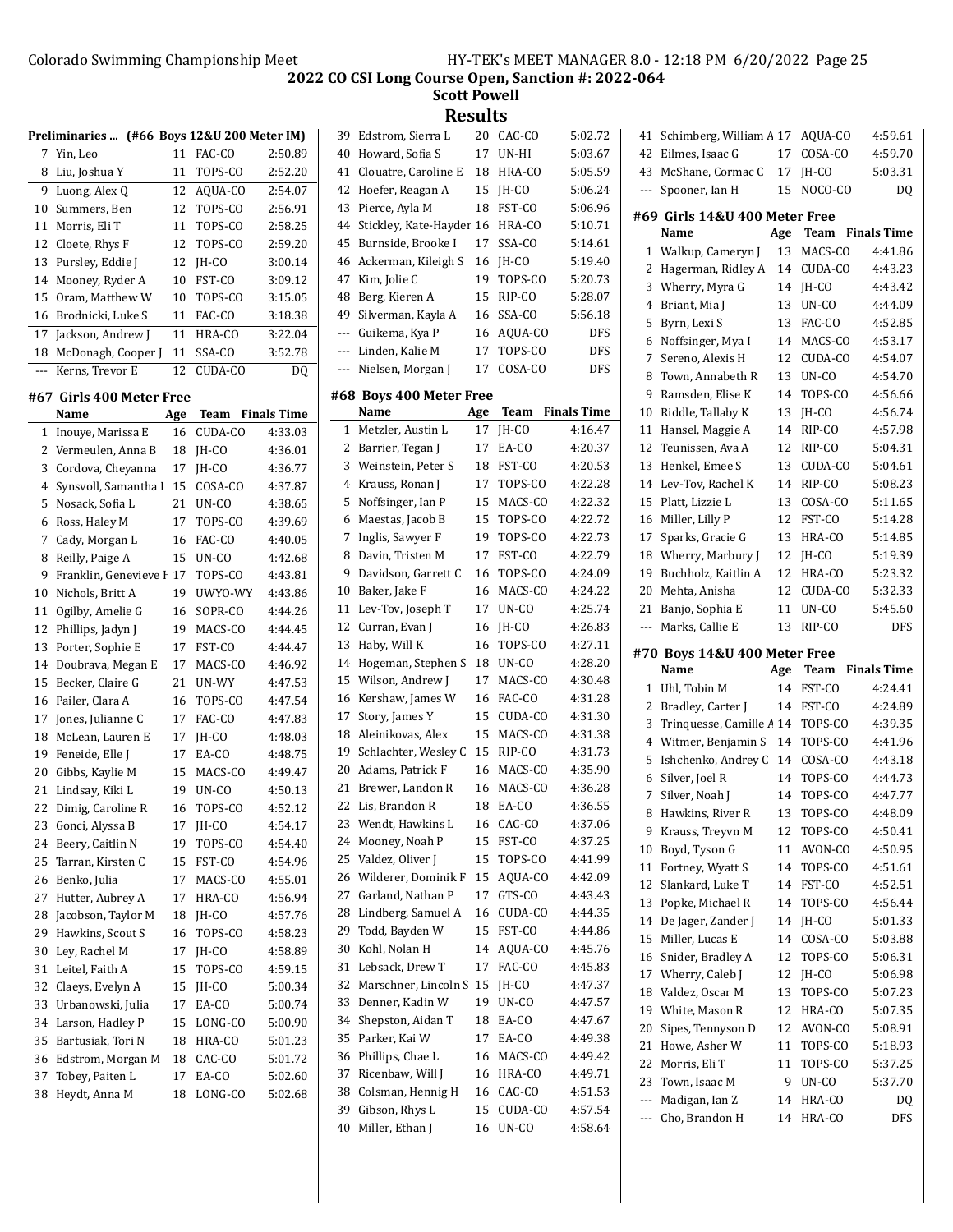## 2022 CO CSI Long Course Open, Sanction #: 2022-064

### Scott Powell

## Results

### Preliminaries ... (#66 Boys 12&U 200 Meter IM)

| | Name | Age | Team | Time |
|---|---|---|---|---|
| 7 | Yin, Leo | 11 | FAC-CO | 2:50.89 |
| 8 | Liu, Joshua Y | 11 | TOPS-CO | 2:52.20 |
| 9 | Luong, Alex Q | 12 | AQUA-CO | 2:54.07 |
| 10 | Summers, Ben | 12 | TOPS-CO | 2:56.91 |
| 11 | Morris, Eli T | 11 | TOPS-CO | 2:58.25 |
| 12 | Cloete, Rhys F | 12 | TOPS-CO | 2:59.20 |
| 13 | Pursley, Eddie J | 12 | JH-CO | 3:00.14 |
| 14 | Mooney, Ryder A | 10 | FST-CO | 3:09.12 |
| 15 | Oram, Matthew W | 10 | TOPS-CO | 3:15.05 |
| 16 | Brodnicki, Luke S | 11 | FAC-CO | 3:18.38 |
| 17 | Jackson, Andrew J | 11 | HRA-CO | 3:22.04 |
| 18 | McDonagh, Cooper J | 11 | SSA-CO | 3:52.78 |
| --- | Kerns, Trevor E | 12 | CUDA-CO | DQ |

### #67 Girls 400 Meter Free

| | Name | Age | Team | Finals Time |
|---|---|---|---|---|
| 1 | Inouye, Marissa E | 16 | CUDA-CO | 4:33.03 |
| 2 | Vermeulen, Anna B | 18 | JH-CO | 4:36.01 |
| 3 | Cordova, Cheyanna | 17 | JH-CO | 4:36.77 |
| 4 | Synsvoll, Samantha I | 15 | COSA-CO | 4:37.87 |
| 5 | Nosack, Sofia L | 21 | UN-CO | 4:38.65 |
| 6 | Ross, Haley M | 17 | TOPS-CO | 4:39.69 |
| 7 | Cady, Morgan L | 16 | FAC-CO | 4:40.05 |
| 8 | Reilly, Paige A | 15 | UN-CO | 4:42.68 |
| 9 | Franklin, Genevieve H | 17 | TOPS-CO | 4:43.81 |
| 10 | Nichols, Britt A | 19 | UWYO-WY | 4:43.86 |
| 11 | Ogilby, Amelie G | 16 | SOPR-CO | 4:44.26 |
| 12 | Phillips, Jadyn J | 19 | MACS-CO | 4:44.45 |
| 13 | Porter, Sophie E | 17 | FST-CO | 4:44.47 |
| 14 | Doubrava, Megan E | 17 | MACS-CO | 4:46.92 |
| 15 | Becker, Claire G | 21 | UN-WY | 4:47.53 |
| 16 | Pailer, Clara A | 16 | TOPS-CO | 4:47.54 |
| 17 | Jones, Julianne C | 17 | FAC-CO | 4:47.83 |
| 18 | McLean, Lauren E | 17 | JH-CO | 4:48.03 |
| 19 | Feneide, Elle J | 17 | EA-CO | 4:48.75 |
| 20 | Gibbs, Kaylie M | 15 | MACS-CO | 4:49.47 |
| 21 | Lindsay, Kiki L | 19 | UN-CO | 4:50.13 |
| 22 | Dimig, Caroline R | 16 | TOPS-CO | 4:52.12 |
| 23 | Gonci, Alyssa B | 17 | JH-CO | 4:54.17 |
| 24 | Beery, Caitlin N | 19 | TOPS-CO | 4:54.40 |
| 25 | Tarran, Kirsten C | 15 | FST-CO | 4:54.96 |
| 26 | Benko, Julia | 17 | MACS-CO | 4:55.01 |
| 27 | Hutter, Aubrey A | 17 | HRA-CO | 4:56.94 |
| 28 | Jacobson, Taylor M | 18 | JH-CO | 4:57.76 |
| 29 | Hawkins, Scout S | 16 | TOPS-CO | 4:58.23 |
| 30 | Ley, Rachel M | 17 | JH-CO | 4:58.89 |
| 31 | Leitel, Faith A | 15 | TOPS-CO | 4:59.15 |
| 32 | Claeys, Evelyn A | 15 | JH-CO | 5:00.34 |
| 33 | Urbanowski, Julia | 17 | EA-CO | 5:00.74 |
| 34 | Larson, Hadley P | 15 | LONG-CO | 5:00.90 |
| 35 | Bartusiak, Tori N | 18 | HRA-CO | 5:01.23 |
| 36 | Edstrom, Morgan M | 18 | CAC-CO | 5:01.72 |
| 37 | Tobey, Paiten L | 17 | EA-CO | 5:02.60 |
| 38 | Heydt, Anna M | 18 | LONG-CO | 5:02.68 |
| 39 | Edstrom, Sierra L | 20 | CAC-CO | 5:02.72 |
| 40 | Howard, Sofia S | 17 | UN-HI | 5:03.67 |
| 41 | Clouatre, Caroline E | 18 | HRA-CO | 5:05.59 |
| 42 | Hoefer, Reagan A | 15 | JH-CO | 5:06.24 |
| 43 | Pierce, Ayla M | 18 | FST-CO | 5:06.96 |
| 44 | Stickley, Kate-Hayden | 16 | HRA-CO | 5:10.71 |
| 45 | Burnside, Brooke I | 17 | SSA-CO | 5:14.61 |
| 46 | Ackerman, Kileigh S | 16 | JH-CO | 5:19.40 |
| 47 | Kim, Jolie C | 19 | TOPS-CO | 5:20.73 |
| 48 | Berg, Kieren A | 15 | RIP-CO | 5:28.07 |
| 49 | Silverman, Kayla A | 16 | SSA-CO | 5:56.18 |
| --- | Guikema, Kya P | 16 | AQUA-CO | DFS |
| --- | Linden, Kalie M | 17 | TOPS-CO | DFS |
| --- | Nielsen, Morgan J | 17 | COSA-CO | DFS |

### #68 Boys 400 Meter Free

| | Name | Age | Team | Finals Time |
|---|---|---|---|---|
| 1 | Metzler, Austin L | 17 | JH-CO | 4:16.47 |
| 2 | Barrier, Tegan J | 17 | EA-CO | 4:20.37 |
| 3 | Weinstein, Peter S | 18 | FST-CO | 4:20.53 |
| 4 | Krauss, Ronan J | 17 | TOPS-CO | 4:22.28 |
| 5 | Noffsinger, Ian P | 15 | MACS-CO | 4:22.32 |
| 6 | Maestas, Jacob B | 15 | TOPS-CO | 4:22.72 |
| 7 | Inglis, Sawyer F | 19 | TOPS-CO | 4:22.73 |
| 8 | Davin, Tristen M | 17 | FST-CO | 4:22.79 |
| 9 | Davidson, Garrett C | 16 | TOPS-CO | 4:24.09 |
| 10 | Baker, Jake F | 16 | MACS-CO | 4:24.22 |
| 11 | Lev-Tov, Joseph T | 17 | UN-CO | 4:25.74 |
| 12 | Curran, Evan J | 16 | JH-CO | 4:26.83 |
| 13 | Haby, Will K | 16 | TOPS-CO | 4:27.11 |
| 14 | Hogeman, Stephen S | 18 | UN-CO | 4:28.20 |
| 15 | Wilson, Andrew J | 17 | MACS-CO | 4:30.48 |
| 16 | Kershaw, James W | 16 | FAC-CO | 4:31.28 |
| 17 | Story, James Y | 15 | CUDA-CO | 4:31.30 |
| 18 | Aleinikovas, Alex | 15 | MACS-CO | 4:31.38 |
| 19 | Schlachter, Wesley C | 15 | RIP-CO | 4:31.73 |
| 20 | Adams, Patrick F | 16 | MACS-CO | 4:35.90 |
| 21 | Brewer, Landon R | 16 | MACS-CO | 4:36.28 |
| 22 | Lis, Brandon R | 18 | EA-CO | 4:36.55 |
| 23 | Wendt, Hawkins L | 16 | CAC-CO | 4:37.06 |
| 24 | Mooney, Noah P | 15 | FST-CO | 4:37.25 |
| 25 | Valdez, Oliver J | 15 | TOPS-CO | 4:41.99 |
| 26 | Wilderer, Dominik F | 15 | AQUA-CO | 4:42.09 |
| 27 | Garland, Nathan P | 17 | GTS-CO | 4:43.43 |
| 28 | Lindberg, Samuel A | 16 | CUDA-CO | 4:44.35 |
| 29 | Todd, Bayden W | 15 | FST-CO | 4:44.86 |
| 30 | Kohl, Nolan H | 14 | AQUA-CO | 4:45.76 |
| 31 | Lebsack, Drew T | 17 | FAC-CO | 4:45.83 |
| 32 | Marschner, Lincoln S | 15 | JH-CO | 4:47.37 |
| 33 | Denner, Kadin W | 19 | UN-CO | 4:47.57 |
| 34 | Shepston, Aidan T | 18 | EA-CO | 4:47.67 |
| 35 | Parker, Kai W | 17 | EA-CO | 4:49.38 |
| 36 | Phillips, Chae L | 16 | MACS-CO | 4:49.42 |
| 37 | Ricenbaw, Will J | 16 | HRA-CO | 4:49.71 |
| 38 | Colsman, Hennig H | 16 | CAC-CO | 4:51.53 |
| 39 | Gibson, Rhys L | 15 | CUDA-CO | 4:57.54 |
| 40 | Miller, Ethan J | 16 | UN-CO | 4:58.64 |
| 41 | Schimberg, William A | 17 | AQUA-CO | 4:59.61 |
| 42 | Eilmes, Isaac G | 17 | COSA-CO | 4:59.70 |
| 43 | McShane, Cormac C | 17 | JH-CO | 5:03.31 |
| --- | Spooner, Ian H | 15 | NOCO-CO | DQ |

### #69 Girls 14&U 400 Meter Free

| | Name | Age | Team | Finals Time |
|---|---|---|---|---|
| 1 | Walkup, Cameryn J | 13 | MACS-CO | 4:41.86 |
| 2 | Hagerman, Ridley A | 14 | CUDA-CO | 4:43.23 |
| 3 | Wherry, Myra G | 14 | JH-CO | 4:43.42 |
| 4 | Briant, Mia J | 13 | UN-CO | 4:44.09 |
| 5 | Byrn, Lexi S | 13 | FAC-CO | 4:52.85 |
| 6 | Noffsinger, Mya I | 14 | MACS-CO | 4:53.17 |
| 7 | Sereno, Alexis H | 12 | CUDA-CO | 4:54.07 |
| 8 | Town, Annabeth R | 13 | UN-CO | 4:54.70 |
| 9 | Ramsden, Elise K | 14 | TOPS-CO | 4:56.66 |
| 10 | Riddle, Tallaby K | 13 | JH-CO | 4:56.74 |
| 11 | Hansel, Maggie A | 14 | RIP-CO | 4:57.98 |
| 12 | Teunissen, Ava A | 12 | RIP-CO | 5:04.31 |
| 13 | Henkel, Emee S | 13 | CUDA-CO | 5:04.61 |
| 14 | Lev-Tov, Rachel K | 14 | RIP-CO | 5:08.23 |
| 15 | Platt, Lizzie L | 13 | COSA-CO | 5:11.65 |
| 16 | Miller, Lilly P | 12 | FST-CO | 5:14.28 |
| 17 | Sparks, Gracie G | 13 | HRA-CO | 5:14.85 |
| 18 | Wherry, Marbury J | 12 | JH-CO | 5:19.39 |
| 19 | Buchholz, Kaitlin A | 12 | HRA-CO | 5:23.32 |
| 20 | Mehta, Anisha | 12 | CUDA-CO | 5:32.33 |
| 21 | Banjo, Sophia E | 11 | UN-CO | 5:45.60 |
| --- | Marks, Callie E | 13 | RIP-CO | DFS |

### #70 Boys 14&U 400 Meter Free

| | Name | Age | Team | Finals Time |
|---|---|---|---|---|
| 1 | Uhl, Tobin M | 14 | FST-CO | 4:24.41 |
| 2 | Bradley, Carter J | 14 | FST-CO | 4:24.89 |
| 3 | Trinquesse, Camille A | 14 | TOPS-CO | 4:39.35 |
| 4 | Witmer, Benjamin S | 14 | TOPS-CO | 4:41.96 |
| 5 | Ishchenko, Andrey C | 14 | COSA-CO | 4:43.18 |
| 6 | Silver, Joel R | 14 | TOPS-CO | 4:44.73 |
| 7 | Silver, Noah J | 14 | TOPS-CO | 4:47.77 |
| 8 | Hawkins, River R | 13 | TOPS-CO | 4:48.09 |
| 9 | Krauss, Treyvn M | 12 | TOPS-CO | 4:50.41 |
| 10 | Boyd, Tyson G | 11 | AVON-CO | 4:50.95 |
| 11 | Fortney, Wyatt S | 14 | TOPS-CO | 4:51.61 |
| 12 | Slankard, Luke T | 14 | FST-CO | 4:52.51 |
| 13 | Popke, Michael R | 14 | TOPS-CO | 4:56.44 |
| 14 | De Jager, Zander J | 14 | JH-CO | 5:01.33 |
| 15 | Miller, Lucas E | 14 | COSA-CO | 5:03.88 |
| 16 | Snider, Bradley A | 12 | TOPS-CO | 5:06.31 |
| 17 | Wherry, Caleb J | 12 | JH-CO | 5:06.98 |
| 18 | Valdez, Oscar M | 13 | TOPS-CO | 5:07.23 |
| 19 | White, Mason R | 12 | HRA-CO | 5:07.35 |
| 20 | Sipes, Tennyson D | 12 | AVON-CO | 5:08.91 |
| 21 | Howe, Asher W | 11 | TOPS-CO | 5:18.93 |
| 22 | Morris, Eli T | 11 | TOPS-CO | 5:37.25 |
| 23 | Town, Isaac M | 9 | UN-CO | 5:37.70 |
| --- | Madigan, Ian Z | 14 | HRA-CO | DQ |
| --- | Cho, Brandon H | 14 | HRA-CO | DFS |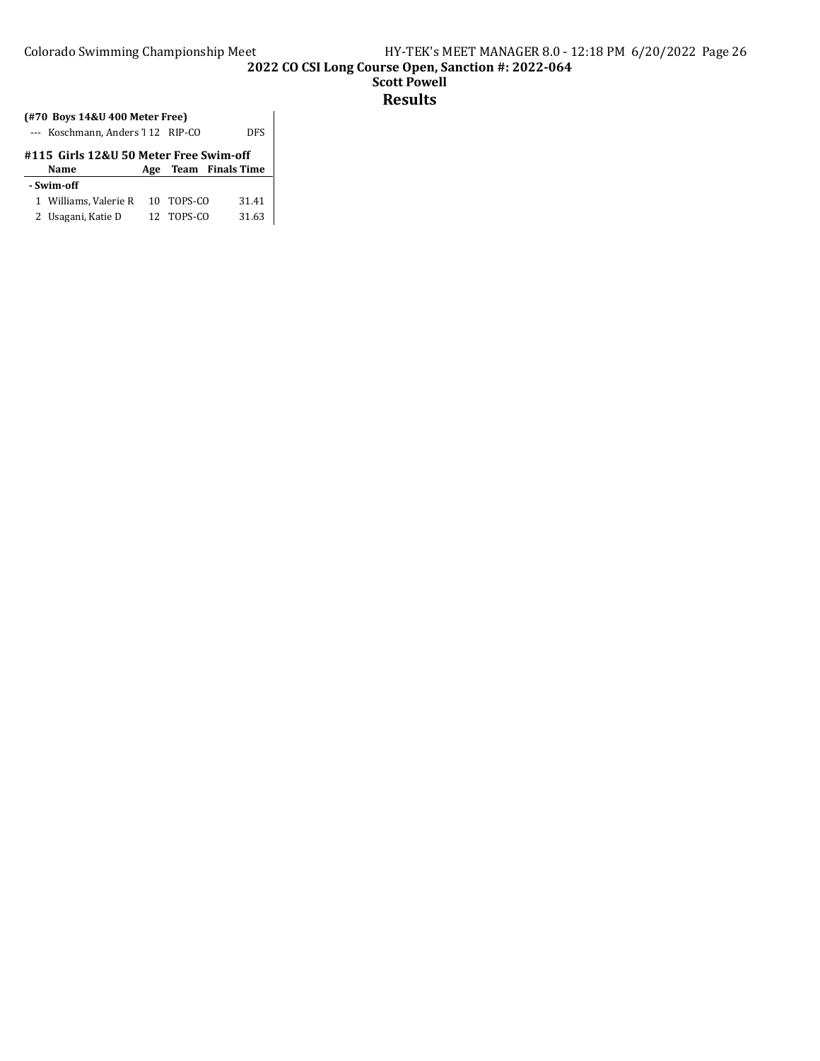**(#70 Boys 14&U 400 Meter Free)**

| | | | | |
|---|---|---|---|---|
| --- | Koschmann, Anders T | 12 | RIP-CO | DFS |

### #115 Girls 12&U 50 Meter Free Swim-off

| | Name | Age | Team | Finals Time |
|---|---|---|---|---|
| **- Swim-off** | | | | |
| 1 | Williams, Valerie R | 10 | TOPS-CO | 31.41 |
| 2 | Usagani, Katie D | 12 | TOPS-CO | 31.63 |